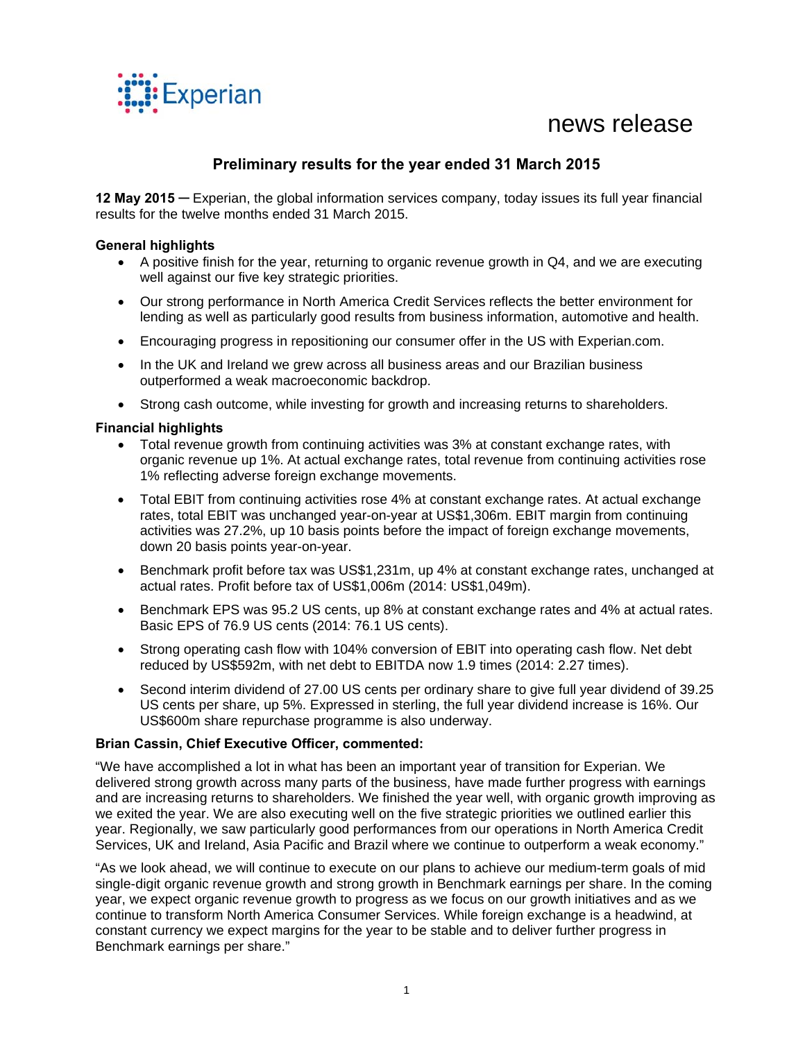Experian

news release

# Preliminary results for the year ended 31 March 2015

**12 May 2015** – Experian, the global information services company, today issues its full year financial results for the twelve months ended 31 March 2015.

**General highlights**

- A positive finish for the year, returning to organic revenue growth in Q4, and we are executing well against our five key strategic priorities.
- Our strong performance in North America Credit Services reflects the better environment for lending as well as particularly good results from business information, automotive and health.
- Encouraging progress in repositioning our consumer offer in the US with Experian.com.
- In the UK and Ireland we grew across all business areas and our Brazilian business outperformed a weak macroeconomic backdrop.
- Strong cash outcome, while investing for growth and increasing returns to shareholders.

**Financial highlights**

- Total revenue growth from continuing activities was 3% at constant exchange rates, with organic revenue up 1%. At actual exchange rates, total revenue from continuing activities rose 1% reflecting adverse foreign exchange movements.
- Total EBIT from continuing activities rose 4% at constant exchange rates. At actual exchange rates, total EBIT was unchanged year-on-year at US$1,306m. EBIT margin from continuing activities was 27.2%, up 10 basis points before the impact of foreign exchange movements, down 20 basis points year-on-year.
- Benchmark profit before tax was US$1,231m, up 4% at constant exchange rates, unchanged at actual rates. Profit before tax of US$1,006m (2014: US$1,049m).
- Benchmark EPS was 95.2 US cents, up 8% at constant exchange rates and 4% at actual rates. Basic EPS of 76.9 US cents (2014: 76.1 US cents).
- Strong operating cash flow with 104% conversion of EBIT into operating cash flow. Net debt reduced by US$592m, with net debt to EBITDA now 1.9 times (2014: 2.27 times).
- Second interim dividend of 27.00 US cents per ordinary share to give full year dividend of 39.25 US cents per share, up 5%. Expressed in sterling, the full year dividend increase is 16%. Our US$600m share repurchase programme is also underway.

**Brian Cassin, Chief Executive Officer, commented:**

"We have accomplished a lot in what has been an important year of transition for Experian. We delivered strong growth across many parts of the business, have made further progress with earnings and are increasing returns to shareholders. We finished the year well, with organic growth improving as we exited the year. We are also executing well on the five strategic priorities we outlined earlier this year. Regionally, we saw particularly good performances from our operations in North America Credit Services, UK and Ireland, Asia Pacific and Brazil where we continue to outperform a weak economy."

"As we look ahead, we will continue to execute on our plans to achieve our medium-term goals of mid single-digit organic revenue growth and strong growth in Benchmark earnings per share. In the coming year, we expect organic revenue growth to progress as we focus on our growth initiatives and as we continue to transform North America Consumer Services. While foreign exchange is a headwind, at constant currency we expect margins for the year to be stable and to deliver further progress in Benchmark earnings per share."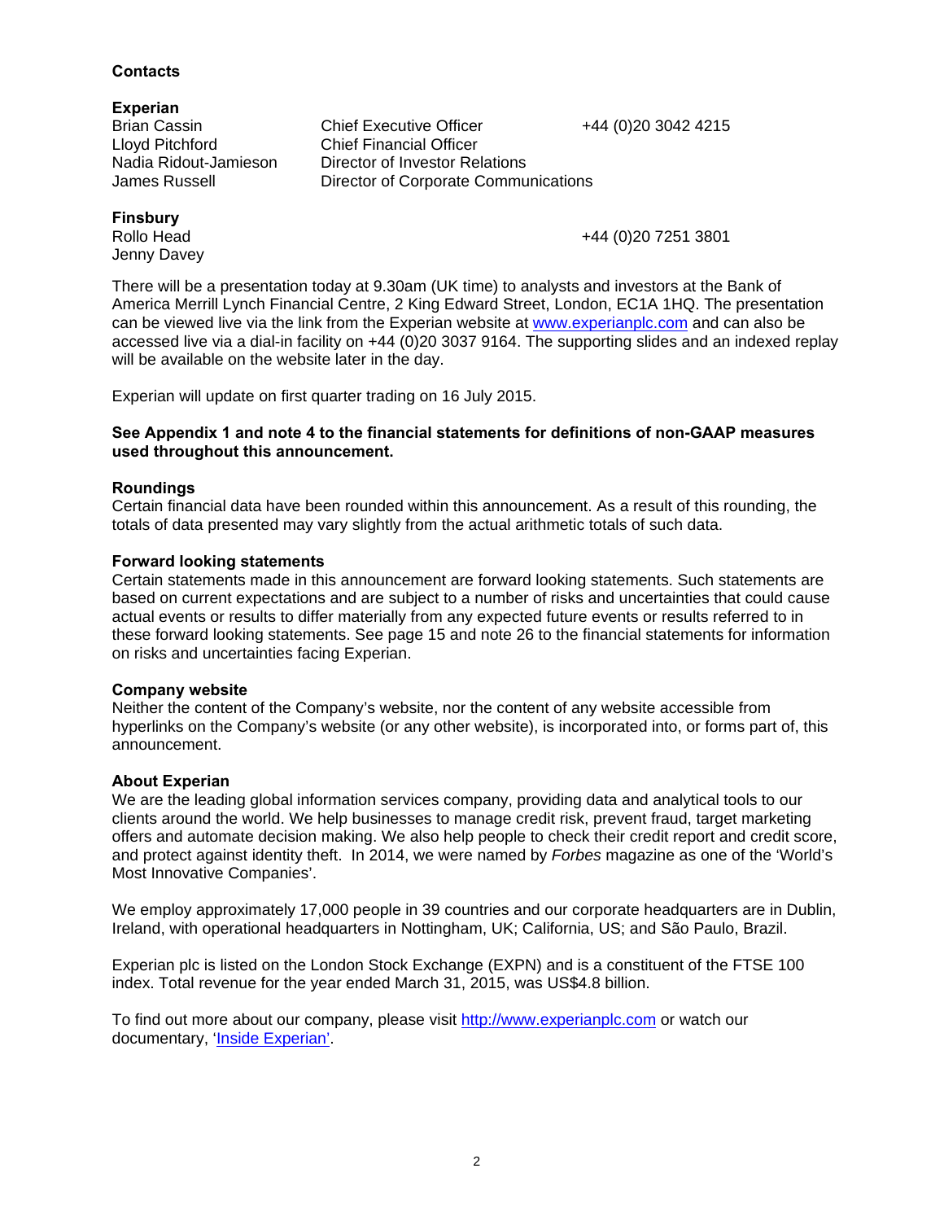## Contacts

**Experian**

| | | |
|---|---|---|
| Brian Cassin | Chief Executive Officer | +44 (0)20 3042 4215 |
| Lloyd Pitchford | Chief Financial Officer | |
| Nadia Ridout-Jamieson | Director of Investor Relations | |
| James Russell | Director of Corporate Communications | |

**Finsbury**

| | | |
|---|---|---|
| Rollo Head | | +44 (0)20 7251 3801 |
| Jenny Davey | | |

There will be a presentation today at 9.30am (UK time) to analysts and investors at the Bank of America Merrill Lynch Financial Centre, 2 King Edward Street, London, EC1A 1HQ. The presentation can be viewed live via the link from the Experian website at www.experianplc.com and can also be accessed live via a dial-in facility on +44 (0)20 3037 9164. The supporting slides and an indexed replay will be available on the website later in the day.

Experian will update on first quarter trading on 16 July 2015.

**See Appendix 1 and note 4 to the financial statements for definitions of non-GAAP measures used throughout this announcement.**

**Roundings**

Certain financial data have been rounded within this announcement. As a result of this rounding, the totals of data presented may vary slightly from the actual arithmetic totals of such data.

**Forward looking statements**

Certain statements made in this announcement are forward looking statements. Such statements are based on current expectations and are subject to a number of risks and uncertainties that could cause actual events or results to differ materially from any expected future events or results referred to in these forward looking statements. See page 15 and note 26 to the financial statements for information on risks and uncertainties facing Experian.

**Company website**

Neither the content of the Company's website, nor the content of any website accessible from hyperlinks on the Company's website (or any other website), is incorporated into, or forms part of, this announcement.

**About Experian**

We are the leading global information services company, providing data and analytical tools to our clients around the world. We help businesses to manage credit risk, prevent fraud, target marketing offers and automate decision making. We also help people to check their credit report and credit score, and protect against identity theft. In 2014, we were named by *Forbes* magazine as one of the 'World's Most Innovative Companies'.

We employ approximately 17,000 people in 39 countries and our corporate headquarters are in Dublin, Ireland, with operational headquarters in Nottingham, UK; California, US; and São Paulo, Brazil.

Experian plc is listed on the London Stock Exchange (EXPN) and is a constituent of the FTSE 100 index. Total revenue for the year ended March 31, 2015, was US$4.8 billion.

To find out more about our company, please visit http://www.experianplc.com or watch our documentary, 'Inside Experian'.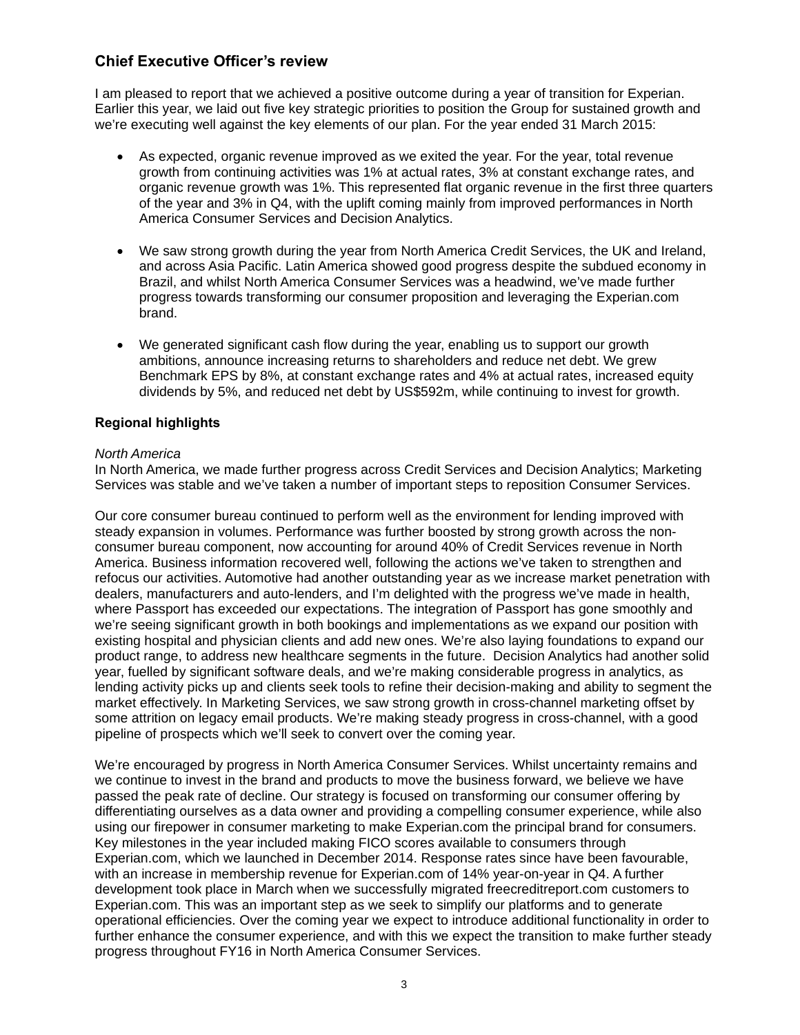## Chief Executive Officer's review

I am pleased to report that we achieved a positive outcome during a year of transition for Experian. Earlier this year, we laid out five key strategic priorities to position the Group for sustained growth and we're executing well against the key elements of our plan. For the year ended 31 March 2015:

- As expected, organic revenue improved as we exited the year. For the year, total revenue growth from continuing activities was 1% at actual rates, 3% at constant exchange rates, and organic revenue growth was 1%. This represented flat organic revenue in the first three quarters of the year and 3% in Q4, with the uplift coming mainly from improved performances in North America Consumer Services and Decision Analytics.

- We saw strong growth during the year from North America Credit Services, the UK and Ireland, and across Asia Pacific. Latin America showed good progress despite the subdued economy in Brazil, and whilst North America Consumer Services was a headwind, we've made further progress towards transforming our consumer proposition and leveraging the Experian.com brand.

- We generated significant cash flow during the year, enabling us to support our growth ambitions, announce increasing returns to shareholders and reduce net debt. We grew Benchmark EPS by 8%, at constant exchange rates and 4% at actual rates, increased equity dividends by 5%, and reduced net debt by US$592m, while continuing to invest for growth.

### Regional highlights

*North America*

In North America, we made further progress across Credit Services and Decision Analytics; Marketing Services was stable and we've taken a number of important steps to reposition Consumer Services.

Our core consumer bureau continued to perform well as the environment for lending improved with steady expansion in volumes. Performance was further boosted by strong growth across the non-consumer bureau component, now accounting for around 40% of Credit Services revenue in North America. Business information recovered well, following the actions we've taken to strengthen and refocus our activities. Automotive had another outstanding year as we increase market penetration with dealers, manufacturers and auto-lenders, and I'm delighted with the progress we've made in health, where Passport has exceeded our expectations. The integration of Passport has gone smoothly and we're seeing significant growth in both bookings and implementations as we expand our position with existing hospital and physician clients and add new ones. We're also laying foundations to expand our product range, to address new healthcare segments in the future. Decision Analytics had another solid year, fuelled by significant software deals, and we're making considerable progress in analytics, as lending activity picks up and clients seek tools to refine their decision-making and ability to segment the market effectively. In Marketing Services, we saw strong growth in cross-channel marketing offset by some attrition on legacy email products. We're making steady progress in cross-channel, with a good pipeline of prospects which we'll seek to convert over the coming year.

We're encouraged by progress in North America Consumer Services. Whilst uncertainty remains and we continue to invest in the brand and products to move the business forward, we believe we have passed the peak rate of decline. Our strategy is focused on transforming our consumer offering by differentiating ourselves as a data owner and providing a compelling consumer experience, while also using our firepower in consumer marketing to make Experian.com the principal brand for consumers. Key milestones in the year included making FICO scores available to consumers through Experian.com, which we launched in December 2014. Response rates since have been favourable, with an increase in membership revenue for Experian.com of 14% year-on-year in Q4. A further development took place in March when we successfully migrated freecreditreport.com customers to Experian.com. This was an important step as we seek to simplify our platforms and to generate operational efficiencies. Over the coming year we expect to introduce additional functionality in order to further enhance the consumer experience, and with this we expect the transition to make further steady progress throughout FY16 in North America Consumer Services.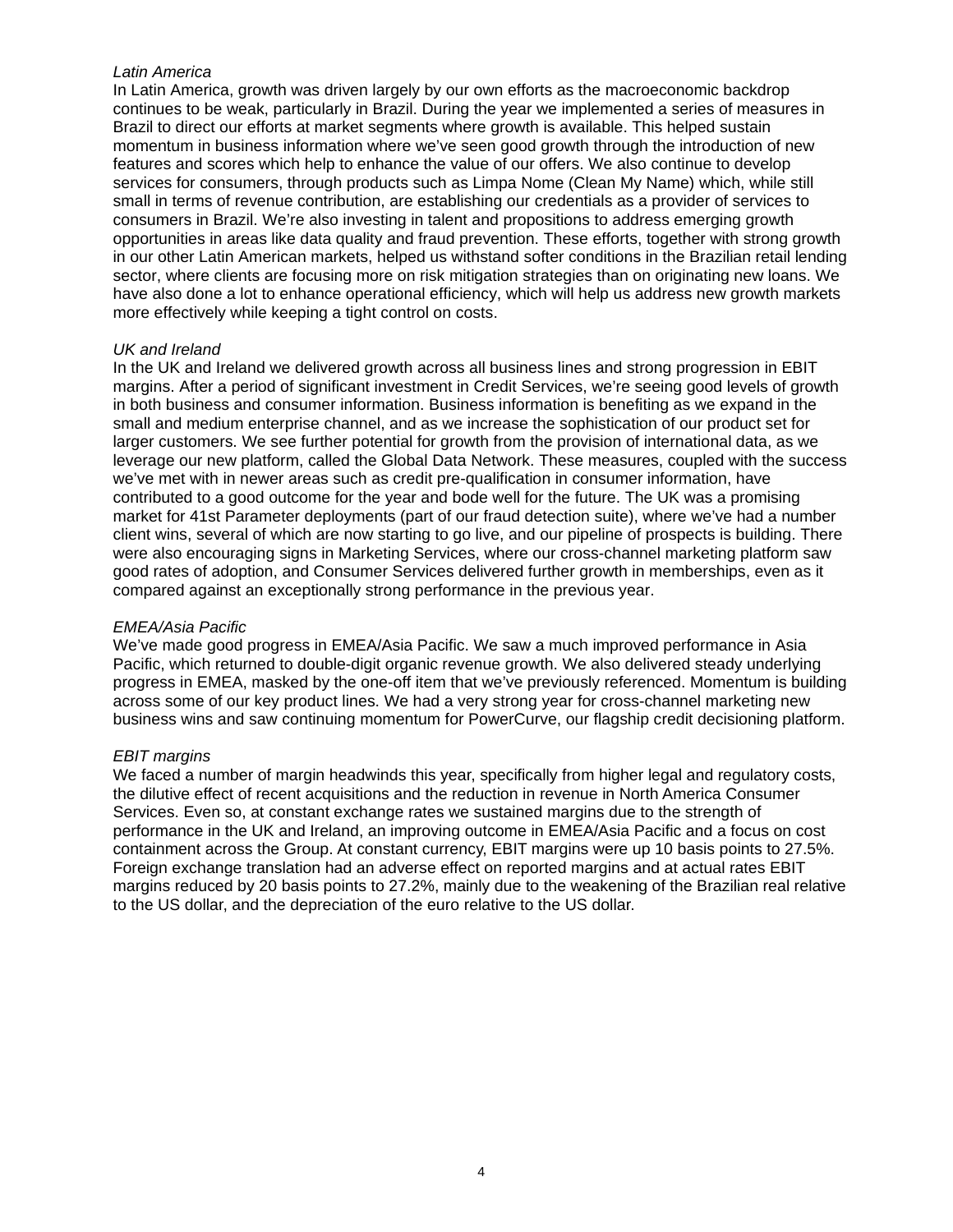*Latin America*

In Latin America, growth was driven largely by our own efforts as the macroeconomic backdrop continues to be weak, particularly in Brazil. During the year we implemented a series of measures in Brazil to direct our efforts at market segments where growth is available. This helped sustain momentum in business information where we've seen good growth through the introduction of new features and scores which help to enhance the value of our offers. We also continue to develop services for consumers, through products such as Limpa Nome (Clean My Name) which, while still small in terms of revenue contribution, are establishing our credentials as a provider of services to consumers in Brazil. We're also investing in talent and propositions to address emerging growth opportunities in areas like data quality and fraud prevention. These efforts, together with strong growth in our other Latin American markets, helped us withstand softer conditions in the Brazilian retail lending sector, where clients are focusing more on risk mitigation strategies than on originating new loans. We have also done a lot to enhance operational efficiency, which will help us address new growth markets more effectively while keeping a tight control on costs.

*UK and Ireland*

In the UK and Ireland we delivered growth across all business lines and strong progression in EBIT margins. After a period of significant investment in Credit Services, we're seeing good levels of growth in both business and consumer information. Business information is benefiting as we expand in the small and medium enterprise channel, and as we increase the sophistication of our product set for larger customers. We see further potential for growth from the provision of international data, as we leverage our new platform, called the Global Data Network. These measures, coupled with the success we've met with in newer areas such as credit pre-qualification in consumer information, have contributed to a good outcome for the year and bode well for the future. The UK was a promising market for 41st Parameter deployments (part of our fraud detection suite), where we've had a number client wins, several of which are now starting to go live, and our pipeline of prospects is building. There were also encouraging signs in Marketing Services, where our cross-channel marketing platform saw good rates of adoption, and Consumer Services delivered further growth in memberships, even as it compared against an exceptionally strong performance in the previous year.

*EMEA/Asia Pacific*

We've made good progress in EMEA/Asia Pacific. We saw a much improved performance in Asia Pacific, which returned to double-digit organic revenue growth. We also delivered steady underlying progress in EMEA, masked by the one-off item that we've previously referenced. Momentum is building across some of our key product lines. We had a very strong year for cross-channel marketing new business wins and saw continuing momentum for PowerCurve, our flagship credit decisioning platform.

*EBIT margins*

We faced a number of margin headwinds this year, specifically from higher legal and regulatory costs, the dilutive effect of recent acquisitions and the reduction in revenue in North America Consumer Services. Even so, at constant exchange rates we sustained margins due to the strength of performance in the UK and Ireland, an improving outcome in EMEA/Asia Pacific and a focus on cost containment across the Group. At constant currency, EBIT margins were up 10 basis points to 27.5%. Foreign exchange translation had an adverse effect on reported margins and at actual rates EBIT margins reduced by 20 basis points to 27.2%, mainly due to the weakening of the Brazilian real relative to the US dollar, and the depreciation of the euro relative to the US dollar.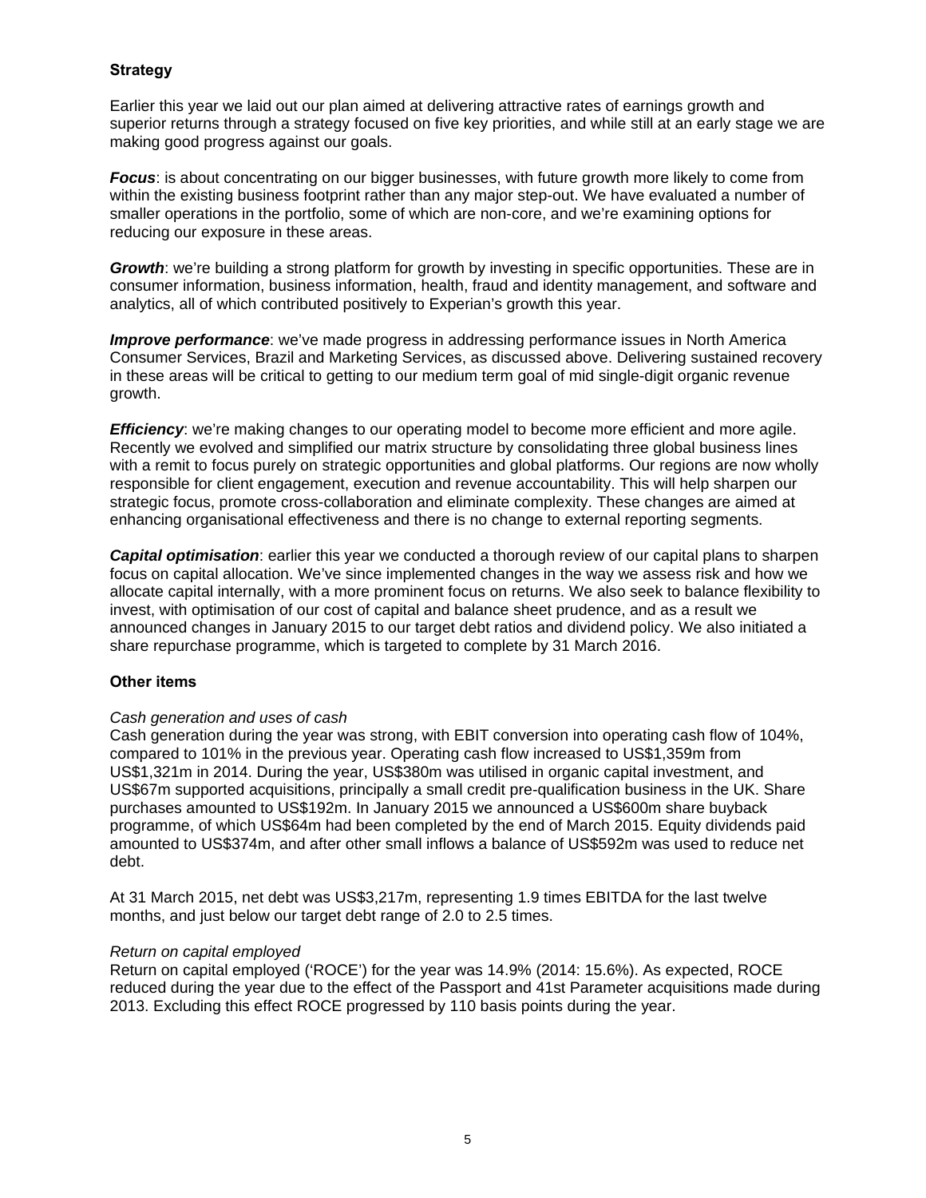## Strategy

Earlier this year we laid out our plan aimed at delivering attractive rates of earnings growth and superior returns through a strategy focused on five key priorities, and while still at an early stage we are making good progress against our goals.

***Focus***: is about concentrating on our bigger businesses, with future growth more likely to come from within the existing business footprint rather than any major step-out. We have evaluated a number of smaller operations in the portfolio, some of which are non-core, and we're examining options for reducing our exposure in these areas.

***Growth***: we're building a strong platform for growth by investing in specific opportunities. These are in consumer information, business information, health, fraud and identity management, and software and analytics, all of which contributed positively to Experian's growth this year.

***Improve performance***: we've made progress in addressing performance issues in North America Consumer Services, Brazil and Marketing Services, as discussed above. Delivering sustained recovery in these areas will be critical to getting to our medium term goal of mid single-digit organic revenue growth.

***Efficiency***: we're making changes to our operating model to become more efficient and more agile. Recently we evolved and simplified our matrix structure by consolidating three global business lines with a remit to focus purely on strategic opportunities and global platforms. Our regions are now wholly responsible for client engagement, execution and revenue accountability. This will help sharpen our strategic focus, promote cross-collaboration and eliminate complexity. These changes are aimed at enhancing organisational effectiveness and there is no change to external reporting segments.

***Capital optimisation***: earlier this year we conducted a thorough review of our capital plans to sharpen focus on capital allocation. We've since implemented changes in the way we assess risk and how we allocate capital internally, with a more prominent focus on returns. We also seek to balance flexibility to invest, with optimisation of our cost of capital and balance sheet prudence, and as a result we announced changes in January 2015 to our target debt ratios and dividend policy. We also initiated a share repurchase programme, which is targeted to complete by 31 March 2016.

## Other items

*Cash generation and uses of cash*

Cash generation during the year was strong, with EBIT conversion into operating cash flow of 104%, compared to 101% in the previous year. Operating cash flow increased to US$1,359m from US$1,321m in 2014. During the year, US$380m was utilised in organic capital investment, and US$67m supported acquisitions, principally a small credit pre-qualification business in the UK. Share purchases amounted to US$192m. In January 2015 we announced a US$600m share buyback programme, of which US$64m had been completed by the end of March 2015. Equity dividends paid amounted to US$374m, and after other small inflows a balance of US$592m was used to reduce net debt.

At 31 March 2015, net debt was US$3,217m, representing 1.9 times EBITDA for the last twelve months, and just below our target debt range of 2.0 to 2.5 times.

*Return on capital employed*

Return on capital employed ('ROCE') for the year was 14.9% (2014: 15.6%). As expected, ROCE reduced during the year due to the effect of the Passport and 41st Parameter acquisitions made during 2013. Excluding this effect ROCE progressed by 110 basis points during the year.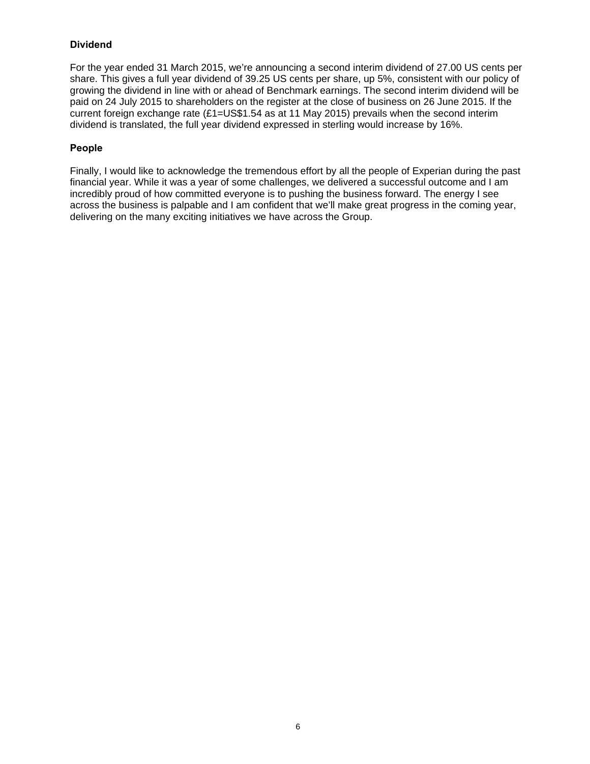**Dividend**

For the year ended 31 March 2015, we're announcing a second interim dividend of 27.00 US cents per share. This gives a full year dividend of 39.25 US cents per share, up 5%, consistent with our policy of growing the dividend in line with or ahead of Benchmark earnings. The second interim dividend will be paid on 24 July 2015 to shareholders on the register at the close of business on 26 June 2015. If the current foreign exchange rate (£1=US$1.54 as at 11 May 2015) prevails when the second interim dividend is translated, the full year dividend expressed in sterling would increase by 16%.

**People**

Finally, I would like to acknowledge the tremendous effort by all the people of Experian during the past financial year. While it was a year of some challenges, we delivered a successful outcome and I am incredibly proud of how committed everyone is to pushing the business forward. The energy I see across the business is palpable and I am confident that we'll make great progress in the coming year, delivering on the many exciting initiatives we have across the Group.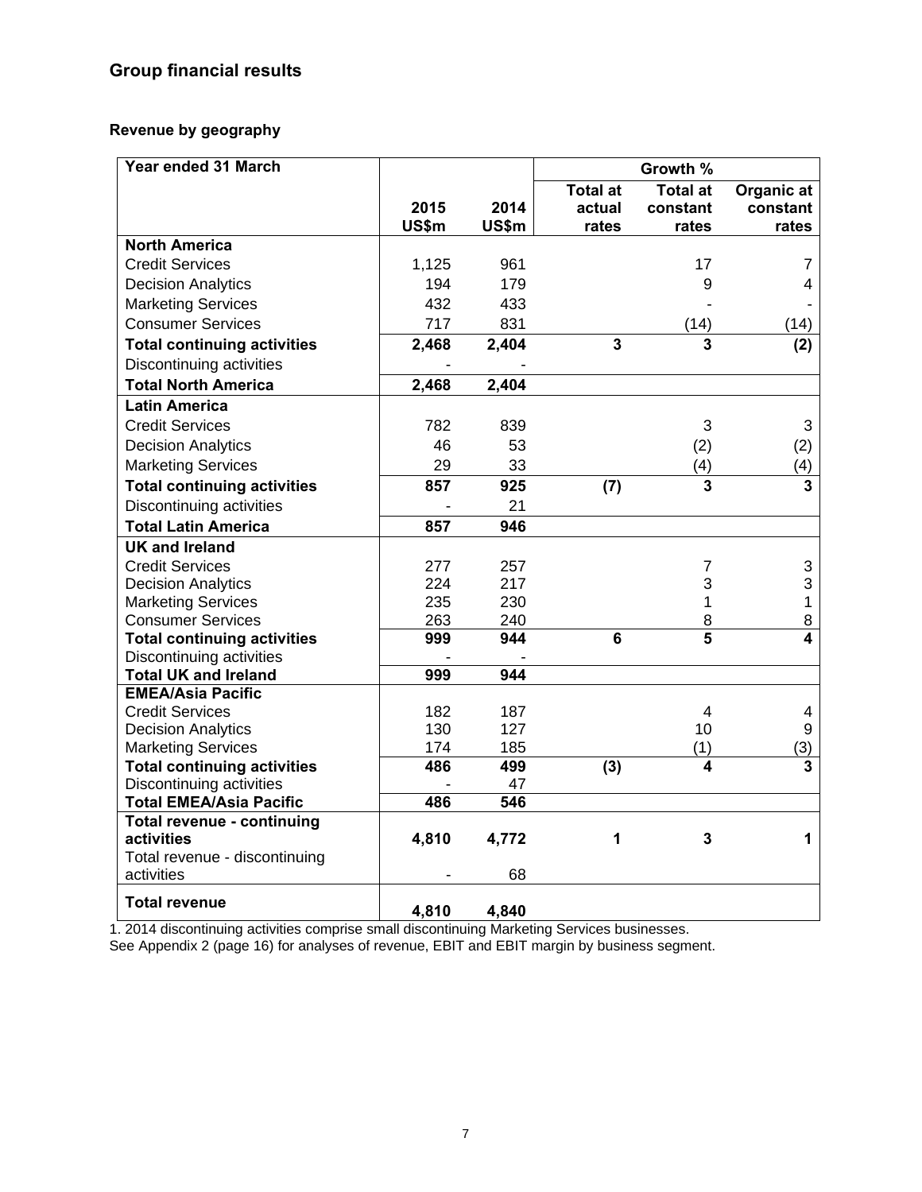## Group financial results

### Revenue by geography

| Year ended 31 March | | | Growth % | | |
|---|---|---|---|---|---|
| | 2015<br>US$m | 2014<br>US$m | Total at actual rates | Total at constant rates | Organic at constant rates |
| **North America** | | | | | |
| Credit Services | 1,125 | 961 | | 17 | 7 |
| Decision Analytics | 194 | 179 | | 9 | 4 |
| Marketing Services | 432 | 433 | | - | - |
| Consumer Services | 717 | 831 | | (14) | (14) |
| **Total continuing activities** | **2,468** | **2,404** | **3** | **3** | **(2)** |
| Discontinuing activities | - | - | | | |
| **Total North America** | **2,468** | **2,404** | | | |
| **Latin America** | | | | | |
| Credit Services | 782 | 839 | | 3 | 3 |
| Decision Analytics | 46 | 53 | | (2) | (2) |
| Marketing Services | 29 | 33 | | (4) | (4) |
| **Total continuing activities** | **857** | **925** | **(7)** | **3** | **3** |
| Discontinuing activities | - | 21 | | | |
| **Total Latin America** | **857** | **946** | | | |
| **UK and Ireland** | | | | | |
| Credit Services | 277 | 257 | | 7 | 3 |
| Decision Analytics | 224 | 217 | | 3 | 3 |
| Marketing Services | 235 | 230 | | 1 | 1 |
| Consumer Services | 263 | 240 | | 8 | 8 |
| **Total continuing activities** | **999** | **944** | **6** | **5** | **4** |
| Discontinuing activities | - | - | | | |
| **Total UK and Ireland** | **999** | **944** | | | |
| **EMEA/Asia Pacific** | | | | | |
| Credit Services | 182 | 187 | | 4 | 4 |
| Decision Analytics | 130 | 127 | | 10 | 9 |
| Marketing Services | 174 | 185 | | (1) | (3) |
| **Total continuing activities** | **486** | **499** | **(3)** | **4** | **3** |
| Discontinuing activities | - | 47 | | | |
| **Total EMEA/Asia Pacific** | **486** | **546** | | | |
| **Total revenue - continuing activities** | **4,810** | **4,772** | **1** | **3** | **1** |
| Total revenue - discontinuing activities | - | 68 | | | |
| **Total revenue** | **4,810** | **4,840** | | | |

1. 2014 discontinuing activities comprise small discontinuing Marketing Services businesses.
See Appendix 2 (page 16) for analyses of revenue, EBIT and EBIT margin by business segment.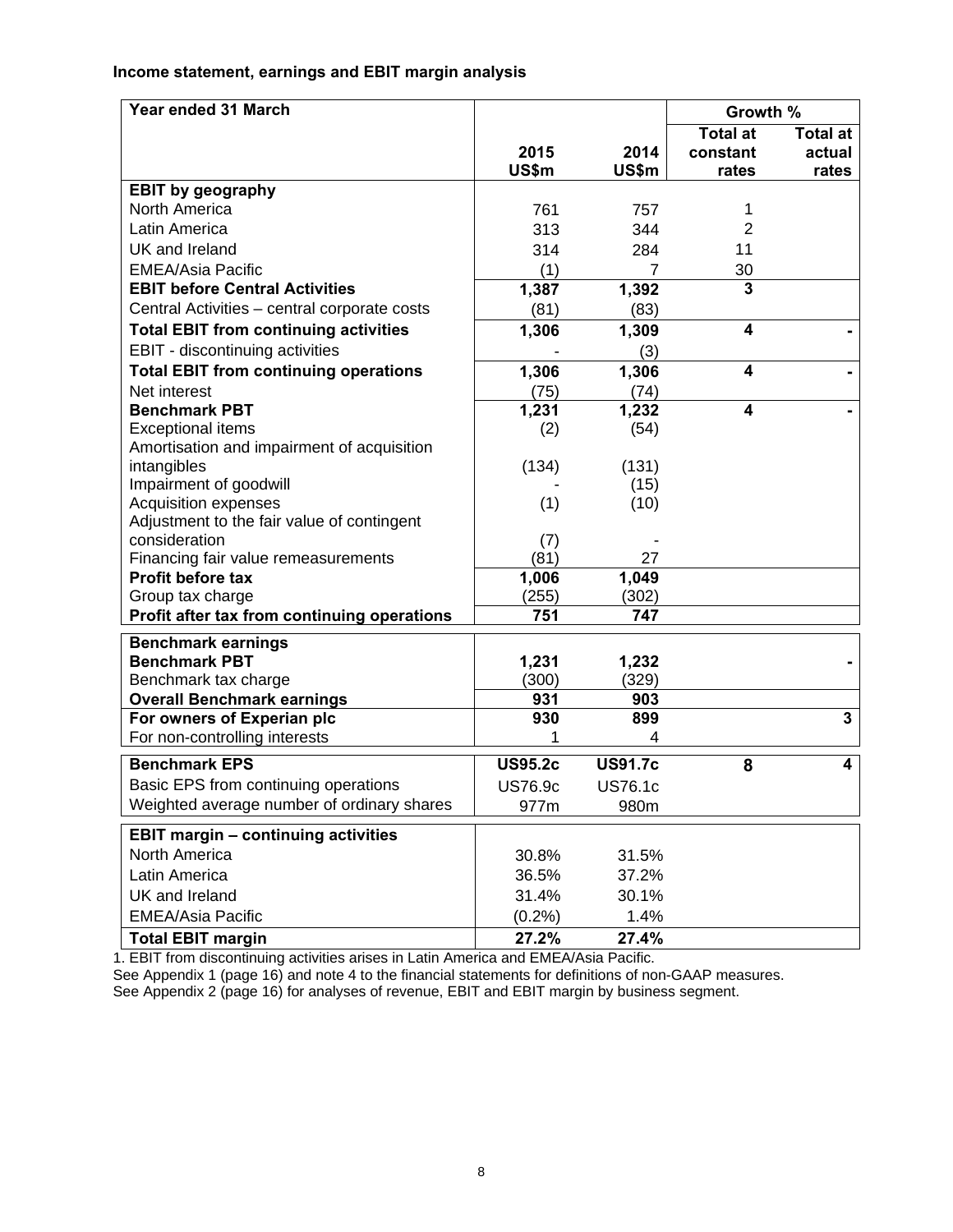**Income statement, earnings and EBIT margin analysis**

| Year ended 31 March | 2015 US$m | 2014 US$m | Growth % Total at constant rates | Total at actual rates |
|---|---|---|---|---|
| **EBIT by geography** | | | | |
| North America | 761 | 757 | 1 | |
| Latin America | 313 | 344 | 2 | |
| UK and Ireland | 314 | 284 | 11 | |
| EMEA/Asia Pacific | (1) | 7 | 30 | |
| **EBIT before Central Activities** | **1,387** | **1,392** | **3** | |
| Central Activities – central corporate costs | (81) | (83) | | |
| **Total EBIT from continuing activities** | **1,306** | **1,309** | **4** | **-** |
| EBIT - discontinuing activities | - | (3) | | |
| **Total EBIT from continuing operations** | **1,306** | **1,306** | **4** | **-** |
| Net interest | (75) | (74) | | |
| **Benchmark PBT** | **1,231** | **1,232** | **4** | **-** |
| Exceptional items | (2) | (54) | | |
| Amortisation and impairment of acquisition intangibles | (134) | (131) | | |
| Impairment of goodwill | - | (15) | | |
| Acquisition expenses | (1) | (10) | | |
| Adjustment to the fair value of contingent consideration | (7) | - | | |
| Financing fair value remeasurements | (81) | 27 | | |
| **Profit before tax** | **1,006** | **1,049** | | |
| Group tax charge | (255) | (302) | | |
| **Profit after tax from continuing operations** | **751** | **747** | | |
| **Benchmark earnings** | | | | |
| **Benchmark PBT** | **1,231** | **1,232** | | **-** |
| Benchmark tax charge | (300) | (329) | | |
| **Overall Benchmark earnings** | **931** | **903** | | |
| **For owners of Experian plc** | **930** | **899** | | **3** |
| For non-controlling interests | 1 | 4 | | |
| **Benchmark EPS** | **US95.2c** | **US91.7c** | **8** | **4** |
| Basic EPS from continuing operations | US76.9c | US76.1c | | |
| Weighted average number of ordinary shares | 977m | 980m | | |
| **EBIT margin – continuing activities** | | | | |
| North America | 30.8% | 31.5% | | |
| Latin America | 36.5% | 37.2% | | |
| UK and Ireland | 31.4% | 30.1% | | |
| EMEA/Asia Pacific | (0.2%) | 1.4% | | |
| **Total EBIT margin** | **27.2%** | **27.4%** | | |

1. EBIT from discontinuing activities arises in Latin America and EMEA/Asia Pacific.

See Appendix 1 (page 16) and note 4 to the financial statements for definitions of non-GAAP measures.

See Appendix 2 (page 16) for analyses of revenue, EBIT and EBIT margin by business segment.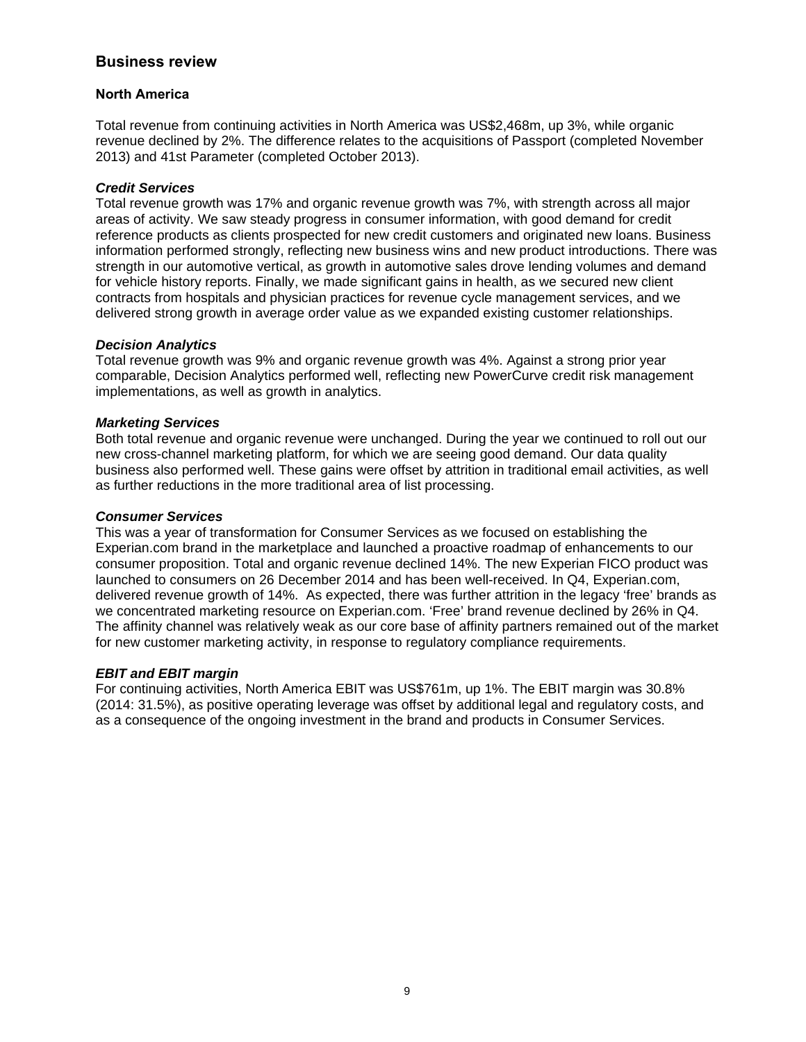## Business review

### North America

Total revenue from continuing activities in North America was US$2,468m, up 3%, while organic revenue declined by 2%. The difference relates to the acquisitions of Passport (completed November 2013) and 41st Parameter (completed October 2013).

#### *Credit Services*

Total revenue growth was 17% and organic revenue growth was 7%, with strength across all major areas of activity. We saw steady progress in consumer information, with good demand for credit reference products as clients prospected for new credit customers and originated new loans. Business information performed strongly, reflecting new business wins and new product introductions. There was strength in our automotive vertical, as growth in automotive sales drove lending volumes and demand for vehicle history reports. Finally, we made significant gains in health, as we secured new client contracts from hospitals and physician practices for revenue cycle management services, and we delivered strong growth in average order value as we expanded existing customer relationships.

#### *Decision Analytics*

Total revenue growth was 9% and organic revenue growth was 4%. Against a strong prior year comparable, Decision Analytics performed well, reflecting new PowerCurve credit risk management implementations, as well as growth in analytics.

#### *Marketing Services*

Both total revenue and organic revenue were unchanged. During the year we continued to roll out our new cross-channel marketing platform, for which we are seeing good demand. Our data quality business also performed well. These gains were offset by attrition in traditional email activities, as well as further reductions in the more traditional area of list processing.

#### *Consumer Services*

This was a year of transformation for Consumer Services as we focused on establishing the Experian.com brand in the marketplace and launched a proactive roadmap of enhancements to our consumer proposition. Total and organic revenue declined 14%. The new Experian FICO product was launched to consumers on 26 December 2014 and has been well-received. In Q4, Experian.com, delivered revenue growth of 14%. As expected, there was further attrition in the legacy 'free' brands as we concentrated marketing resource on Experian.com. 'Free' brand revenue declined by 26% in Q4. The affinity channel was relatively weak as our core base of affinity partners remained out of the market for new customer marketing activity, in response to regulatory compliance requirements.

#### *EBIT and EBIT margin*

For continuing activities, North America EBIT was US$761m, up 1%. The EBIT margin was 30.8% (2014: 31.5%), as positive operating leverage was offset by additional legal and regulatory costs, and as a consequence of the ongoing investment in the brand and products in Consumer Services.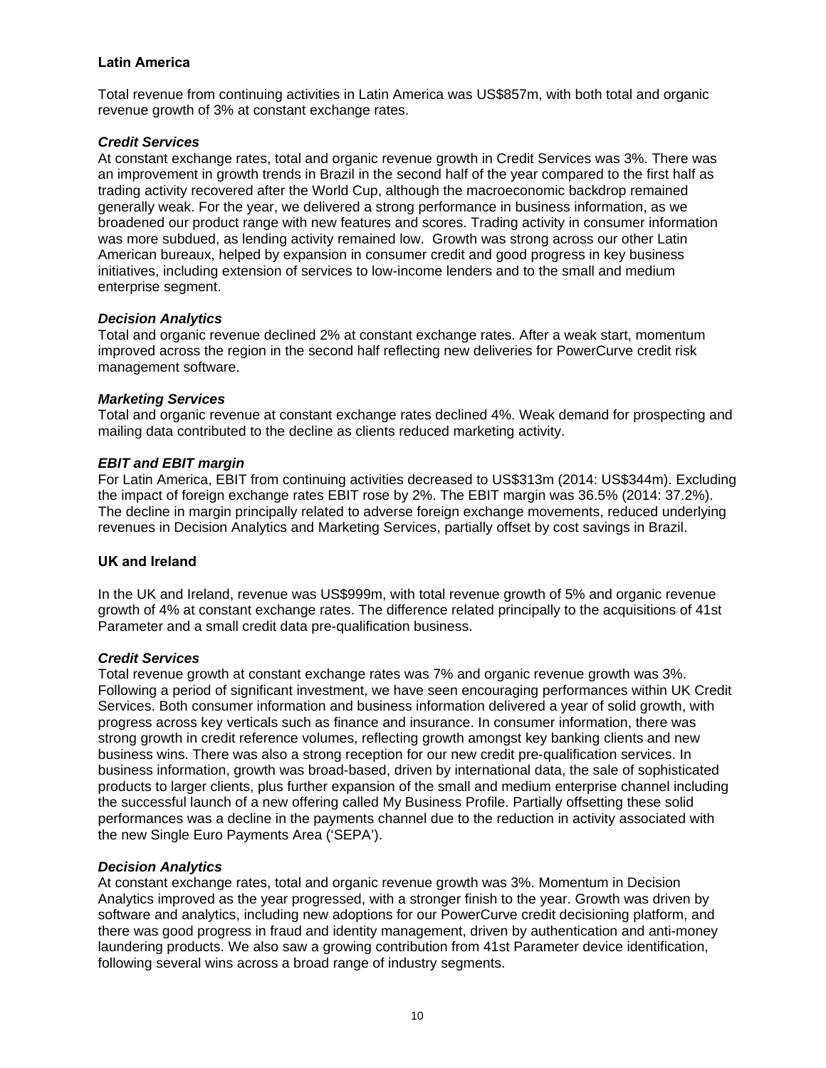## Latin America

Total revenue from continuing activities in Latin America was US$857m, with both total and organic revenue growth of 3% at constant exchange rates.

### *Credit Services*

At constant exchange rates, total and organic revenue growth in Credit Services was 3%. There was an improvement in growth trends in Brazil in the second half of the year compared to the first half as trading activity recovered after the World Cup, although the macroeconomic backdrop remained generally weak. For the year, we delivered a strong performance in business information, as we broadened our product range with new features and scores. Trading activity in consumer information was more subdued, as lending activity remained low. Growth was strong across our other Latin American bureaux, helped by expansion in consumer credit and good progress in key business initiatives, including extension of services to low-income lenders and to the small and medium enterprise segment.

### *Decision Analytics*

Total and organic revenue declined 2% at constant exchange rates. After a weak start, momentum improved across the region in the second half reflecting new deliveries for PowerCurve credit risk management software.

### *Marketing Services*

Total and organic revenue at constant exchange rates declined 4%. Weak demand for prospecting and mailing data contributed to the decline as clients reduced marketing activity.

### *EBIT and EBIT margin*

For Latin America, EBIT from continuing activities decreased to US$313m (2014: US$344m). Excluding the impact of foreign exchange rates EBIT rose by 2%. The EBIT margin was 36.5% (2014: 37.2%). The decline in margin principally related to adverse foreign exchange movements, reduced underlying revenues in Decision Analytics and Marketing Services, partially offset by cost savings in Brazil.

## UK and Ireland

In the UK and Ireland, revenue was US$999m, with total revenue growth of 5% and organic revenue growth of 4% at constant exchange rates. The difference related principally to the acquisitions of 41st Parameter and a small credit data pre-qualification business.

### *Credit Services*

Total revenue growth at constant exchange rates was 7% and organic revenue growth was 3%. Following a period of significant investment, we have seen encouraging performances within UK Credit Services. Both consumer information and business information delivered a year of solid growth, with progress across key verticals such as finance and insurance. In consumer information, there was strong growth in credit reference volumes, reflecting growth amongst key banking clients and new business wins. There was also a strong reception for our new credit pre-qualification services. In business information, growth was broad-based, driven by international data, the sale of sophisticated products to larger clients, plus further expansion of the small and medium enterprise channel including the successful launch of a new offering called My Business Profile. Partially offsetting these solid performances was a decline in the payments channel due to the reduction in activity associated with the new Single Euro Payments Area ('SEPA').

### *Decision Analytics*

At constant exchange rates, total and organic revenue growth was 3%. Momentum in Decision Analytics improved as the year progressed, with a stronger finish to the year. Growth was driven by software and analytics, including new adoptions for our PowerCurve credit decisioning platform, and there was good progress in fraud and identity management, driven by authentication and anti-money laundering products. We also saw a growing contribution from 41st Parameter device identification, following several wins across a broad range of industry segments.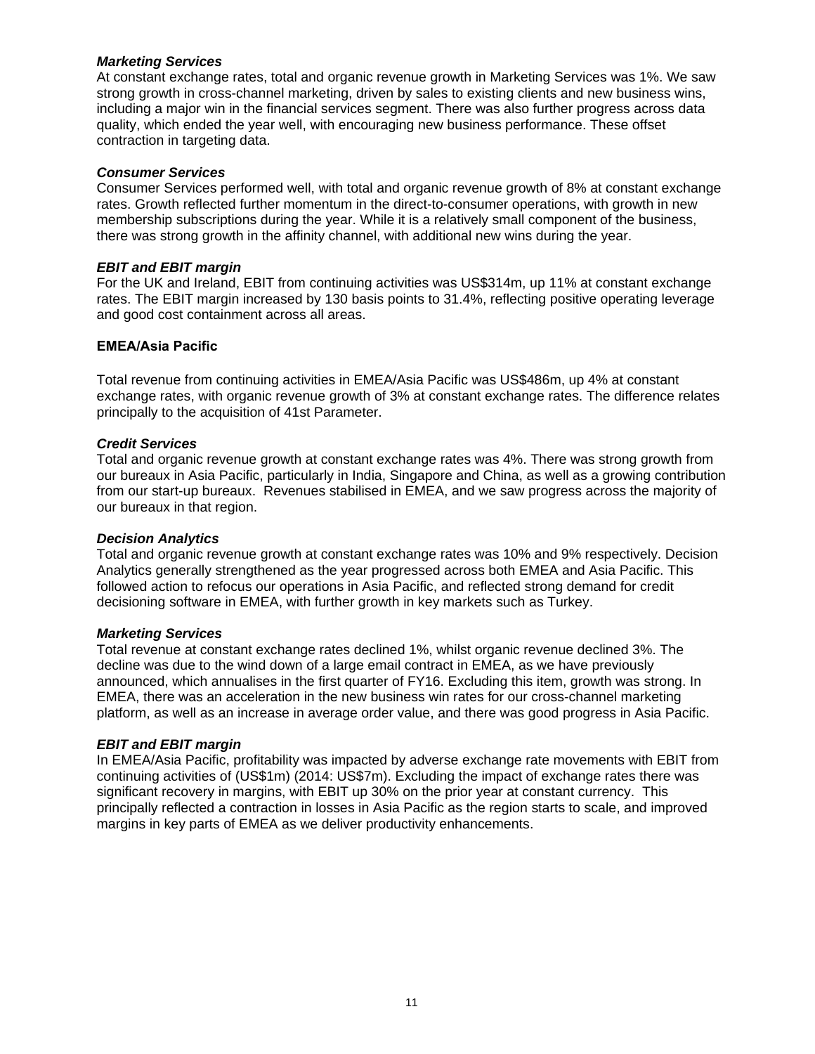### *Marketing Services*

At constant exchange rates, total and organic revenue growth in Marketing Services was 1%. We saw strong growth in cross-channel marketing, driven by sales to existing clients and new business wins, including a major win in the financial services segment. There was also further progress across data quality, which ended the year well, with encouraging new business performance. These offset contraction in targeting data.

### *Consumer Services*

Consumer Services performed well, with total and organic revenue growth of 8% at constant exchange rates. Growth reflected further momentum in the direct-to-consumer operations, with growth in new membership subscriptions during the year. While it is a relatively small component of the business, there was strong growth in the affinity channel, with additional new wins during the year.

### *EBIT and EBIT margin*

For the UK and Ireland, EBIT from continuing activities was US$314m, up 11% at constant exchange rates. The EBIT margin increased by 130 basis points to 31.4%, reflecting positive operating leverage and good cost containment across all areas.

## EMEA/Asia Pacific

Total revenue from continuing activities in EMEA/Asia Pacific was US$486m, up 4% at constant exchange rates, with organic revenue growth of 3% at constant exchange rates. The difference relates principally to the acquisition of 41st Parameter.

### *Credit Services*

Total and organic revenue growth at constant exchange rates was 4%. There was strong growth from our bureaux in Asia Pacific, particularly in India, Singapore and China, as well as a growing contribution from our start-up bureaux. Revenues stabilised in EMEA, and we saw progress across the majority of our bureaux in that region.

### *Decision Analytics*

Total and organic revenue growth at constant exchange rates was 10% and 9% respectively. Decision Analytics generally strengthened as the year progressed across both EMEA and Asia Pacific. This followed action to refocus our operations in Asia Pacific, and reflected strong demand for credit decisioning software in EMEA, with further growth in key markets such as Turkey.

### *Marketing Services*

Total revenue at constant exchange rates declined 1%, whilst organic revenue declined 3%. The decline was due to the wind down of a large email contract in EMEA, as we have previously announced, which annualises in the first quarter of FY16. Excluding this item, growth was strong. In EMEA, there was an acceleration in the new business win rates for our cross-channel marketing platform, as well as an increase in average order value, and there was good progress in Asia Pacific.

### *EBIT and EBIT margin*

In EMEA/Asia Pacific, profitability was impacted by adverse exchange rate movements with EBIT from continuing activities of (US$1m) (2014: US$7m). Excluding the impact of exchange rates there was significant recovery in margins, with EBIT up 30% on the prior year at constant currency. This principally reflected a contraction in losses in Asia Pacific as the region starts to scale, and improved margins in key parts of EMEA as we deliver productivity enhancements.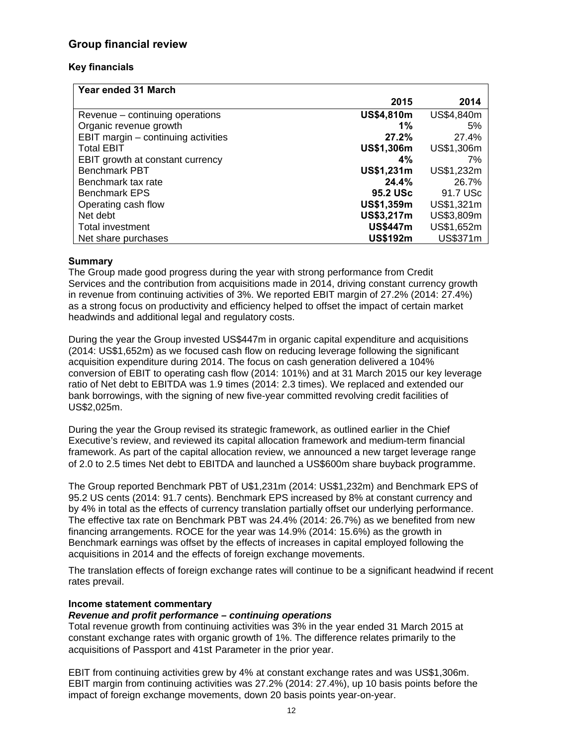## Group financial review

### Key financials

| Year ended 31 March | 2015 | 2014 |
|---|---|---|
| Revenue – continuing operations | **US$4,810m** | US$4,840m |
| Organic revenue growth | **1%** | 5% |
| EBIT margin – continuing activities | **27.2%** | 27.4% |
| Total EBIT | **US$1,306m** | US$1,306m |
| EBIT growth at constant currency | **4%** | 7% |
| Benchmark PBT | **US$1,231m** | US$1,232m |
| Benchmark tax rate | **24.4%** | 26.7% |
| Benchmark EPS | **95.2 USc** | 91.7 USc |
| Operating cash flow | **US$1,359m** | US$1,321m |
| Net debt | **US$3,217m** | US$3,809m |
| Total investment | **US$447m** | US$1,652m |
| Net share purchases | **US$192m** | US$371m |

**Summary**

The Group made good progress during the year with strong performance from Credit Services and the contribution from acquisitions made in 2014, driving constant currency growth in revenue from continuing activities of 3%. We reported EBIT margin of 27.2% (2014: 27.4%) as a strong focus on productivity and efficiency helped to offset the impact of certain market headwinds and additional legal and regulatory costs.

During the year the Group invested US$447m in organic capital expenditure and acquisitions (2014: US$1,652m) as we focused cash flow on reducing leverage following the significant acquisition expenditure during 2014. The focus on cash generation delivered a 104% conversion of EBIT to operating cash flow (2014: 101%) and at 31 March 2015 our key leverage ratio of Net debt to EBITDA was 1.9 times (2014: 2.3 times). We replaced and extended our bank borrowings, with the signing of new five-year committed revolving credit facilities of US$2,025m.

During the year the Group revised its strategic framework, as outlined earlier in the Chief Executive's review, and reviewed its capital allocation framework and medium-term financial framework. As part of the capital allocation review, we announced a new target leverage range of 2.0 to 2.5 times Net debt to EBITDA and launched a US$600m share buyback programme.

The Group reported Benchmark PBT of U$1,231m (2014: US$1,232m) and Benchmark EPS of 95.2 US cents (2014: 91.7 cents). Benchmark EPS increased by 8% at constant currency and by 4% in total as the effects of currency translation partially offset our underlying performance. The effective tax rate on Benchmark PBT was 24.4% (2014: 26.7%) as we benefited from new financing arrangements. ROCE for the year was 14.9% (2014: 15.6%) as the growth in Benchmark earnings was offset by the effects of increases in capital employed following the acquisitions in 2014 and the effects of foreign exchange movements.

The translation effects of foreign exchange rates will continue to be a significant headwind if recent rates prevail.

**Income statement commentary**

***Revenue and profit performance – continuing operations***

Total revenue growth from continuing activities was 3% in the year ended 31 March 2015 at constant exchange rates with organic growth of 1%. The difference relates primarily to the acquisitions of Passport and 41st Parameter in the prior year.

EBIT from continuing activities grew by 4% at constant exchange rates and was US$1,306m. EBIT margin from continuing activities was 27.2% (2014: 27.4%), up 10 basis points before the impact of foreign exchange movements, down 20 basis points year-on-year.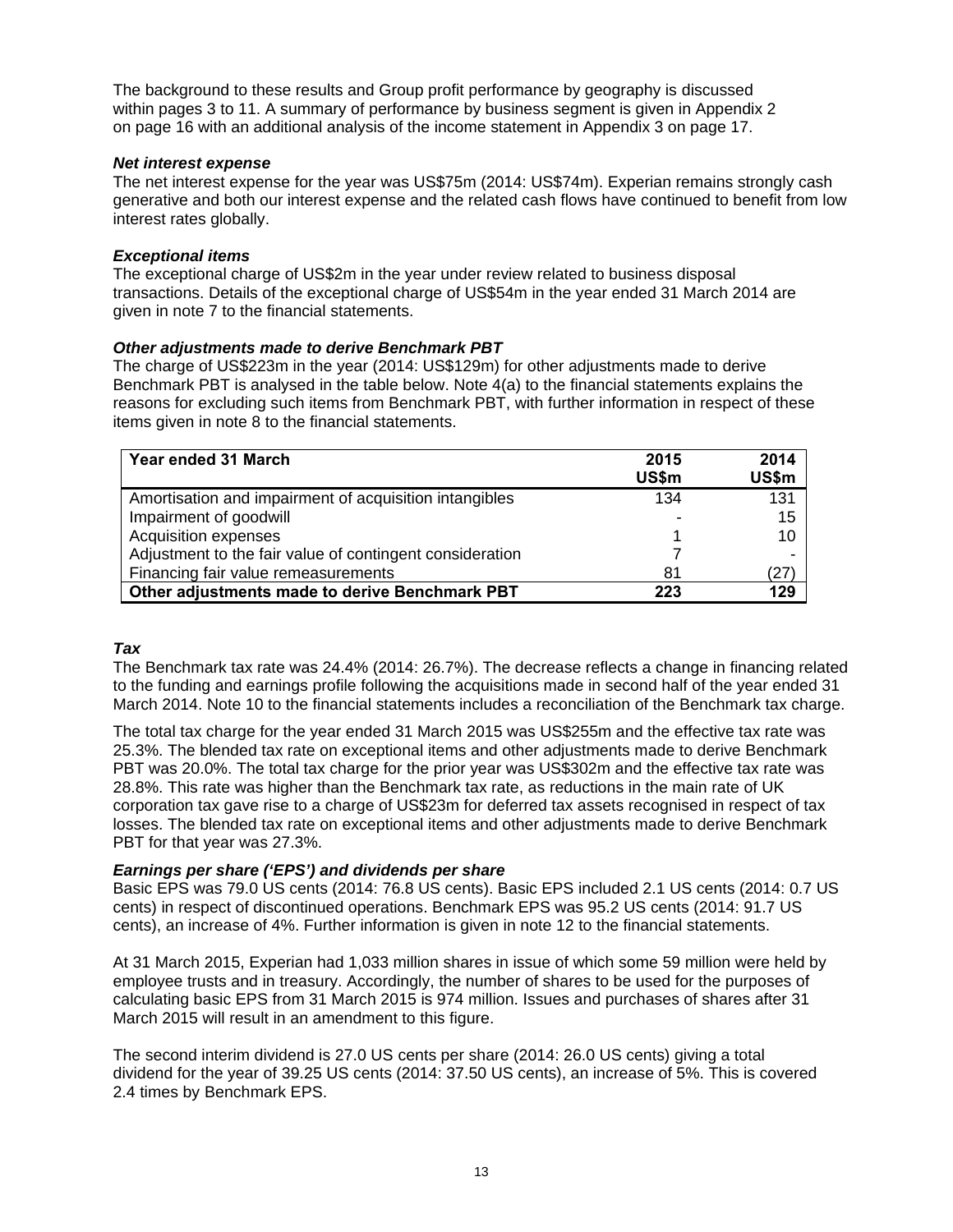The background to these results and Group profit performance by geography is discussed within pages 3 to 11. A summary of performance by business segment is given in Appendix 2 on page 16 with an additional analysis of the income statement in Appendix 3 on page 17.

***Net interest expense***

The net interest expense for the year was US$75m (2014: US$74m). Experian remains strongly cash generative and both our interest expense and the related cash flows have continued to benefit from low interest rates globally.

***Exceptional items***

The exceptional charge of US$2m in the year under review related to business disposal transactions. Details of the exceptional charge of US$54m in the year ended 31 March 2014 are given in note 7 to the financial statements.

***Other adjustments made to derive Benchmark PBT***

The charge of US$223m in the year (2014: US$129m) for other adjustments made to derive Benchmark PBT is analysed in the table below. Note 4(a) to the financial statements explains the reasons for excluding such items from Benchmark PBT, with further information in respect of these items given in note 8 to the financial statements.

| **Year ended 31 March** | **2015 US$m** | **2014 US$m** |
|---|---|---|
| Amortisation and impairment of acquisition intangibles | 134 | 131 |
| Impairment of goodwill | - | 15 |
| Acquisition expenses | 1 | 10 |
| Adjustment to the fair value of contingent consideration | 7 | - |
| Financing fair value remeasurements | 81 | (27) |
| **Other adjustments made to derive Benchmark PBT** | **223** | **129** |

***Tax***

The Benchmark tax rate was 24.4% (2014: 26.7%). The decrease reflects a change in financing related to the funding and earnings profile following the acquisitions made in second half of the year ended 31 March 2014. Note 10 to the financial statements includes a reconciliation of the Benchmark tax charge.

The total tax charge for the year ended 31 March 2015 was US$255m and the effective tax rate was 25.3%. The blended tax rate on exceptional items and other adjustments made to derive Benchmark PBT was 20.0%. The total tax charge for the prior year was US$302m and the effective tax rate was 28.8%. This rate was higher than the Benchmark tax rate, as reductions in the main rate of UK corporation tax gave rise to a charge of US$23m for deferred tax assets recognised in respect of tax losses. The blended tax rate on exceptional items and other adjustments made to derive Benchmark PBT for that year was 27.3%.

***Earnings per share ('EPS') and dividends per share***

Basic EPS was 79.0 US cents (2014: 76.8 US cents). Basic EPS included 2.1 US cents (2014: 0.7 US cents) in respect of discontinued operations. Benchmark EPS was 95.2 US cents (2014: 91.7 US cents), an increase of 4%. Further information is given in note 12 to the financial statements.

At 31 March 2015, Experian had 1,033 million shares in issue of which some 59 million were held by employee trusts and in treasury. Accordingly, the number of shares to be used for the purposes of calculating basic EPS from 31 March 2015 is 974 million. Issues and purchases of shares after 31 March 2015 will result in an amendment to this figure.

The second interim dividend is 27.0 US cents per share (2014: 26.0 US cents) giving a total dividend for the year of 39.25 US cents (2014: 37.50 US cents), an increase of 5%. This is covered 2.4 times by Benchmark EPS.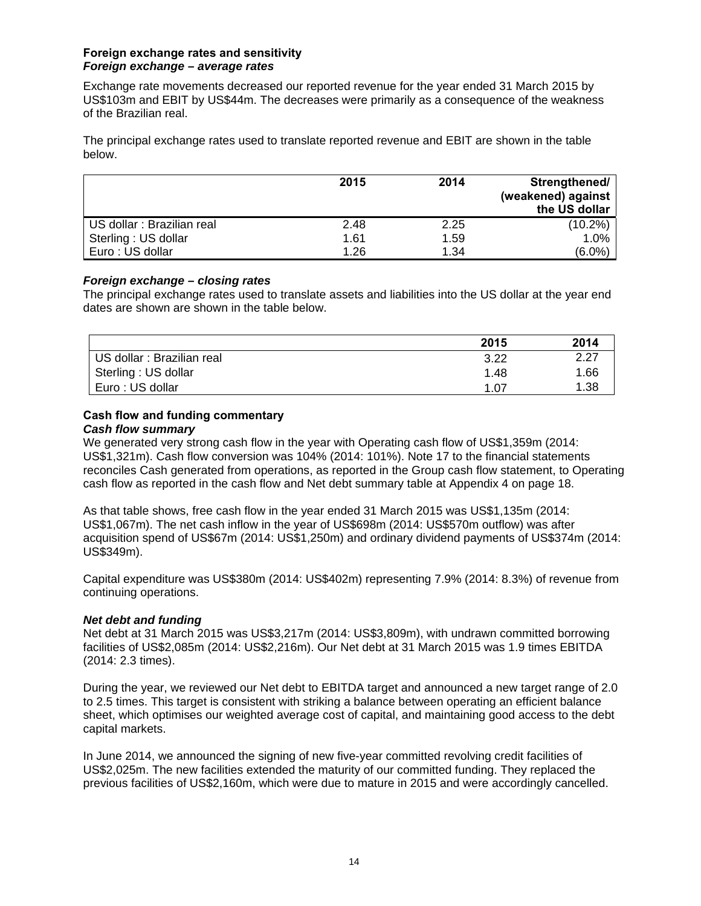### Foreign exchange rates and sensitivity

***Foreign exchange – average rates***

Exchange rate movements decreased our reported revenue for the year ended 31 March 2015 by US$103m and EBIT by US$44m. The decreases were primarily as a consequence of the weakness of the Brazilian real.

The principal exchange rates used to translate reported revenue and EBIT are shown in the table below.

| | 2015 | 2014 | Strengthened/ (weakened) against the US dollar |
|---|---|---|---|
| US dollar : Brazilian real | 2.48 | 2.25 | (10.2%) |
| Sterling : US dollar | 1.61 | 1.59 | 1.0% |
| Euro : US dollar | 1.26 | 1.34 | (6.0%) |

***Foreign exchange – closing rates***

The principal exchange rates used to translate assets and liabilities into the US dollar at the year end dates are shown are shown in the table below.

| | 2015 | 2014 |
|---|---|---|
| US dollar : Brazilian real | 3.22 | 2.27 |
| Sterling : US dollar | 1.48 | 1.66 |
| Euro : US dollar | 1.07 | 1.38 |

### Cash flow and funding commentary

***Cash flow summary***

We generated very strong cash flow in the year with Operating cash flow of US$1,359m (2014: US$1,321m). Cash flow conversion was 104% (2014: 101%). Note 17 to the financial statements reconciles Cash generated from operations, as reported in the Group cash flow statement, to Operating cash flow as reported in the cash flow and Net debt summary table at Appendix 4 on page 18.

As that table shows, free cash flow in the year ended 31 March 2015 was US$1,135m (2014: US$1,067m). The net cash inflow in the year of US$698m (2014: US$570m outflow) was after acquisition spend of US$67m (2014: US$1,250m) and ordinary dividend payments of US$374m (2014: US$349m).

Capital expenditure was US$380m (2014: US$402m) representing 7.9% (2014: 8.3%) of revenue from continuing operations.

***Net debt and funding***

Net debt at 31 March 2015 was US$3,217m (2014: US$3,809m), with undrawn committed borrowing facilities of US$2,085m (2014: US$2,216m). Our Net debt at 31 March 2015 was 1.9 times EBITDA (2014: 2.3 times).

During the year, we reviewed our Net debt to EBITDA target and announced a new target range of 2.0 to 2.5 times. This target is consistent with striking a balance between operating an efficient balance sheet, which optimises our weighted average cost of capital, and maintaining good access to the debt capital markets.

In June 2014, we announced the signing of new five-year committed revolving credit facilities of US$2,025m. The new facilities extended the maturity of our committed funding. They replaced the previous facilities of US$2,160m, which were due to mature in 2015 and were accordingly cancelled.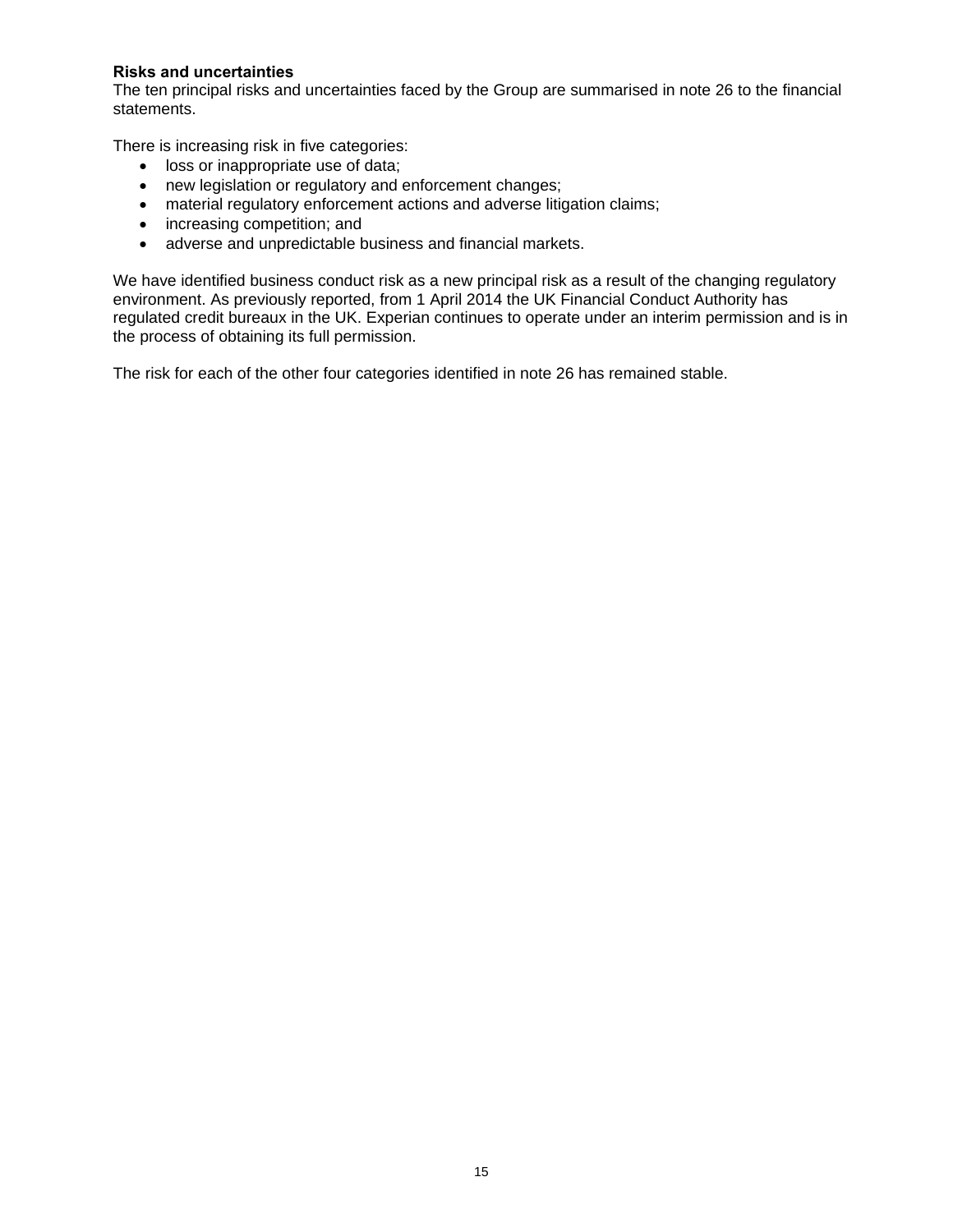**Risks and uncertainties**

The ten principal risks and uncertainties faced by the Group are summarised in note 26 to the financial statements.

There is increasing risk in five categories:

- loss or inappropriate use of data;
- new legislation or regulatory and enforcement changes;
- material regulatory enforcement actions and adverse litigation claims;
- increasing competition; and
- adverse and unpredictable business and financial markets.

We have identified business conduct risk as a new principal risk as a result of the changing regulatory environment. As previously reported, from 1 April 2014 the UK Financial Conduct Authority has regulated credit bureaux in the UK. Experian continues to operate under an interim permission and is in the process of obtaining its full permission.

The risk for each of the other four categories identified in note 26 has remained stable.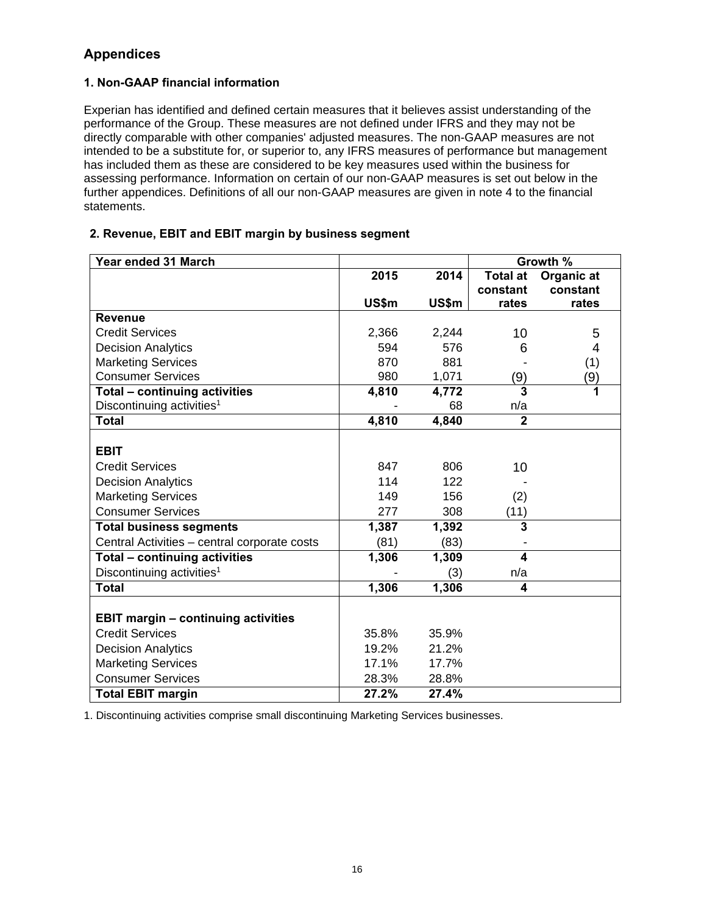## Appendices

### 1. Non-GAAP financial information

Experian has identified and defined certain measures that it believes assist understanding of the performance of the Group. These measures are not defined under IFRS and they may not be directly comparable with other companies' adjusted measures. The non-GAAP measures are not intended to be a substitute for, or superior to, any IFRS measures of performance but management has included them as these are considered to be key measures used within the business for assessing performance. Information on certain of our non-GAAP measures is set out below in the further appendices. Definitions of all our non-GAAP measures are given in note 4 to the financial statements.

### 2. Revenue, EBIT and EBIT margin by business segment

| Year ended 31 March | | | Growth % | |
|---|---|---|---|---|
| | 2015 | 2014 | Total at constant | Organic at constant |
| | US$m | US$m | rates | rates |
| **Revenue** | | | | |
| Credit Services | 2,366 | 2,244 | 10 | 5 |
| Decision Analytics | 594 | 576 | 6 | 4 |
| Marketing Services | 870 | 881 | - | (1) |
| Consumer Services | 980 | 1,071 | (9) | (9) |
| **Total – continuing activities** | **4,810** | **4,772** | **3** | **1** |
| Discontinuing activities[1] | - | 68 | n/a | |
| **Total** | **4,810** | **4,840** | **2** | |
| | | | | |
| **EBIT** | | | | |
| Credit Services | 847 | 806 | 10 | |
| Decision Analytics | 114 | 122 | - | |
| Marketing Services | 149 | 156 | (2) | |
| Consumer Services | 277 | 308 | (11) | |
| **Total business segments** | **1,387** | **1,392** | **3** | |
| Central Activities – central corporate costs | (81) | (83) | - | |
| **Total – continuing activities** | **1,306** | **1,309** | **4** | |
| Discontinuing activities[1] | - | (3) | n/a | |
| **Total** | **1,306** | **1,306** | **4** | |
| | | | | |
| **EBIT margin – continuing activities** | | | | |
| Credit Services | 35.8% | 35.9% | | |
| Decision Analytics | 19.2% | 21.2% | | |
| Marketing Services | 17.1% | 17.7% | | |
| Consumer Services | 28.3% | 28.8% | | |
| **Total EBIT margin** | **27.2%** | **27.4%** | | |

1. Discontinuing activities comprise small discontinuing Marketing Services businesses.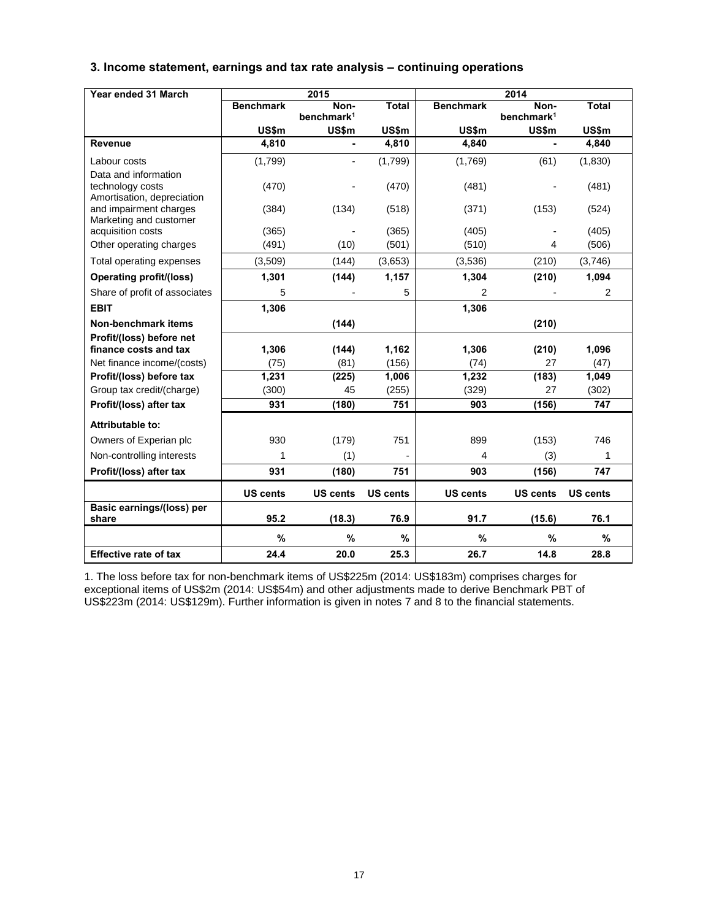### 3. Income statement, earnings and tax rate analysis – continuing operations

| Year ended 31 March | 2015 | | | 2014 | | |
|---|---|---|---|---|---|---|
| | Benchmark | Non-benchmark[1] | Total | Benchmark | Non-benchmark[1] | Total |
| | US$m | US$m | US$m | US$m | US$m | US$m |
| **Revenue** | **4,810** | **-** | **4,810** | **4,840** | **-** | **4,840** |
| Labour costs | (1,799) | - | (1,799) | (1,769) | (61) | (1,830) |
| Data and information technology costs | (470) | - | (470) | (481) | - | (481) |
| Amortisation, depreciation and impairment charges | (384) | (134) | (518) | (371) | (153) | (524) |
| Marketing and customer acquisition costs | (365) | - | (365) | (405) | - | (405) |
| Other operating charges | (491) | (10) | (501) | (510) | 4 | (506) |
| Total operating expenses | (3,509) | (144) | (3,653) | (3,536) | (210) | (3,746) |
| **Operating profit/(loss)** | **1,301** | **(144)** | **1,157** | **1,304** | **(210)** | **1,094** |
| Share of profit of associates | 5 | - | 5 | 2 | - | 2 |
| **EBIT** | **1,306** | | | **1,306** | | |
| **Non-benchmark items** | | **(144)** | | | **(210)** | |
| **Profit/(loss) before net finance costs and tax** | **1,306** | **(144)** | **1,162** | **1,306** | **(210)** | **1,096** |
| Net finance income/(costs) | (75) | (81) | (156) | (74) | 27 | (47) |
| **Profit/(loss) before tax** | **1,231** | **(225)** | **1,006** | **1,232** | **(183)** | **1,049** |
| Group tax credit/(charge) | (300) | 45 | (255) | (329) | 27 | (302) |
| **Profit/(loss) after tax** | **931** | **(180)** | **751** | **903** | **(156)** | **747** |
| **Attributable to:** | | | | | | |
| Owners of Experian plc | 930 | (179) | 751 | 899 | (153) | 746 |
| Non-controlling interests | 1 | (1) | - | 4 | (3) | 1 |
| **Profit/(loss) after tax** | **931** | **(180)** | **751** | **903** | **(156)** | **747** |
| | **US cents** | **US cents** | **US cents** | **US cents** | **US cents** | **US cents** |
| **Basic earnings/(loss) per share** | **95.2** | **(18.3)** | **76.9** | **91.7** | **(15.6)** | **76.1** |
| | **%** | **%** | **%** | **%** | **%** | **%** |
| **Effective rate of tax** | **24.4** | **20.0** | **25.3** | **26.7** | **14.8** | **28.8** |

1. The loss before tax for non-benchmark items of US$225m (2014: US$183m) comprises charges for exceptional items of US$2m (2014: US$54m) and other adjustments made to derive Benchmark PBT of US$223m (2014: US$129m). Further information is given in notes 7 and 8 to the financial statements.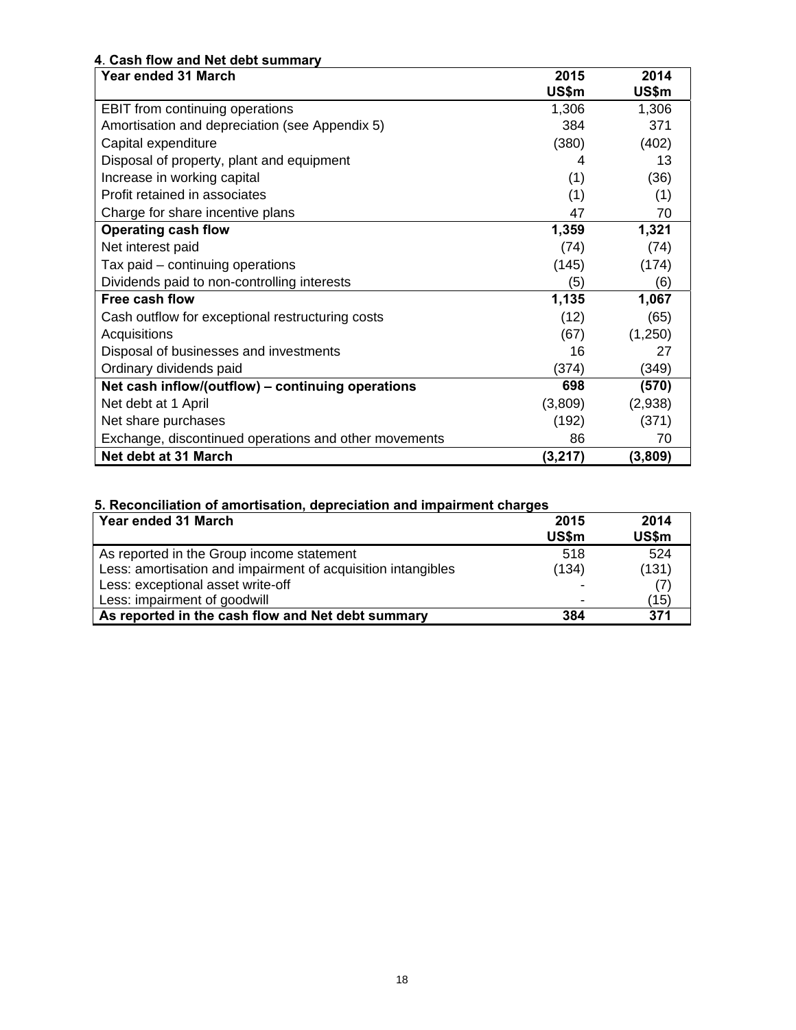**4. Cash flow and Net debt summary**

| Year ended 31 March | 2015 US$m | 2014 US$m |
|---|---|---|
| EBIT from continuing operations | 1,306 | 1,306 |
| Amortisation and depreciation (see Appendix 5) | 384 | 371 |
| Capital expenditure | (380) | (402) |
| Disposal of property, plant and equipment | 4 | 13 |
| Increase in working capital | (1) | (36) |
| Profit retained in associates | (1) | (1) |
| Charge for share incentive plans | 47 | 70 |
| **Operating cash flow** | **1,359** | **1,321** |
| Net interest paid | (74) | (74) |
| Tax paid – continuing operations | (145) | (174) |
| Dividends paid to non-controlling interests | (5) | (6) |
| **Free cash flow** | **1,135** | **1,067** |
| Cash outflow for exceptional restructuring costs | (12) | (65) |
| Acquisitions | (67) | (1,250) |
| Disposal of businesses and investments | 16 | 27 |
| Ordinary dividends paid | (374) | (349) |
| **Net cash inflow/(outflow) – continuing operations** | **698** | **(570)** |
| Net debt at 1 April | (3,809) | (2,938) |
| Net share purchases | (192) | (371) |
| Exchange, discontinued operations and other movements | 86 | 70 |
| **Net debt at 31 March** | **(3,217)** | **(3,809)** |

**5. Reconciliation of amortisation, depreciation and impairment charges**

| Year ended 31 March | 2015 US$m | 2014 US$m |
|---|---|---|
| As reported in the Group income statement | 518 | 524 |
| Less: amortisation and impairment of acquisition intangibles | (134) | (131) |
| Less: exceptional asset write-off | - | (7) |
| Less: impairment of goodwill | - | (15) |
| **As reported in the cash flow and Net debt summary** | **384** | **371** |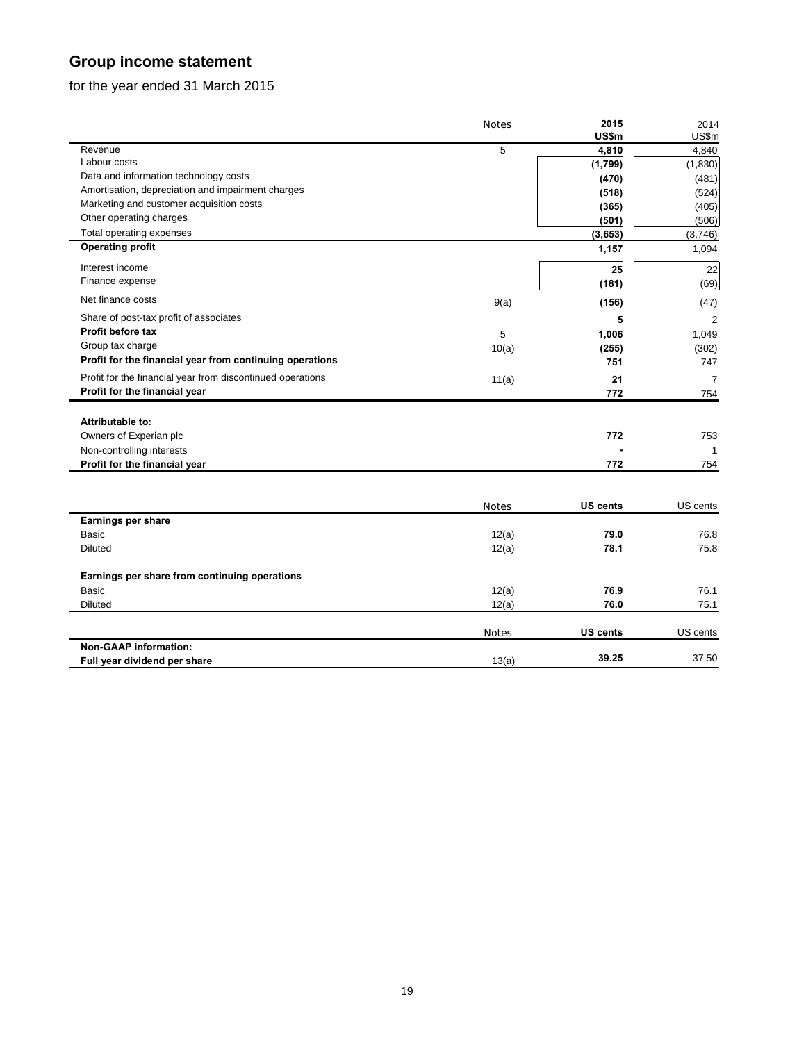## Group income statement

for the year ended 31 March 2015

| | Notes | 2015 US$m | 2014 US$m |
|---|---|---|---|
| Revenue | 5 | **4,810** | 4,840 |
| Labour costs | | **(1,799)** | (1,830) |
| Data and information technology costs | | **(470)** | (481) |
| Amortisation, depreciation and impairment charges | | **(518)** | (524) |
| Marketing and customer acquisition costs | | **(365)** | (405) |
| Other operating charges | | **(501)** | (506) |
| Total operating expenses | | **(3,653)** | (3,746) |
| **Operating profit** | | **1,157** | 1,094 |
| Interest income | | **25** | 22 |
| Finance expense | | **(181)** | (69) |
| Net finance costs | 9(a) | **(156)** | (47) |
| Share of post-tax profit of associates | | **5** | 2 |
| **Profit before tax** | 5 | **1,006** | 1,049 |
| Group tax charge | 10(a) | **(255)** | (302) |
| **Profit for the financial year from continuing operations** | | **751** | 747 |
| Profit for the financial year from discontinued operations | 11(a) | **21** | 7 |
| **Profit for the financial year** | | **772** | 754 |
| | | | |
| **Attributable to:** | | | |
| Owners of Experian plc | | **772** | 753 |
| Non-controlling interests | | **-** | 1 |
| **Profit for the financial year** | | **772** | 754 |

| | Notes | US cents | US cents |
|---|---|---|---|
| **Earnings per share** | | | |
| Basic | 12(a) | **79.0** | 76.8 |
| Diluted | 12(a) | **78.1** | 75.8 |
| | | | |
| **Earnings per share from continuing operations** | | | |
| Basic | 12(a) | **76.9** | 76.1 |
| Diluted | 12(a) | **76.0** | 75.1 |

| | Notes | US cents | US cents |
|---|---|---|---|
| **Non-GAAP information:** | | | |
| **Full year dividend per share** | 13(a) | **39.25** | 37.50 |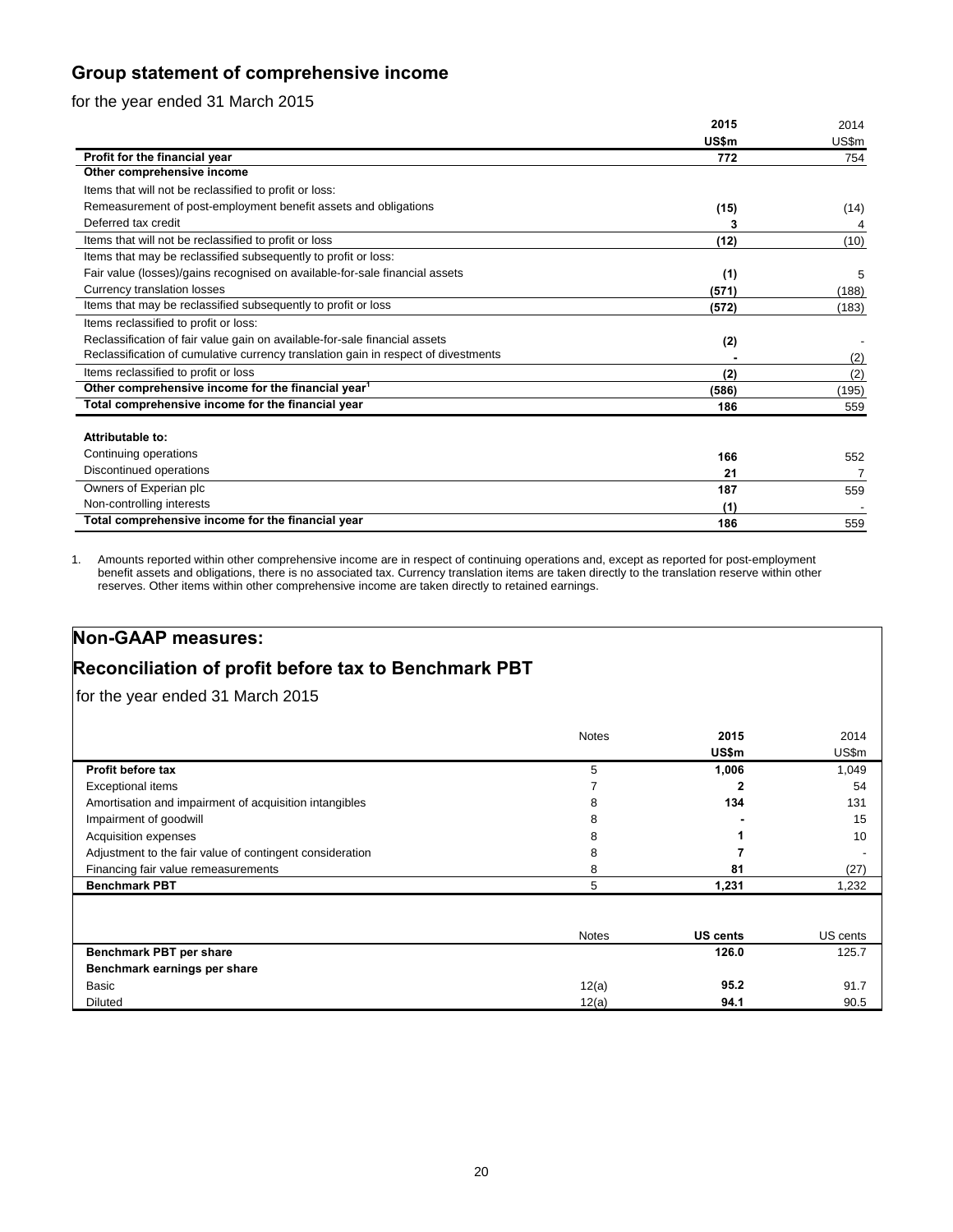## Group statement of comprehensive income

for the year ended 31 March 2015

| | 2015 US$m | 2014 US$m |
|---|---|---|
| **Profit for the financial year** | **772** | 754 |
| **Other comprehensive income** | | |
| Items that will not be reclassified to profit or loss: | | |
| Remeasurement of post-employment benefit assets and obligations | **(15)** | (14) |
| Deferred tax credit | **3** | 4 |
| Items that will not be reclassified to profit or loss | **(12)** | (10) |
| Items that may be reclassified subsequently to profit or loss: | | |
| Fair value (losses)/gains recognised on available-for-sale financial assets | **(1)** | 5 |
| Currency translation losses | **(571)** | (188) |
| Items that may be reclassified subsequently to profit or loss | **(572)** | (183) |
| Items reclassified to profit or loss: | | |
| Reclassification of fair value gain on available-for-sale financial assets | **(2)** | - |
| Reclassification of cumulative currency translation gain in respect of divestments | **-** | (2) |
| Items reclassified to profit or loss | **(2)** | (2) |
| **Other comprehensive income for the financial year[1]** | **(586)** | (195) |
| **Total comprehensive income for the financial year** | **186** | 559 |
| | | |
| **Attributable to:** | | |
| Continuing operations | **166** | 552 |
| Discontinued operations | **21** | 7 |
| Owners of Experian plc | **187** | 559 |
| Non-controlling interests | **(1)** | - |
| **Total comprehensive income for the financial year** | **186** | 559 |

1. Amounts reported within other comprehensive income are in respect of continuing operations and, except as reported for post-employment benefit assets and obligations, there is no associated tax. Currency translation items are taken directly to the translation reserve within other reserves. Other items within other comprehensive income are taken directly to retained earnings.

## Non-GAAP measures:

## Reconciliation of profit before tax to Benchmark PBT

for the year ended 31 March 2015

| | Notes | 2015 US$m | 2014 US$m |
|---|---|---|---|
| **Profit before tax** | 5 | **1,006** | 1,049 |
| Exceptional items | 7 | **2** | 54 |
| Amortisation and impairment of acquisition intangibles | 8 | **134** | 131 |
| Impairment of goodwill | 8 | **-** | 15 |
| Acquisition expenses | 8 | **1** | 10 |
| Adjustment to the fair value of contingent consideration | 8 | **7** | - |
| Financing fair value remeasurements | 8 | **81** | (27) |
| **Benchmark PBT** | 5 | **1,231** | 1,232 |

| | Notes | US cents | US cents |
|---|---|---|---|
| **Benchmark PBT per share** | | **126.0** | 125.7 |
| **Benchmark earnings per share** | | | |
| Basic | 12(a) | **95.2** | 91.7 |
| Diluted | 12(a) | **94.1** | 90.5 |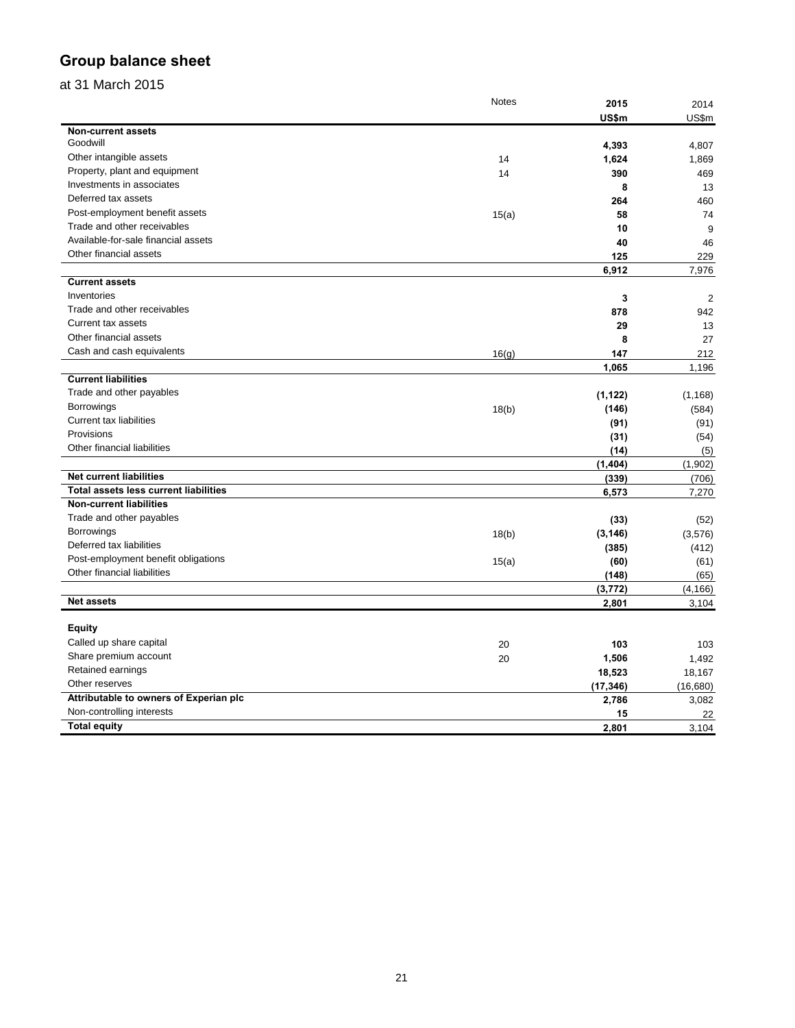# Group balance sheet

at 31 March 2015

| | Notes | 2015 US$m | 2014 US$m |
|---|---|---|---|
| **Non-current assets** | | | |
| Goodwill | | **4,393** | 4,807 |
| Other intangible assets | 14 | **1,624** | 1,869 |
| Property, plant and equipment | 14 | **390** | 469 |
| Investments in associates | | **8** | 13 |
| Deferred tax assets | | **264** | 460 |
| Post-employment benefit assets | 15(a) | **58** | 74 |
| Trade and other receivables | | **10** | 9 |
| Available-for-sale financial assets | | **40** | 46 |
| Other financial assets | | **125** | 229 |
| | | **6,912** | 7,976 |
| **Current assets** | | | |
| Inventories | | **3** | 2 |
| Trade and other receivables | | **878** | 942 |
| Current tax assets | | **29** | 13 |
| Other financial assets | | **8** | 27 |
| Cash and cash equivalents | 16(g) | **147** | 212 |
| | | **1,065** | 1,196 |
| **Current liabilities** | | | |
| Trade and other payables | | **(1,122)** | (1,168) |
| Borrowings | 18(b) | **(146)** | (584) |
| Current tax liabilities | | **(91)** | (91) |
| Provisions | | **(31)** | (54) |
| Other financial liabilities | | **(14)** | (5) |
| | | **(1,404)** | (1,902) |
| **Net current liabilities** | | **(339)** | (706) |
| **Total assets less current liabilities** | | **6,573** | 7,270 |
| **Non-current liabilities** | | | |
| Trade and other payables | | **(33)** | (52) |
| Borrowings | 18(b) | **(3,146)** | (3,576) |
| Deferred tax liabilities | | **(385)** | (412) |
| Post-employment benefit obligations | 15(a) | **(60)** | (61) |
| Other financial liabilities | | **(148)** | (65) |
| | | **(3,772)** | (4,166) |
| **Net assets** | | **2,801** | 3,104 |
| | | | |
| **Equity** | | | |
| Called up share capital | 20 | **103** | 103 |
| Share premium account | 20 | **1,506** | 1,492 |
| Retained earnings | | **18,523** | 18,167 |
| Other reserves | | **(17,346)** | (16,680) |
| **Attributable to owners of Experian plc** | | **2,786** | 3,082 |
| Non-controlling interests | | **15** | 22 |
| **Total equity** | | **2,801** | 3,104 |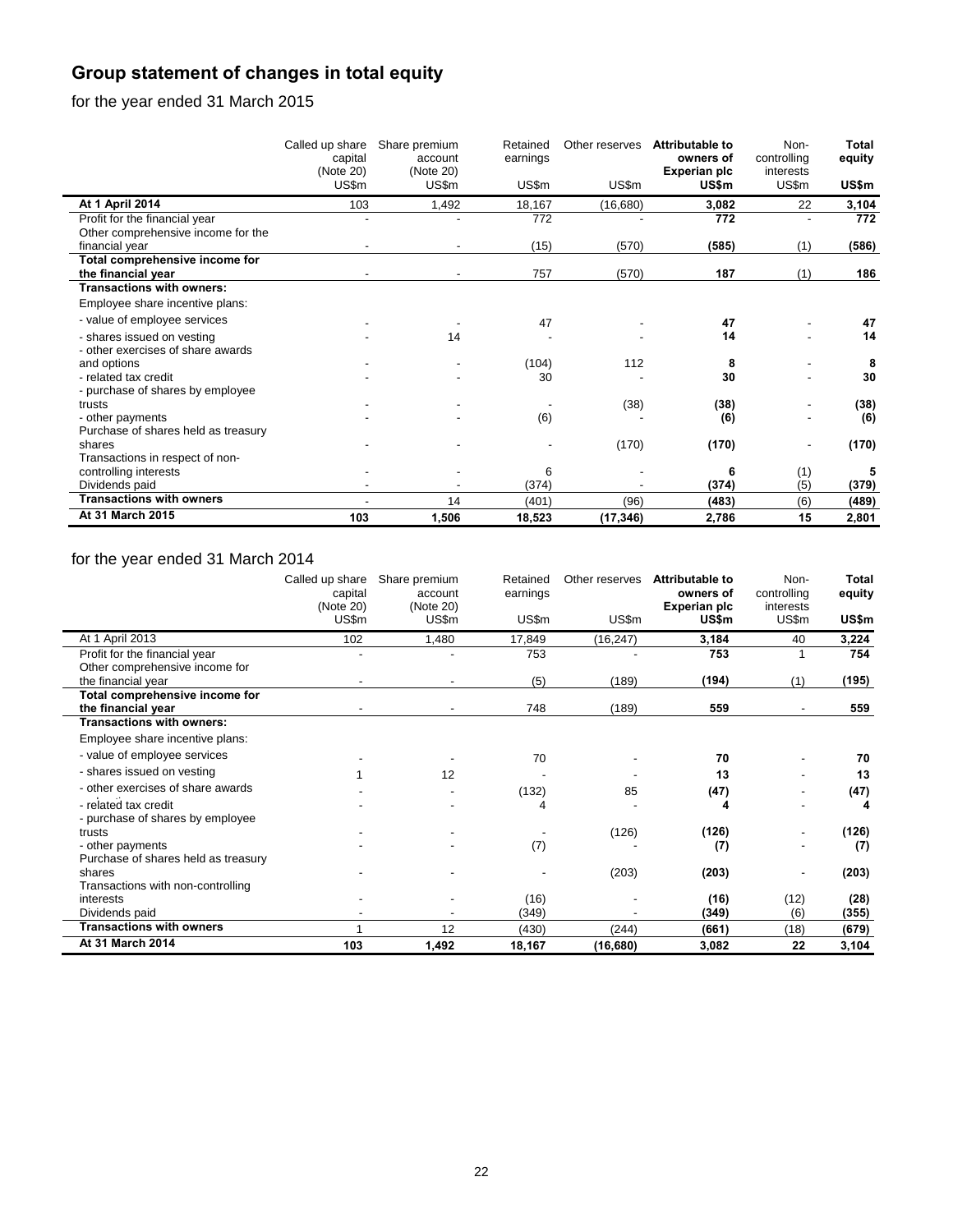# Group statement of changes in total equity

for the year ended 31 March 2015

| | Called up share capital (Note 20) US$m | Share premium account (Note 20) US$m | Retained earnings US$m | Other reserves US$m | **Attributable to owners of Experian plc US$m** | Non-controlling interests US$m | **Total equity US$m** |
|---|---|---|---|---|---|---|---|
| **At 1 April 2014** | 103 | 1,492 | 18,167 | (16,680) | **3,082** | 22 | **3,104** |
| Profit for the financial year | - | - | 772 | - | **772** | - | **772** |
| Other comprehensive income for the financial year | - | - | (15) | (570) | **(585)** | (1) | **(586)** |
| **Total comprehensive income for the financial year** | - | - | 757 | (570) | **187** | (1) | **186** |
| **Transactions with owners:** | | | | | | | |
| Employee share incentive plans: | | | | | | | |
| - value of employee services | - | - | 47 | - | **47** | - | **47** |
| - shares issued on vesting | - | 14 | - | - | **14** | - | **14** |
| - other exercises of share awards and options | - | - | (104) | 112 | **8** | - | **8** |
| - related tax credit | - | - | 30 | - | **30** | - | **30** |
| - purchase of shares by employee trusts | - | - | - | (38) | **(38)** | - | **(38)** |
| - other payments | - | - | (6) | - | **(6)** | - | **(6)** |
| Purchase of shares held as treasury shares | - | - | - | (170) | **(170)** | - | **(170)** |
| Transactions in respect of non-controlling interests | - | - | 6 | - | **6** | (1) | **5** |
| Dividends paid | - | - | (374) | - | **(374)** | (5) | **(379)** |
| **Transactions with owners** | - | 14 | (401) | (96) | **(483)** | (6) | **(489)** |
| **At 31 March 2015** | **103** | **1,506** | **18,523** | **(17,346)** | **2,786** | **15** | **2,801** |

for the year ended 31 March 2014

| | Called up share capital (Note 20) US$m | Share premium account (Note 20) US$m | Retained earnings US$m | Other reserves US$m | **Attributable to owners of Experian plc US$m** | Non-controlling interests US$m | **Total equity US$m** |
|---|---|---|---|---|---|---|---|
| At 1 April 2013 | 102 | 1,480 | 17,849 | (16,247) | **3,184** | 40 | **3,224** |
| Profit for the financial year | - | - | 753 | - | **753** | 1 | **754** |
| Other comprehensive income for the financial year | - | - | (5) | (189) | **(194)** | (1) | **(195)** |
| **Total comprehensive income for the financial year** | - | - | 748 | (189) | **559** | - | **559** |
| **Transactions with owners:** | | | | | | | |
| Employee share incentive plans: | | | | | | | |
| - value of employee services | - | - | 70 | - | **70** | - | **70** |
| - shares issued on vesting | 1 | 12 | - | - | **13** | - | **13** |
| - other exercises of share awards | - | - | (132) | 85 | **(47)** | - | **(47)** |
| - related tax credit | - | - | 4 | - | **4** | - | **4** |
| - purchase of shares by employee trusts | - | - | - | (126) | **(126)** | - | **(126)** |
| - other payments | - | - | (7) | - | **(7)** | - | **(7)** |
| Purchase of shares held as treasury shares | - | - | - | (203) | **(203)** | - | **(203)** |
| Transactions with non-controlling interests | - | - | (16) | - | **(16)** | (12) | **(28)** |
| Dividends paid | - | - | (349) | - | **(349)** | (6) | **(355)** |
| **Transactions with owners** | 1 | 12 | (430) | (244) | **(661)** | (18) | **(679)** |
| **At 31 March 2014** | **103** | **1,492** | **18,167** | **(16,680)** | **3,082** | **22** | **3,104** |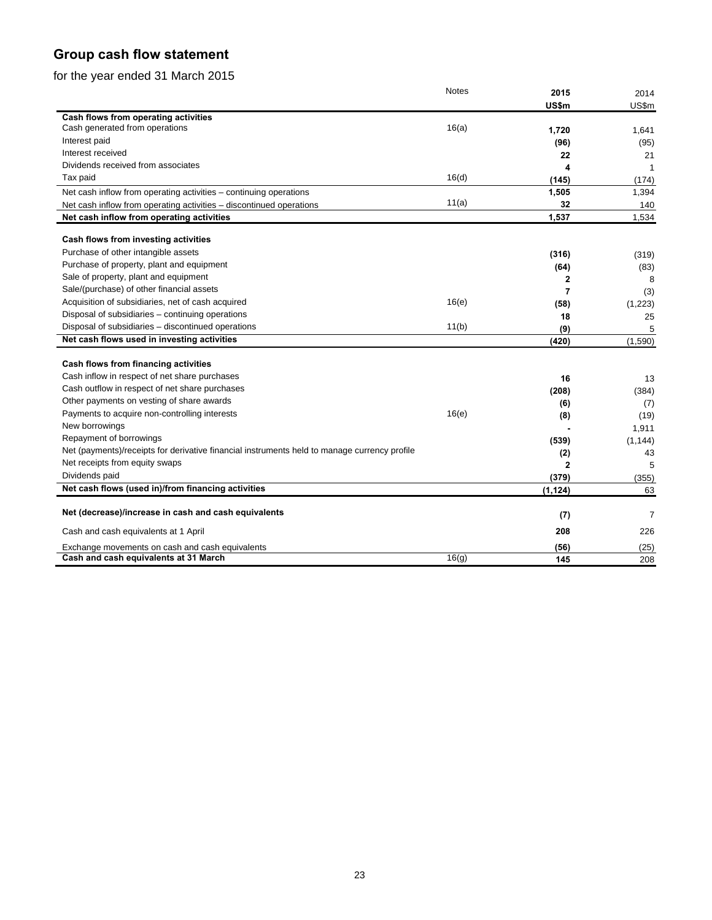## Group cash flow statement

for the year ended 31 March 2015

| | Notes | 2015 US$m | 2014 US$m |
|---|---|---|---|
| **Cash flows from operating activities** | | | |
| Cash generated from operations | 16(a) | **1,720** | 1,641 |
| Interest paid | | **(96)** | (95) |
| Interest received | | **22** | 21 |
| Dividends received from associates | | **4** | 1 |
| Tax paid | 16(d) | **(145)** | (174) |
| Net cash inflow from operating activities – continuing operations | | **1,505** | 1,394 |
| Net cash inflow from operating activities – discontinued operations | 11(a) | **32** | 140 |
| **Net cash inflow from operating activities** | | **1,537** | 1,534 |
| | | | |
| **Cash flows from investing activities** | | | |
| Purchase of other intangible assets | | **(316)** | (319) |
| Purchase of property, plant and equipment | | **(64)** | (83) |
| Sale of property, plant and equipment | | **2** | 8 |
| Sale/(purchase) of other financial assets | | **7** | (3) |
| Acquisition of subsidiaries, net of cash acquired | 16(e) | **(58)** | (1,223) |
| Disposal of subsidiaries – continuing operations | | **18** | 25 |
| Disposal of subsidiaries – discontinued operations | 11(b) | **(9)** | 5 |
| **Net cash flows used in investing activities** | | **(420)** | (1,590) |
| | | | |
| **Cash flows from financing activities** | | | |
| Cash inflow in respect of net share purchases | | **16** | 13 |
| Cash outflow in respect of net share purchases | | **(208)** | (384) |
| Other payments on vesting of share awards | | **(6)** | (7) |
| Payments to acquire non-controlling interests | 16(e) | **(8)** | (19) |
| New borrowings | | **-** | 1,911 |
| Repayment of borrowings | | **(539)** | (1,144) |
| Net (payments)/receipts for derivative financial instruments held to manage currency profile | | **(2)** | 43 |
| Net receipts from equity swaps | | **2** | 5 |
| Dividends paid | | **(379)** | (355) |
| **Net cash flows (used in)/from financing activities** | | **(1,124)** | 63 |
| | | | |
| **Net (decrease)/increase in cash and cash equivalents** | | **(7)** | 7 |
| Cash and cash equivalents at 1 April | | **208** | 226 |
| Exchange movements on cash and cash equivalents | | **(56)** | (25) |
| **Cash and cash equivalents at 31 March** | 16(g) | **145** | 208 |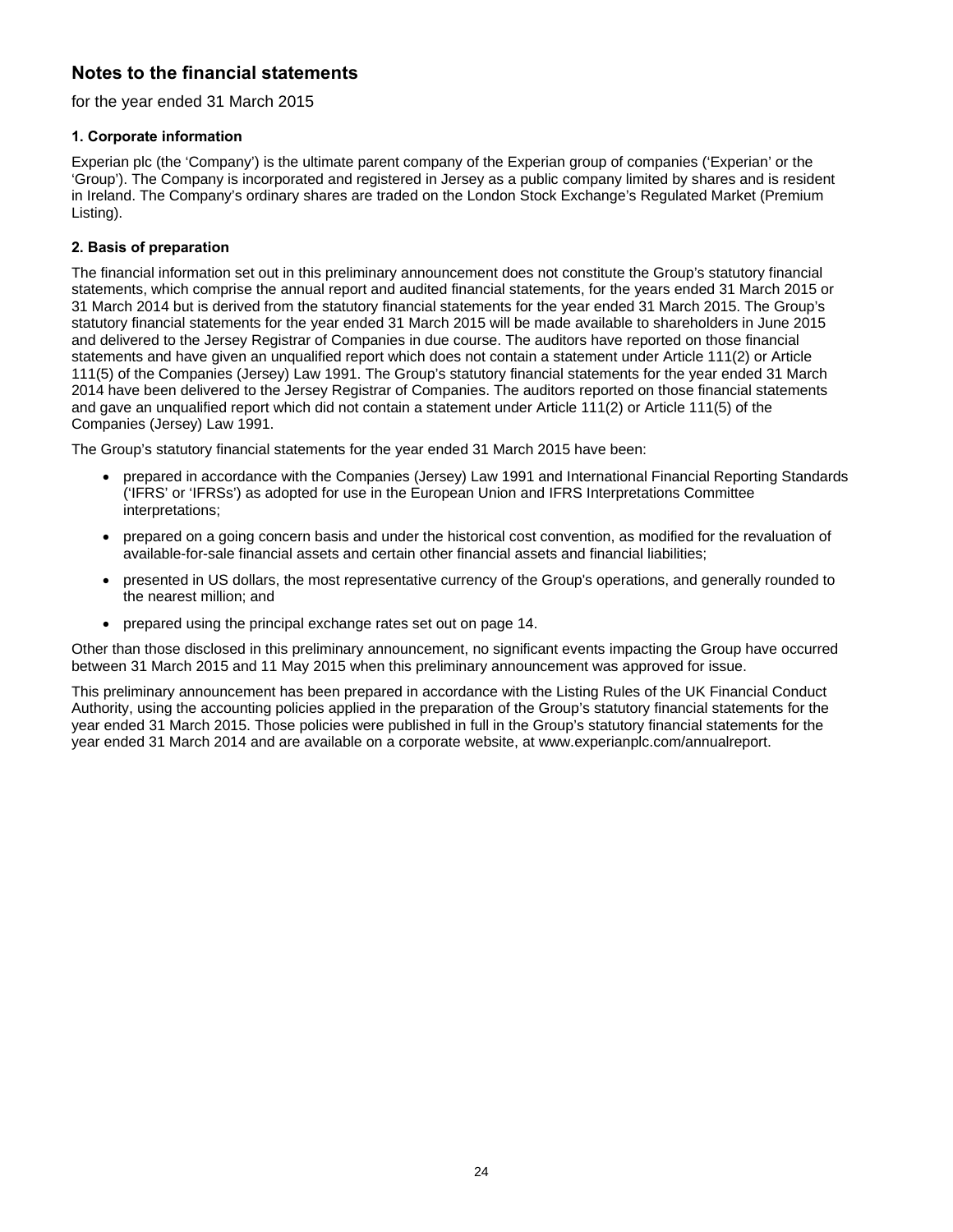# Notes to the financial statements

for the year ended 31 March 2015

### 1. Corporate information

Experian plc (the 'Company') is the ultimate parent company of the Experian group of companies ('Experian' or the 'Group'). The Company is incorporated and registered in Jersey as a public company limited by shares and is resident in Ireland. The Company's ordinary shares are traded on the London Stock Exchange's Regulated Market (Premium Listing).

### 2. Basis of preparation

The financial information set out in this preliminary announcement does not constitute the Group's statutory financial statements, which comprise the annual report and audited financial statements, for the years ended 31 March 2015 or 31 March 2014 but is derived from the statutory financial statements for the year ended 31 March 2015. The Group's statutory financial statements for the year ended 31 March 2015 will be made available to shareholders in June 2015 and delivered to the Jersey Registrar of Companies in due course. The auditors have reported on those financial statements and have given an unqualified report which does not contain a statement under Article 111(2) or Article 111(5) of the Companies (Jersey) Law 1991. The Group's statutory financial statements for the year ended 31 March 2014 have been delivered to the Jersey Registrar of Companies. The auditors reported on those financial statements and gave an unqualified report which did not contain a statement under Article 111(2) or Article 111(5) of the Companies (Jersey) Law 1991.

The Group's statutory financial statements for the year ended 31 March 2015 have been:

- prepared in accordance with the Companies (Jersey) Law 1991 and International Financial Reporting Standards ('IFRS' or 'IFRSs') as adopted for use in the European Union and IFRS Interpretations Committee interpretations;
- prepared on a going concern basis and under the historical cost convention, as modified for the revaluation of available-for-sale financial assets and certain other financial assets and financial liabilities;
- presented in US dollars, the most representative currency of the Group's operations, and generally rounded to the nearest million; and
- prepared using the principal exchange rates set out on page 14.

Other than those disclosed in this preliminary announcement, no significant events impacting the Group have occurred between 31 March 2015 and 11 May 2015 when this preliminary announcement was approved for issue.

This preliminary announcement has been prepared in accordance with the Listing Rules of the UK Financial Conduct Authority, using the accounting policies applied in the preparation of the Group's statutory financial statements for the year ended 31 March 2015. Those policies were published in full in the Group's statutory financial statements for the year ended 31 March 2014 and are available on a corporate website, at www.experianplc.com/annualreport.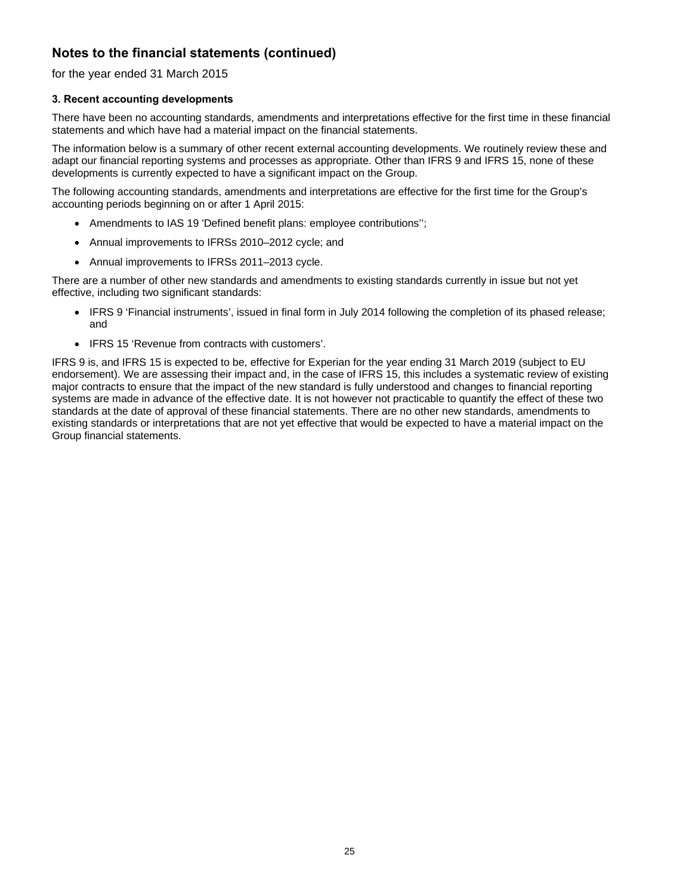## Notes to the financial statements (continued)

for the year ended 31 March 2015

**3. Recent accounting developments**

There have been no accounting standards, amendments and interpretations effective for the first time in these financial statements and which have had a material impact on the financial statements.

The information below is a summary of other recent external accounting developments. We routinely review these and adapt our financial reporting systems and processes as appropriate. Other than IFRS 9 and IFRS 15, none of these developments is currently expected to have a significant impact on the Group.

The following accounting standards, amendments and interpretations are effective for the first time for the Group's accounting periods beginning on or after 1 April 2015:

- Amendments to IAS 19 'Defined benefit plans: employee contributions'';
- Annual improvements to IFRSs 2010–2012 cycle; and
- Annual improvements to IFRSs 2011–2013 cycle.

There are a number of other new standards and amendments to existing standards currently in issue but not yet effective, including two significant standards:

- IFRS 9 'Financial instruments', issued in final form in July 2014 following the completion of its phased release; and
- IFRS 15 'Revenue from contracts with customers'.

IFRS 9 is, and IFRS 15 is expected to be, effective for Experian for the year ending 31 March 2019 (subject to EU endorsement). We are assessing their impact and, in the case of IFRS 15, this includes a systematic review of existing major contracts to ensure that the impact of the new standard is fully understood and changes to financial reporting systems are made in advance of the effective date. It is not however not practicable to quantify the effect of these two standards at the date of approval of these financial statements. There are no other new standards, amendments to existing standards or interpretations that are not yet effective that would be expected to have a material impact on the Group financial statements.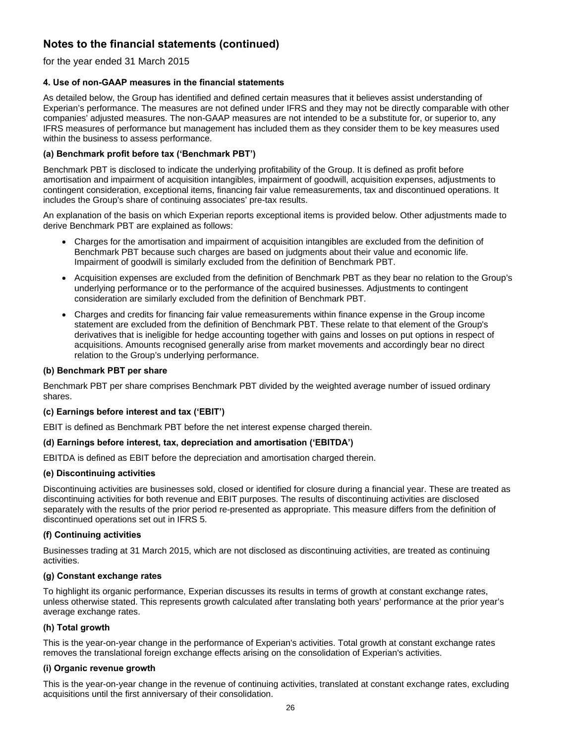# Notes to the financial statements (continued)

for the year ended 31 March 2015

### 4. Use of non-GAAP measures in the financial statements

As detailed below, the Group has identified and defined certain measures that it believes assist understanding of Experian's performance. The measures are not defined under IFRS and they may not be directly comparable with other companies' adjusted measures. The non-GAAP measures are not intended to be a substitute for, or superior to, any IFRS measures of performance but management has included them as they consider them to be key measures used within the business to assess performance.

#### (a) Benchmark profit before tax ('Benchmark PBT')

Benchmark PBT is disclosed to indicate the underlying profitability of the Group. It is defined as profit before amortisation and impairment of acquisition intangibles, impairment of goodwill, acquisition expenses, adjustments to contingent consideration, exceptional items, financing fair value remeasurements, tax and discontinued operations. It includes the Group's share of continuing associates' pre-tax results.

An explanation of the basis on which Experian reports exceptional items is provided below. Other adjustments made to derive Benchmark PBT are explained as follows:

- Charges for the amortisation and impairment of acquisition intangibles are excluded from the definition of Benchmark PBT because such charges are based on judgments about their value and economic life. Impairment of goodwill is similarly excluded from the definition of Benchmark PBT.
- Acquisition expenses are excluded from the definition of Benchmark PBT as they bear no relation to the Group's underlying performance or to the performance of the acquired businesses. Adjustments to contingent consideration are similarly excluded from the definition of Benchmark PBT.
- Charges and credits for financing fair value remeasurements within finance expense in the Group income statement are excluded from the definition of Benchmark PBT. These relate to that element of the Group's derivatives that is ineligible for hedge accounting together with gains and losses on put options in respect of acquisitions. Amounts recognised generally arise from market movements and accordingly bear no direct relation to the Group's underlying performance.

#### (b) Benchmark PBT per share

Benchmark PBT per share comprises Benchmark PBT divided by the weighted average number of issued ordinary shares.

#### (c) Earnings before interest and tax ('EBIT')

EBIT is defined as Benchmark PBT before the net interest expense charged therein.

#### (d) Earnings before interest, tax, depreciation and amortisation ('EBITDA')

EBITDA is defined as EBIT before the depreciation and amortisation charged therein.

#### (e) Discontinuing activities

Discontinuing activities are businesses sold, closed or identified for closure during a financial year. These are treated as discontinuing activities for both revenue and EBIT purposes. The results of discontinuing activities are disclosed separately with the results of the prior period re-presented as appropriate. This measure differs from the definition of discontinued operations set out in IFRS 5.

#### (f) Continuing activities

Businesses trading at 31 March 2015, which are not disclosed as discontinuing activities, are treated as continuing activities.

#### (g) Constant exchange rates

To highlight its organic performance, Experian discusses its results in terms of growth at constant exchange rates, unless otherwise stated. This represents growth calculated after translating both years' performance at the prior year's average exchange rates.

#### (h) Total growth

This is the year-on-year change in the performance of Experian's activities. Total growth at constant exchange rates removes the translational foreign exchange effects arising on the consolidation of Experian's activities.

#### (i) Organic revenue growth

This is the year-on-year change in the revenue of continuing activities, translated at constant exchange rates, excluding acquisitions until the first anniversary of their consolidation.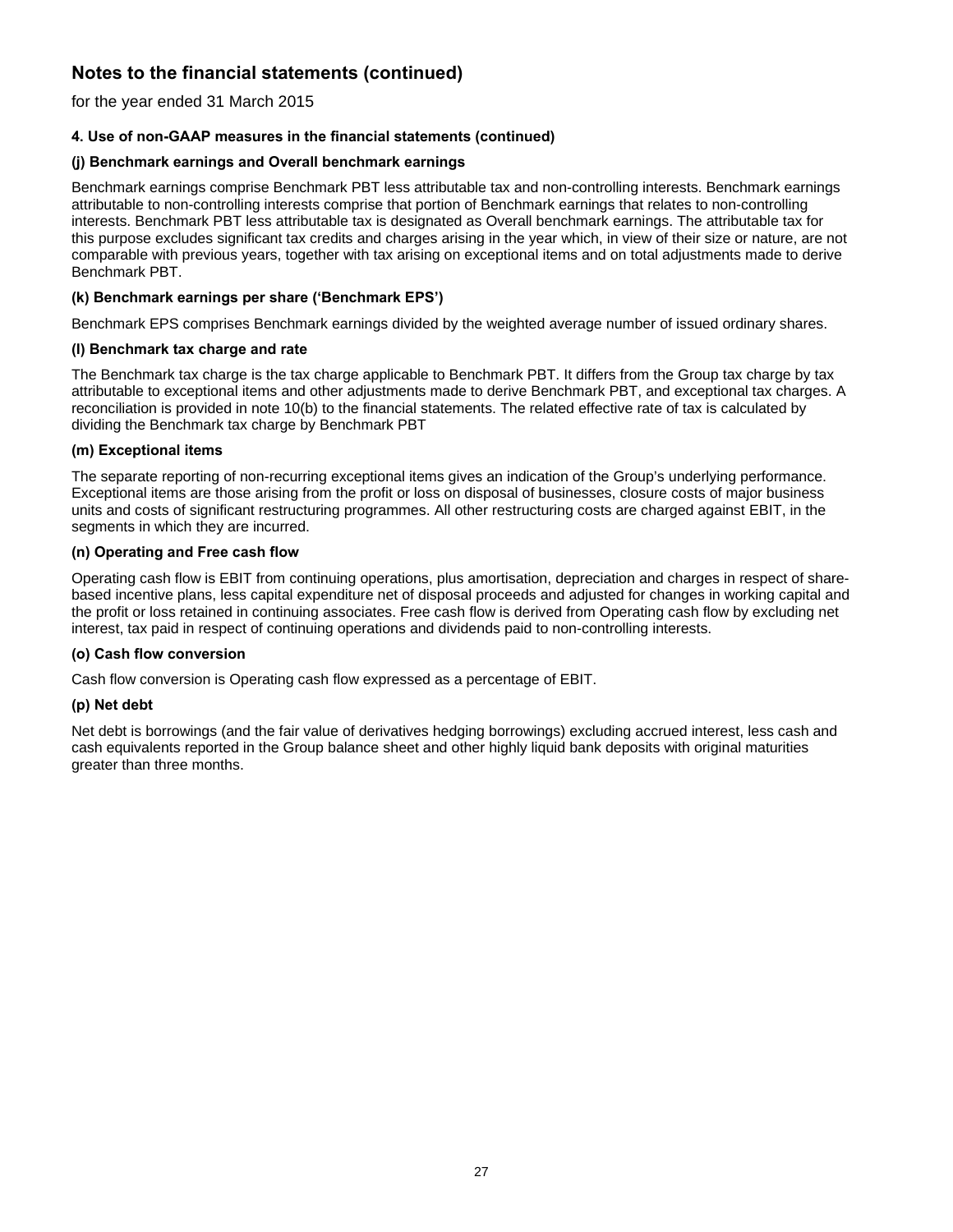# Notes to the financial statements (continued)

for the year ended 31 March 2015

### 4. Use of non-GAAP measures in the financial statements (continued)

#### (j) Benchmark earnings and Overall benchmark earnings

Benchmark earnings comprise Benchmark PBT less attributable tax and non-controlling interests. Benchmark earnings attributable to non-controlling interests comprise that portion of Benchmark earnings that relates to non-controlling interests. Benchmark PBT less attributable tax is designated as Overall benchmark earnings. The attributable tax for this purpose excludes significant tax credits and charges arising in the year which, in view of their size or nature, are not comparable with previous years, together with tax arising on exceptional items and on total adjustments made to derive Benchmark PBT.

#### (k) Benchmark earnings per share ('Benchmark EPS')

Benchmark EPS comprises Benchmark earnings divided by the weighted average number of issued ordinary shares.

#### (l) Benchmark tax charge and rate

The Benchmark tax charge is the tax charge applicable to Benchmark PBT. It differs from the Group tax charge by tax attributable to exceptional items and other adjustments made to derive Benchmark PBT, and exceptional tax charges. A reconciliation is provided in note 10(b) to the financial statements. The related effective rate of tax is calculated by dividing the Benchmark tax charge by Benchmark PBT

#### (m) Exceptional items

The separate reporting of non-recurring exceptional items gives an indication of the Group's underlying performance. Exceptional items are those arising from the profit or loss on disposal of businesses, closure costs of major business units and costs of significant restructuring programmes. All other restructuring costs are charged against EBIT, in the segments in which they are incurred.

#### (n) Operating and Free cash flow

Operating cash flow is EBIT from continuing operations, plus amortisation, depreciation and charges in respect of share-based incentive plans, less capital expenditure net of disposal proceeds and adjusted for changes in working capital and the profit or loss retained in continuing associates. Free cash flow is derived from Operating cash flow by excluding net interest, tax paid in respect of continuing operations and dividends paid to non-controlling interests.

#### (o) Cash flow conversion

Cash flow conversion is Operating cash flow expressed as a percentage of EBIT.

#### (p) Net debt

Net debt is borrowings (and the fair value of derivatives hedging borrowings) excluding accrued interest, less cash and cash equivalents reported in the Group balance sheet and other highly liquid bank deposits with original maturities greater than three months.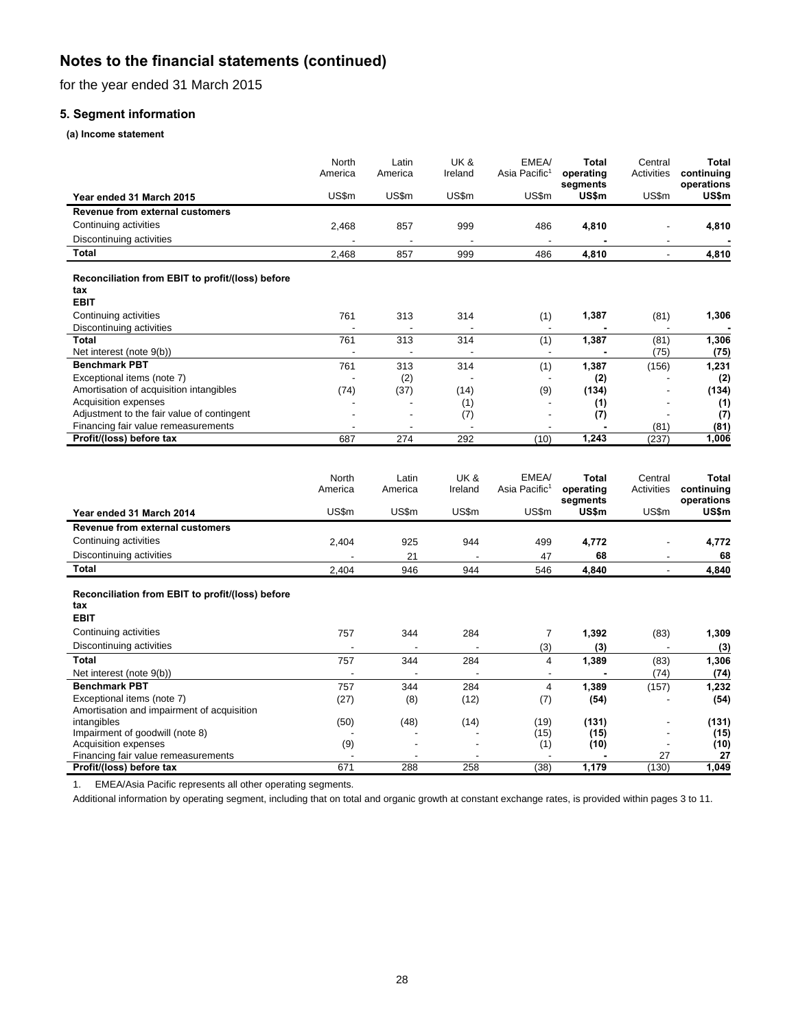# Notes to the financial statements (continued)

for the year ended 31 March 2015

## 5. Segment information

**(a) Income statement**

| Year ended 31 March 2015 | North America US$m | Latin America US$m | UK & Ireland US$m | EMEA/ Asia Pacific[1] US$m | **Total operating segments US$m** | Central Activities US$m | **Total continuing operations US$m** |
|---|---|---|---|---|---|---|---|
| **Revenue from external customers** | | | | | | | |
| Continuing activities | 2,468 | 857 | 999 | 486 | **4,810** | - | **4,810** |
| Discontinuing activities | - | - | - | - | **-** | - | **-** |
| **Total** | 2,468 | 857 | 999 | 486 | **4,810** | - | **4,810** |
| **Reconciliation from EBIT to profit/(loss) before tax** | | | | | | | |
| **EBIT** | | | | | | | |
| Continuing activities | 761 | 313 | 314 | (1) | **1,387** | (81) | **1,306** |
| Discontinuing activities | - | - | - | - | **-** | - | **-** |
| **Total** | 761 | 313 | 314 | (1) | **1,387** | (81) | **1,306** |
| Net interest (note 9(b)) | - | - | - | - | **-** | (75) | **(75)** |
| **Benchmark PBT** | 761 | 313 | 314 | (1) | **1,387** | (156) | **1,231** |
| Exceptional items (note 7) | - | (2) | - | - | **(2)** | - | **(2)** |
| Amortisation of acquisition intangibles | (74) | (37) | (14) | (9) | **(134)** | - | **(134)** |
| Acquisition expenses | - | - | (1) | - | **(1)** | - | **(1)** |
| Adjustment to the fair value of contingent | - | - | (7) | - | **(7)** | - | **(7)** |
| Financing fair value remeasurements | - | - | - | - | **-** | (81) | **(81)** |
| **Profit/(loss) before tax** | 687 | 274 | 292 | (10) | **1,243** | (237) | **1,006** |

| Year ended 31 March 2014 | North America US$m | Latin America US$m | UK & Ireland US$m | EMEA/ Asia Pacific[1] US$m | **Total operating segments US$m** | Central Activities US$m | **Total continuing operations US$m** |
|---|---|---|---|---|---|---|---|
| **Revenue from external customers** | | | | | | | |
| Continuing activities | 2,404 | 925 | 944 | 499 | **4,772** | - | **4,772** |
| Discontinuing activities | - | 21 | - | 47 | **68** | - | **68** |
| **Total** | 2,404 | 946 | 944 | 546 | **4,840** | - | **4,840** |
| **Reconciliation from EBIT to profit/(loss) before tax** | | | | | | | |
| **EBIT** | | | | | | | |
| Continuing activities | 757 | 344 | 284 | 7 | **1,392** | (83) | **1,309** |
| Discontinuing activities | - | - | - | (3) | **(3)** | - | **(3)** |
| **Total** | 757 | 344 | 284 | 4 | **1,389** | (83) | **1,306** |
| Net interest (note 9(b)) | - | - | - | - | **-** | (74) | **(74)** |
| **Benchmark PBT** | 757 | 344 | 284 | 4 | **1,389** | (157) | **1,232** |
| Exceptional items (note 7) | (27) | (8) | (12) | (7) | **(54)** | - | **(54)** |
| Amortisation and impairment of acquisition intangibles | (50) | (48) | (14) | (19) | **(131)** | - | **(131)** |
| Impairment of goodwill (note 8) | - | - | - | (15) | **(15)** | - | **(15)** |
| Acquisition expenses | (9) | - | - | (1) | **(10)** | - | **(10)** |
| Financing fair value remeasurements | - | - | - | - | **-** | 27 | **27** |
| **Profit/(loss) before tax** | 671 | 288 | 258 | (38) | **1,179** | (130) | **1,049** |

1. EMEA/Asia Pacific represents all other operating segments.

Additional information by operating segment, including that on total and organic growth at constant exchange rates, is provided within pages 3 to 11.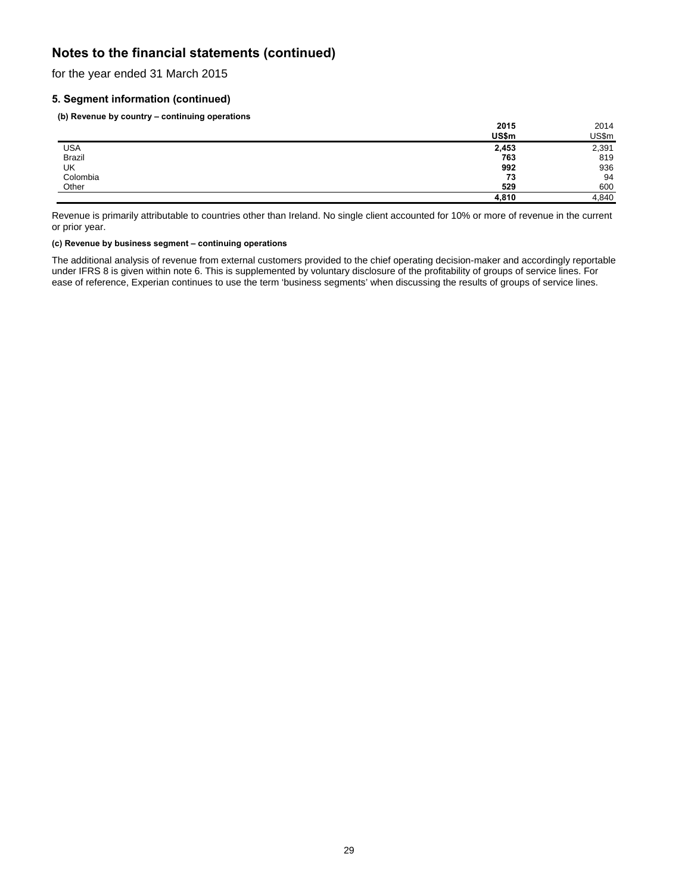# Notes to the financial statements (continued)

for the year ended 31 March 2015

### 5. Segment information (continued)

**(b) Revenue by country – continuing operations**

| | **2015** | 2014 |
|---|---|---|
| | **US$m** | US$m |
| USA | **2,453** | 2,391 |
| Brazil | **763** | 819 |
| UK | **992** | 936 |
| Colombia | **73** | 94 |
| Other | **529** | 600 |
| | **4,810** | 4,840 |

Revenue is primarily attributable to countries other than Ireland. No single client accounted for 10% or more of revenue in the current or prior year.

**(c) Revenue by business segment – continuing operations**

The additional analysis of revenue from external customers provided to the chief operating decision-maker and accordingly reportable under IFRS 8 is given within note 6. This is supplemented by voluntary disclosure of the profitability of groups of service lines. For ease of reference, Experian continues to use the term 'business segments' when discussing the results of groups of service lines.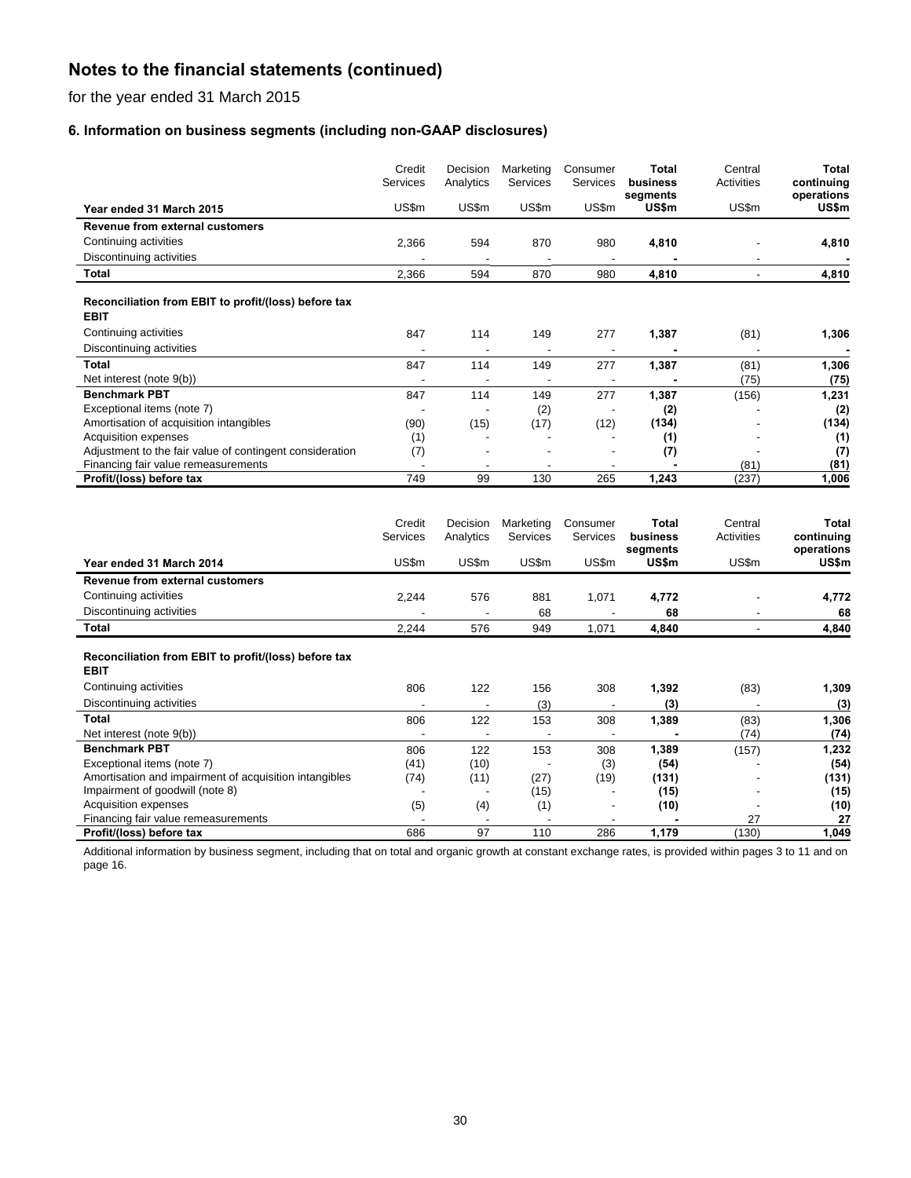# Notes to the financial statements (continued)

for the year ended 31 March 2015

### 6. Information on business segments (including non-GAAP disclosures)

| Year ended 31 March 2015 | Credit Services US$m | Decision Analytics US$m | Marketing Services US$m | Consumer Services US$m | **Total business segments US$m** | Central Activities US$m | **Total continuing operations US$m** |
|---|---|---|---|---|---|---|---|
| **Revenue from external customers** | | | | | | | |
| Continuing activities | 2,366 | 594 | 870 | 980 | **4,810** | - | **4,810** |
| Discontinuing activities | - | - | - | - | **-** | - | **-** |
| **Total** | 2,366 | 594 | 870 | 980 | **4,810** | - | **4,810** |
| **Reconciliation from EBIT to profit/(loss) before tax** | | | | | | | |
| **EBIT** | | | | | | | |
| Continuing activities | 847 | 114 | 149 | 277 | **1,387** | (81) | **1,306** |
| Discontinuing activities | - | - | - | - | **-** | - | **-** |
| **Total** | 847 | 114 | 149 | 277 | **1,387** | (81) | **1,306** |
| Net interest (note 9(b)) | - | - | - | - | **-** | (75) | **(75)** |
| **Benchmark PBT** | 847 | 114 | 149 | 277 | **1,387** | (156) | **1,231** |
| Exceptional items (note 7) | - | - | (2) | - | **(2)** | - | **(2)** |
| Amortisation of acquisition intangibles | (90) | (15) | (17) | (12) | **(134)** | - | **(134)** |
| Acquisition expenses | (1) | - | - | - | **(1)** | - | **(1)** |
| Adjustment to the fair value of contingent consideration | (7) | - | - | - | **(7)** | - | **(7)** |
| Financing fair value remeasurements | - | - | - | - | **-** | (81) | **(81)** |
| **Profit/(loss) before tax** | 749 | 99 | 130 | 265 | **1,243** | (237) | **1,006** |

| Year ended 31 March 2014 | Credit Services US$m | Decision Analytics US$m | Marketing Services US$m | Consumer Services US$m | **Total business segments US$m** | Central Activities US$m | **Total continuing operations US$m** |
|---|---|---|---|---|---|---|---|
| **Revenue from external customers** | | | | | | | |
| Continuing activities | 2,244 | 576 | 881 | 1,071 | **4,772** | - | **4,772** |
| Discontinuing activities | - | - | 68 | - | **68** | - | **68** |
| **Total** | 2,244 | 576 | 949 | 1,071 | **4,840** | - | **4,840** |
| **Reconciliation from EBIT to profit/(loss) before tax** | | | | | | | |
| **EBIT** | | | | | | | |
| Continuing activities | 806 | 122 | 156 | 308 | **1,392** | (83) | **1,309** |
| Discontinuing activities | - | - | (3) | - | **(3)** | - | **(3)** |
| **Total** | 806 | 122 | 153 | 308 | **1,389** | (83) | **1,306** |
| Net interest (note 9(b)) | - | - | - | - | **-** | (74) | **(74)** |
| **Benchmark PBT** | 806 | 122 | 153 | 308 | **1,389** | (157) | **1,232** |
| Exceptional items (note 7) | (41) | (10) | - | (3) | **(54)** | - | **(54)** |
| Amortisation and impairment of acquisition intangibles | (74) | (11) | (27) | (19) | **(131)** | - | **(131)** |
| Impairment of goodwill (note 8) | - | - | (15) | - | **(15)** | - | **(15)** |
| Acquisition expenses | (5) | (4) | (1) | - | **(10)** | - | **(10)** |
| Financing fair value remeasurements | - | - | - | - | **-** | 27 | **27** |
| **Profit/(loss) before tax** | 686 | 97 | 110 | 286 | **1,179** | (130) | **1,049** |

Additional information by business segment, including that on total and organic growth at constant exchange rates, is provided within pages 3 to 11 and on page 16.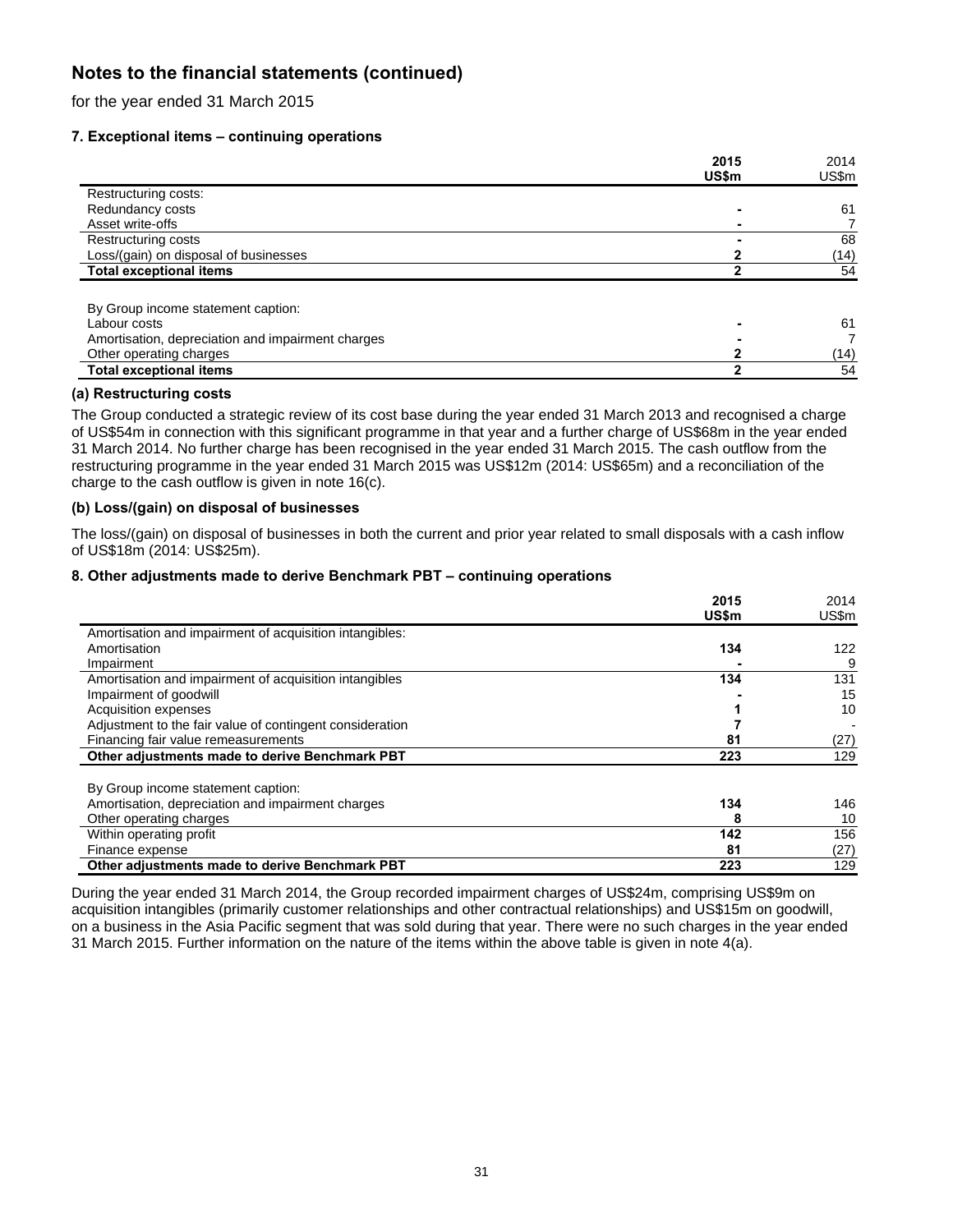## Notes to the financial statements (continued)

for the year ended 31 March 2015

### 7. Exceptional items – continuing operations

| | **2015 US$m** | 2014 US$m |
|---|---|---|
| Restructuring costs: | | |
| Redundancy costs | **-** | 61 |
| Asset write-offs | **-** | 7 |
| Restructuring costs | **-** | 68 |
| Loss/(gain) on disposal of businesses | **2** | (14) |
| **Total exceptional items** | **2** | 54 |
| | | |
| By Group income statement caption: | | |
| Labour costs | **-** | 61 |
| Amortisation, depreciation and impairment charges | **-** | 7 |
| Other operating charges | **2** | (14) |
| **Total exceptional items** | **2** | 54 |

**(a) Restructuring costs**

The Group conducted a strategic review of its cost base during the year ended 31 March 2013 and recognised a charge of US$54m in connection with this significant programme in that year and a further charge of US$68m in the year ended 31 March 2014. No further charge has been recognised in the year ended 31 March 2015. The cash outflow from the restructuring programme in the year ended 31 March 2015 was US$12m (2014: US$65m) and a reconciliation of the charge to the cash outflow is given in note 16(c).

**(b) Loss/(gain) on disposal of businesses**

The loss/(gain) on disposal of businesses in both the current and prior year related to small disposals with a cash inflow of US$18m (2014: US$25m).

### 8. Other adjustments made to derive Benchmark PBT – continuing operations

| | **2015 US$m** | 2014 US$m |
|---|---|---|
| Amortisation and impairment of acquisition intangibles: | | |
| Amortisation | **134** | 122 |
| Impairment | **-** | 9 |
| Amortisation and impairment of acquisition intangibles | **134** | 131 |
| Impairment of goodwill | **-** | 15 |
| Acquisition expenses | **1** | 10 |
| Adjustment to the fair value of contingent consideration | **7** | - |
| Financing fair value remeasurements | **81** | (27) |
| **Other adjustments made to derive Benchmark PBT** | **223** | 129 |
| | | |
| By Group income statement caption: | | |
| Amortisation, depreciation and impairment charges | **134** | 146 |
| Other operating charges | **8** | 10 |
| Within operating profit | **142** | 156 |
| Finance expense | **81** | (27) |
| **Other adjustments made to derive Benchmark PBT** | **223** | 129 |

During the year ended 31 March 2014, the Group recorded impairment charges of US$24m, comprising US$9m on acquisition intangibles (primarily customer relationships and other contractual relationships) and US$15m on goodwill, on a business in the Asia Pacific segment that was sold during that year. There were no such charges in the year ended 31 March 2015. Further information on the nature of the items within the above table is given in note 4(a).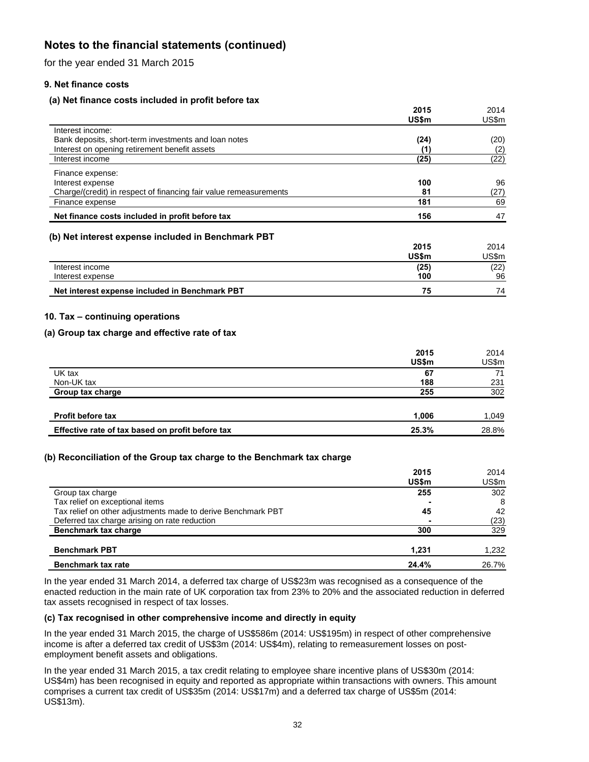# Notes to the financial statements (continued)

for the year ended 31 March 2015

### 9. Net finance costs

#### (a) Net finance costs included in profit before tax

| | 2015 US$m | 2014 US$m |
|---|---|---|
| Interest income: | | |
| Bank deposits, short-term investments and loan notes | **(24)** | (20) |
| Interest on opening retirement benefit assets | **(1)** | (2) |
| Interest income | **(25)** | (22) |
| Finance expense: | | |
| Interest expense | **100** | 96 |
| Charge/(credit) in respect of financing fair value remeasurements | **81** | (27) |
| Finance expense | **181** | 69 |
| **Net finance costs included in profit before tax** | **156** | 47 |

#### (b) Net interest expense included in Benchmark PBT

| | 2015 US$m | 2014 US$m |
|---|---|---|
| Interest income | **(25)** | (22) |
| Interest expense | **100** | 96 |
| **Net interest expense included in Benchmark PBT** | **75** | 74 |

### 10. Tax – continuing operations

#### (a) Group tax charge and effective rate of tax

| | 2015 US$m | 2014 US$m |
|---|---|---|
| UK tax | **67** | 71 |
| Non-UK tax | **188** | 231 |
| **Group tax charge** | **255** | 302 |
| | | |
| **Profit before tax** | **1,006** | 1,049 |
| **Effective rate of tax based on profit before tax** | **25.3%** | 28.8% |

#### (b) Reconciliation of the Group tax charge to the Benchmark tax charge

| | 2015 US$m | 2014 US$m |
|---|---|---|
| Group tax charge | **255** | 302 |
| Tax relief on exceptional items | **-** | 8 |
| Tax relief on other adjustments made to derive Benchmark PBT | **45** | 42 |
| Deferred tax charge arising on rate reduction | **-** | (23) |
| **Benchmark tax charge** | **300** | 329 |
| | | |
| **Benchmark PBT** | **1,231** | 1,232 |
| **Benchmark tax rate** | **24.4%** | 26.7% |

In the year ended 31 March 2014, a deferred tax charge of US$23m was recognised as a consequence of the enacted reduction in the main rate of UK corporation tax from 23% to 20% and the associated reduction in deferred tax assets recognised in respect of tax losses.

#### (c) Tax recognised in other comprehensive income and directly in equity

In the year ended 31 March 2015, the charge of US$586m (2014: US$195m) in respect of other comprehensive income is after a deferred tax credit of US$3m (2014: US$4m), relating to remeasurement losses on post-employment benefit assets and obligations.

In the year ended 31 March 2015, a tax credit relating to employee share incentive plans of US$30m (2014: US$4m) has been recognised in equity and reported as appropriate within transactions with owners. This amount comprises a current tax credit of US$35m (2014: US$17m) and a deferred tax charge of US$5m (2014: US$13m).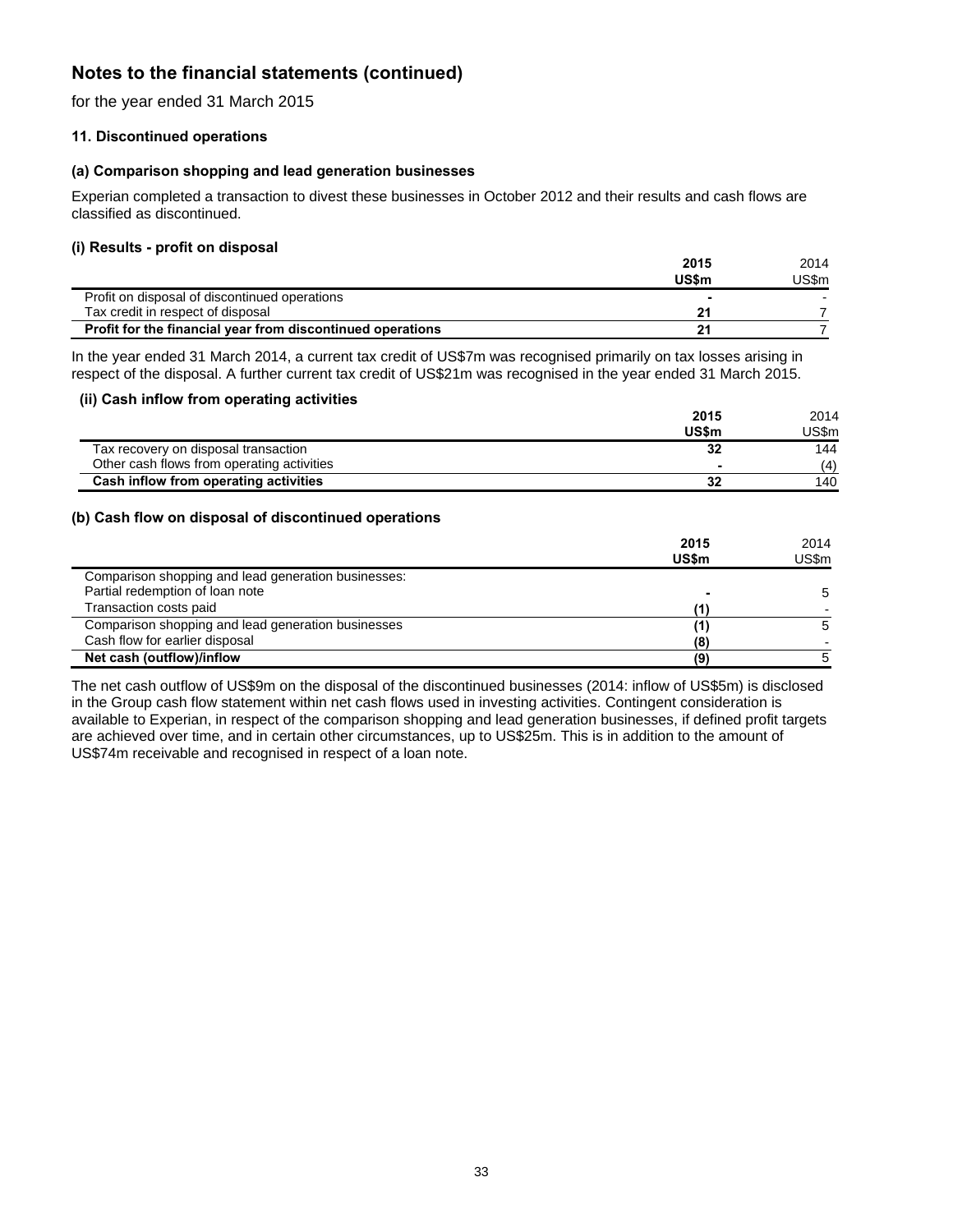# Notes to the financial statements (continued)

for the year ended 31 March 2015

### 11. Discontinued operations

#### (a) Comparison shopping and lead generation businesses

Experian completed a transaction to divest these businesses in October 2012 and their results and cash flows are classified as discontinued.

#### (i) Results - profit on disposal

| | 2015<br>US$m | 2014<br>US$m |
|---|---|---|
| Profit on disposal of discontinued operations | - | - |
| Tax credit in respect of disposal | 21 | 7 |
| **Profit for the financial year from discontinued operations** | **21** | 7 |

In the year ended 31 March 2014, a current tax credit of US$7m was recognised primarily on tax losses arising in respect of the disposal. A further current tax credit of US$21m was recognised in the year ended 31 March 2015.

#### (ii) Cash inflow from operating activities

| | 2015<br>US$m | 2014<br>US$m |
|---|---|---|
| Tax recovery on disposal transaction | 32 | 144 |
| Other cash flows from operating activities | - | (4) |
| **Cash inflow from operating activities** | **32** | 140 |

#### (b) Cash flow on disposal of discontinued operations

| | 2015<br>US$m | 2014<br>US$m |
|---|---|---|
| Comparison shopping and lead generation businesses: | | |
| Partial redemption of loan note | - | 5 |
| Transaction costs paid | (1) | - |
| Comparison shopping and lead generation businesses | (1) | 5 |
| Cash flow for earlier disposal | (8) | - |
| **Net cash (outflow)/inflow** | **(9)** | 5 |

The net cash outflow of US$9m on the disposal of the discontinued businesses (2014: inflow of US$5m) is disclosed in the Group cash flow statement within net cash flows used in investing activities. Contingent consideration is available to Experian, in respect of the comparison shopping and lead generation businesses, if defined profit targets are achieved over time, and in certain other circumstances, up to US$25m. This is in addition to the amount of US$74m receivable and recognised in respect of a loan note.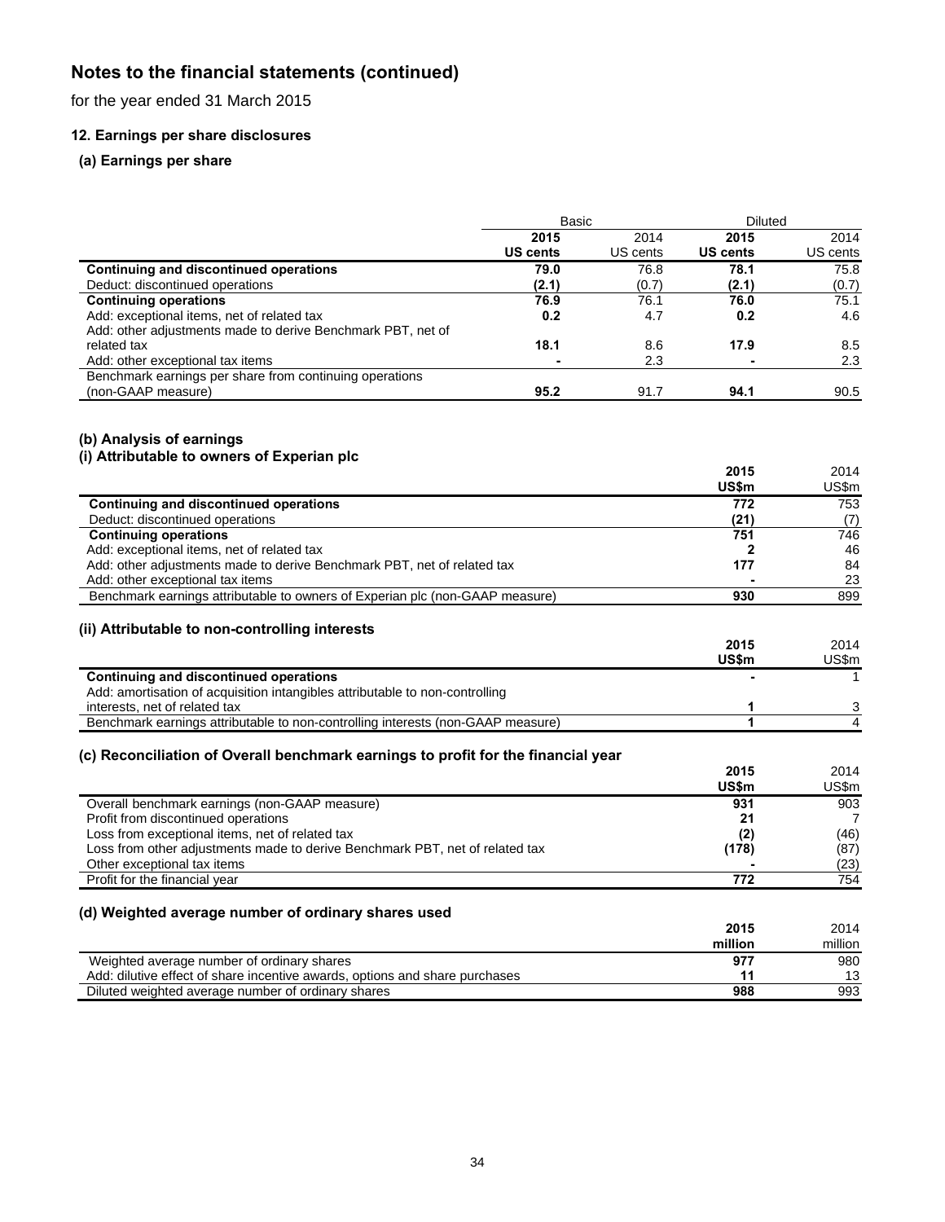# Notes to the financial statements (continued)

for the year ended 31 March 2015

### 12. Earnings per share disclosures

#### (a) Earnings per share

| | Basic | | Diluted | |
|---|---|---|---|---|
| | **2015** | 2014 | **2015** | 2014 |
| | **US cents** | US cents | **US cents** | US cents |
| **Continuing and discontinued operations** | **79.0** | 76.8 | **78.1** | 75.8 |
| Deduct: discontinued operations | **(2.1)** | (0.7) | **(2.1)** | (0.7) |
| **Continuing operations** | **76.9** | 76.1 | **76.0** | 75.1 |
| Add: exceptional items, net of related tax | **0.2** | 4.7 | **0.2** | 4.6 |
| Add: other adjustments made to derive Benchmark PBT, net of related tax | **18.1** | 8.6 | **17.9** | 8.5 |
| Add: other exceptional tax items | **-** | 2.3 | **-** | 2.3 |
| Benchmark earnings per share from continuing operations (non-GAAP measure) | **95.2** | 91.7 | **94.1** | 90.5 |

#### (b) Analysis of earnings

#### (i) Attributable to owners of Experian plc

| | **2015** | 2014 |
|---|---|---|
| | **US$m** | US$m |
| **Continuing and discontinued operations** | **772** | 753 |
| Deduct: discontinued operations | **(21)** | (7) |
| **Continuing operations** | **751** | 746 |
| Add: exceptional items, net of related tax | **2** | 46 |
| Add: other adjustments made to derive Benchmark PBT, net of related tax | **177** | 84 |
| Add: other exceptional tax items | **-** | 23 |
| Benchmark earnings attributable to owners of Experian plc (non-GAAP measure) | **930** | 899 |

#### (ii) Attributable to non-controlling interests

| | **2015** | 2014 |
|---|---|---|
| | **US$m** | US$m |
| **Continuing and discontinued operations** | **-** | 1 |
| Add: amortisation of acquisition intangibles attributable to non-controlling interests, net of related tax | **1** | 3 |
| Benchmark earnings attributable to non-controlling interests (non-GAAP measure) | **1** | 4 |

#### (c) Reconciliation of Overall benchmark earnings to profit for the financial year

| | **2015** | 2014 |
|---|---|---|
| | **US$m** | US$m |
| Overall benchmark earnings (non-GAAP measure) | **931** | 903 |
| Profit from discontinued operations | **21** | 7 |
| Loss from exceptional items, net of related tax | **(2)** | (46) |
| Loss from other adjustments made to derive Benchmark PBT, net of related tax | **(178)** | (87) |
| Other exceptional tax items | **-** | (23) |
| Profit for the financial year | **772** | 754 |

#### (d) Weighted average number of ordinary shares used

| | **2015** | 2014 |
|---|---|---|
| | **million** | million |
| Weighted average number of ordinary shares | **977** | 980 |
| Add: dilutive effect of share incentive awards, options and share purchases | **11** | 13 |
| Diluted weighted average number of ordinary shares | **988** | 993 |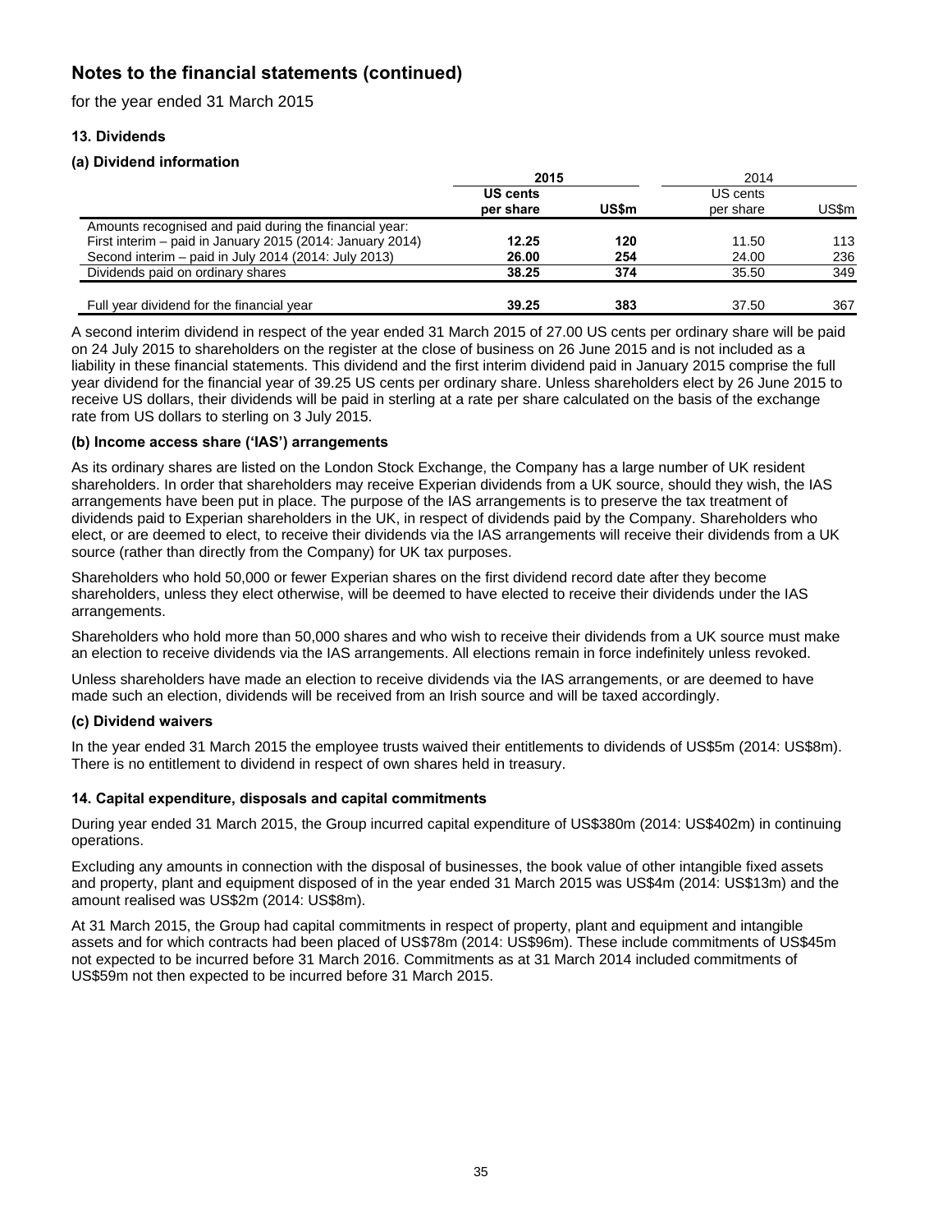# Notes to the financial statements (continued)

for the year ended 31 March 2015

### 13. Dividends

#### (a) Dividend information

| | 2015 | | 2014 | |
|---|---|---|---|---|
| | **US cents per share** | **US\$m** | US cents per share | US\$m |
| Amounts recognised and paid during the financial year: | | | | |
| First interim – paid in January 2015 (2014: January 2014) | **12.25** | **120** | 11.50 | 113 |
| Second interim – paid in July 2014 (2014: July 2013) | **26.00** | **254** | 24.00 | 236 |
| Dividends paid on ordinary shares | **38.25** | **374** | 35.50 | 349 |
| Full year dividend for the financial year | **39.25** | **383** | 37.50 | 367 |

A second interim dividend in respect of the year ended 31 March 2015 of 27.00 US cents per ordinary share will be paid on 24 July 2015 to shareholders on the register at the close of business on 26 June 2015 and is not included as a liability in these financial statements. This dividend and the first interim dividend paid in January 2015 comprise the full year dividend for the financial year of 39.25 US cents per ordinary share. Unless shareholders elect by 26 June 2015 to receive US dollars, their dividends will be paid in sterling at a rate per share calculated on the basis of the exchange rate from US dollars to sterling on 3 July 2015.

#### (b) Income access share ('IAS') arrangements

As its ordinary shares are listed on the London Stock Exchange, the Company has a large number of UK resident shareholders. In order that shareholders may receive Experian dividends from a UK source, should they wish, the IAS arrangements have been put in place. The purpose of the IAS arrangements is to preserve the tax treatment of dividends paid to Experian shareholders in the UK, in respect of dividends paid by the Company. Shareholders who elect, or are deemed to elect, to receive their dividends via the IAS arrangements will receive their dividends from a UK source (rather than directly from the Company) for UK tax purposes.

Shareholders who hold 50,000 or fewer Experian shares on the first dividend record date after they become shareholders, unless they elect otherwise, will be deemed to have elected to receive their dividends under the IAS arrangements.

Shareholders who hold more than 50,000 shares and who wish to receive their dividends from a UK source must make an election to receive dividends via the IAS arrangements. All elections remain in force indefinitely unless revoked.

Unless shareholders have made an election to receive dividends via the IAS arrangements, or are deemed to have made such an election, dividends will be received from an Irish source and will be taxed accordingly.

#### (c) Dividend waivers

In the year ended 31 March 2015 the employee trusts waived their entitlements to dividends of US\$5m (2014: US\$8m). There is no entitlement to dividend in respect of own shares held in treasury.

### 14. Capital expenditure, disposals and capital commitments

During year ended 31 March 2015, the Group incurred capital expenditure of US\$380m (2014: US\$402m) in continuing operations.

Excluding any amounts in connection with the disposal of businesses, the book value of other intangible fixed assets and property, plant and equipment disposed of in the year ended 31 March 2015 was US\$4m (2014: US\$13m) and the amount realised was US\$2m (2014: US\$8m).

At 31 March 2015, the Group had capital commitments in respect of property, plant and equipment and intangible assets and for which contracts had been placed of US\$78m (2014: US\$96m). These include commitments of US\$45m not expected to be incurred before 31 March 2016. Commitments as at 31 March 2014 included commitments of US\$59m not then expected to be incurred before 31 March 2015.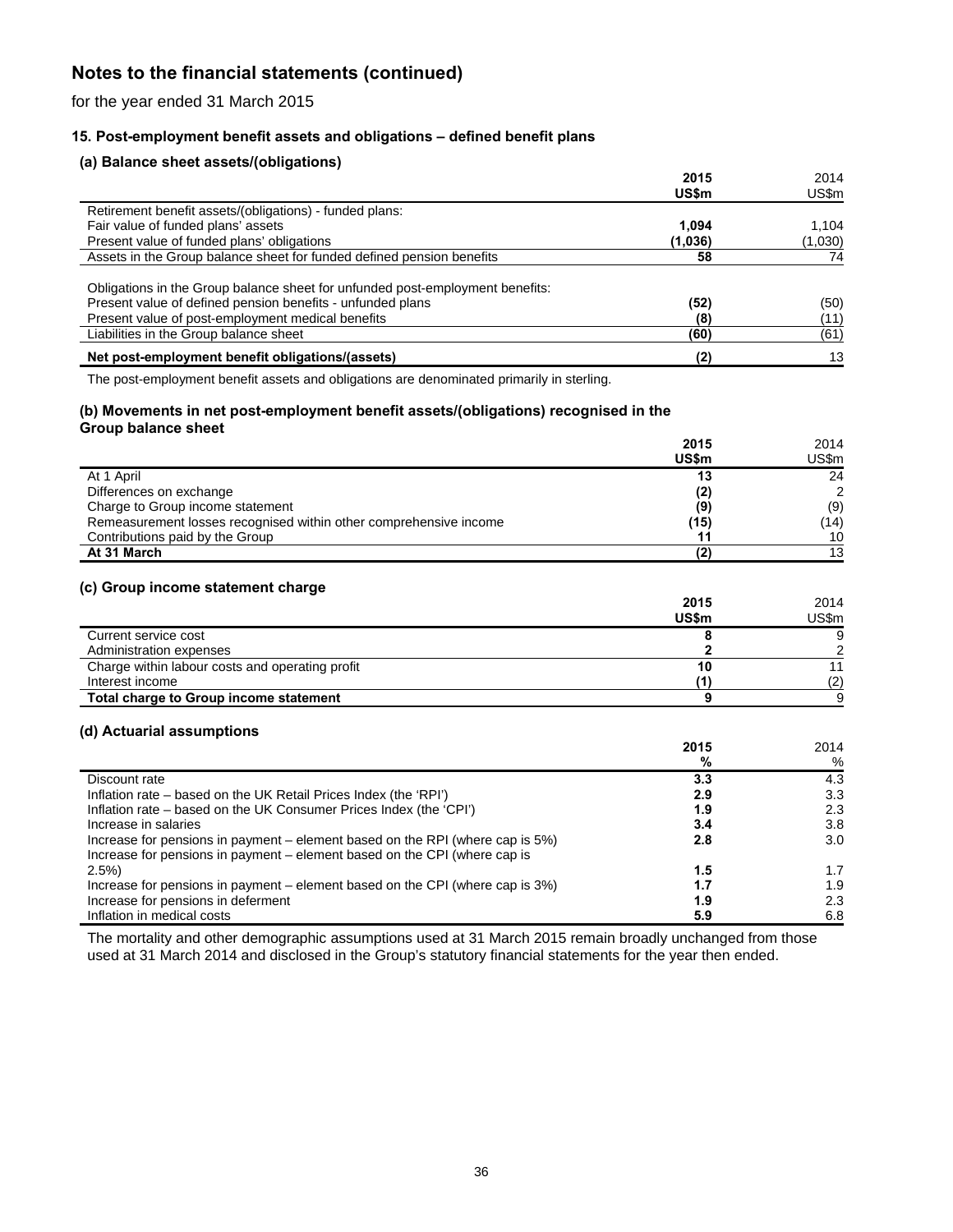# Notes to the financial statements (continued)

for the year ended 31 March 2015

### 15. Post-employment benefit assets and obligations – defined benefit plans

#### (a) Balance sheet assets/(obligations)

| | 2015 US$m | 2014 US$m |
|---|---|---|
| Retirement benefit assets/(obligations) - funded plans: | | |
| Fair value of funded plans' assets | **1,094** | 1,104 |
| Present value of funded plans' obligations | **(1,036)** | (1,030) |
| Assets in the Group balance sheet for funded defined pension benefits | **58** | 74 |
| | | |
| Obligations in the Group balance sheet for unfunded post-employment benefits: | | |
| Present value of defined pension benefits - unfunded plans | **(52)** | (50) |
| Present value of post-employment medical benefits | **(8)** | (11) |
| Liabilities in the Group balance sheet | **(60)** | (61) |
| **Net post-employment benefit obligations/(assets)** | **(2)** | 13 |

The post-employment benefit assets and obligations are denominated primarily in sterling.

#### (b) Movements in net post-employment benefit assets/(obligations) recognised in the Group balance sheet

| | 2015 US$m | 2014 US$m |
|---|---|---|
| At 1 April | **13** | 24 |
| Differences on exchange | **(2)** | 2 |
| Charge to Group income statement | **(9)** | (9) |
| Remeasurement losses recognised within other comprehensive income | **(15)** | (14) |
| Contributions paid by the Group | **11** | 10 |
| **At 31 March** | **(2)** | 13 |

#### (c) Group income statement charge

| | 2015 US$m | 2014 US$m |
|---|---|---|
| Current service cost | **8** | 9 |
| Administration expenses | **2** | 2 |
| Charge within labour costs and operating profit | **10** | 11 |
| Interest income | **(1)** | (2) |
| **Total charge to Group income statement** | **9** | 9 |

#### (d) Actuarial assumptions

| | 2015 % | 2014 % |
|---|---|---|
| Discount rate | **3.3** | 4.3 |
| Inflation rate – based on the UK Retail Prices Index (the 'RPI') | **2.9** | 3.3 |
| Inflation rate – based on the UK Consumer Prices Index (the 'CPI') | **1.9** | 2.3 |
| Increase in salaries | **3.4** | 3.8 |
| Increase for pensions in payment – element based on the RPI (where cap is 5%) | **2.8** | 3.0 |
| Increase for pensions in payment – element based on the CPI (where cap is 2.5%) | **1.5** | 1.7 |
| Increase for pensions in payment – element based on the CPI (where cap is 3%) | **1.7** | 1.9 |
| Increase for pensions in deferment | **1.9** | 2.3 |
| Inflation in medical costs | **5.9** | 6.8 |

The mortality and other demographic assumptions used at 31 March 2015 remain broadly unchanged from those used at 31 March 2014 and disclosed in the Group's statutory financial statements for the year then ended.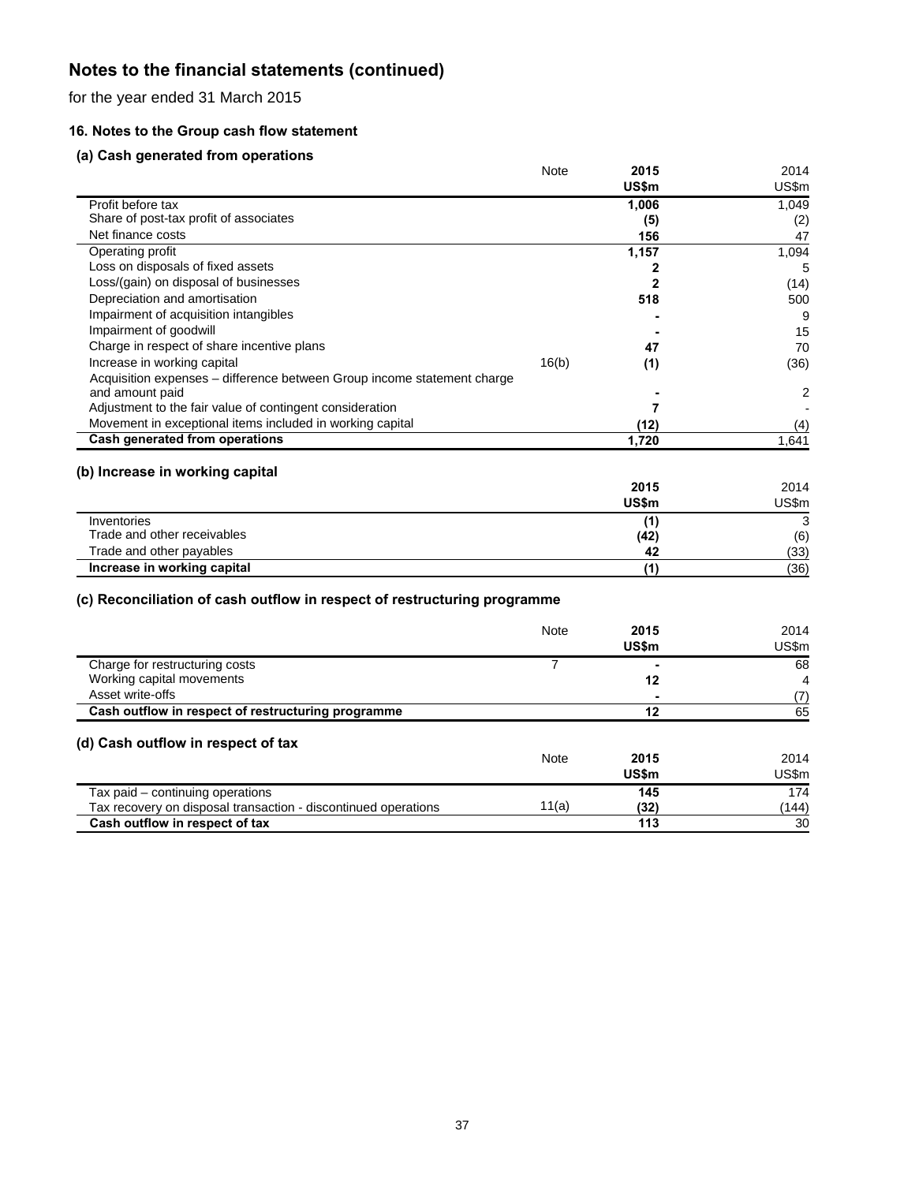# Notes to the financial statements (continued)

for the year ended 31 March 2015

### 16. Notes to the Group cash flow statement

#### (a) Cash generated from operations

| | Note | 2015 US$m | 2014 US$m |
|---|---|---|---|
| Profit before tax | | **1,006** | 1,049 |
| Share of post-tax profit of associates | | **(5)** | (2) |
| Net finance costs | | **156** | 47 |
| Operating profit | | **1,157** | 1,094 |
| Loss on disposals of fixed assets | | **2** | 5 |
| Loss/(gain) on disposal of businesses | | **2** | (14) |
| Depreciation and amortisation | | **518** | 500 |
| Impairment of acquisition intangibles | | **-** | 9 |
| Impairment of goodwill | | **-** | 15 |
| Charge in respect of share incentive plans | | **47** | 70 |
| Increase in working capital | 16(b) | **(1)** | (36) |
| Acquisition expenses – difference between Group income statement charge and amount paid | | **-** | 2 |
| Adjustment to the fair value of contingent consideration | | **7** | - |
| Movement in exceptional items included in working capital | | **(12)** | (4) |
| **Cash generated from operations** | | **1,720** | 1,641 |

#### (b) Increase in working capital

| | 2015 US$m | 2014 US$m |
|---|---|---|
| Inventories | **(1)** | 3 |
| Trade and other receivables | **(42)** | (6) |
| Trade and other payables | **42** | (33) |
| **Increase in working capital** | **(1)** | (36) |

#### (c) Reconciliation of cash outflow in respect of restructuring programme

| | Note | 2015 US$m | 2014 US$m |
|---|---|---|---|
| Charge for restructuring costs | 7 | **-** | 68 |
| Working capital movements | | **12** | 4 |
| Asset write-offs | | **-** | (7) |
| **Cash outflow in respect of restructuring programme** | | **12** | 65 |

#### (d) Cash outflow in respect of tax

| | Note | 2015 US$m | 2014 US$m |
|---|---|---|---|
| Tax paid – continuing operations | | **145** | 174 |
| Tax recovery on disposal transaction - discontinued operations | 11(a) | **(32)** | (144) |
| **Cash outflow in respect of tax** | | **113** | 30 |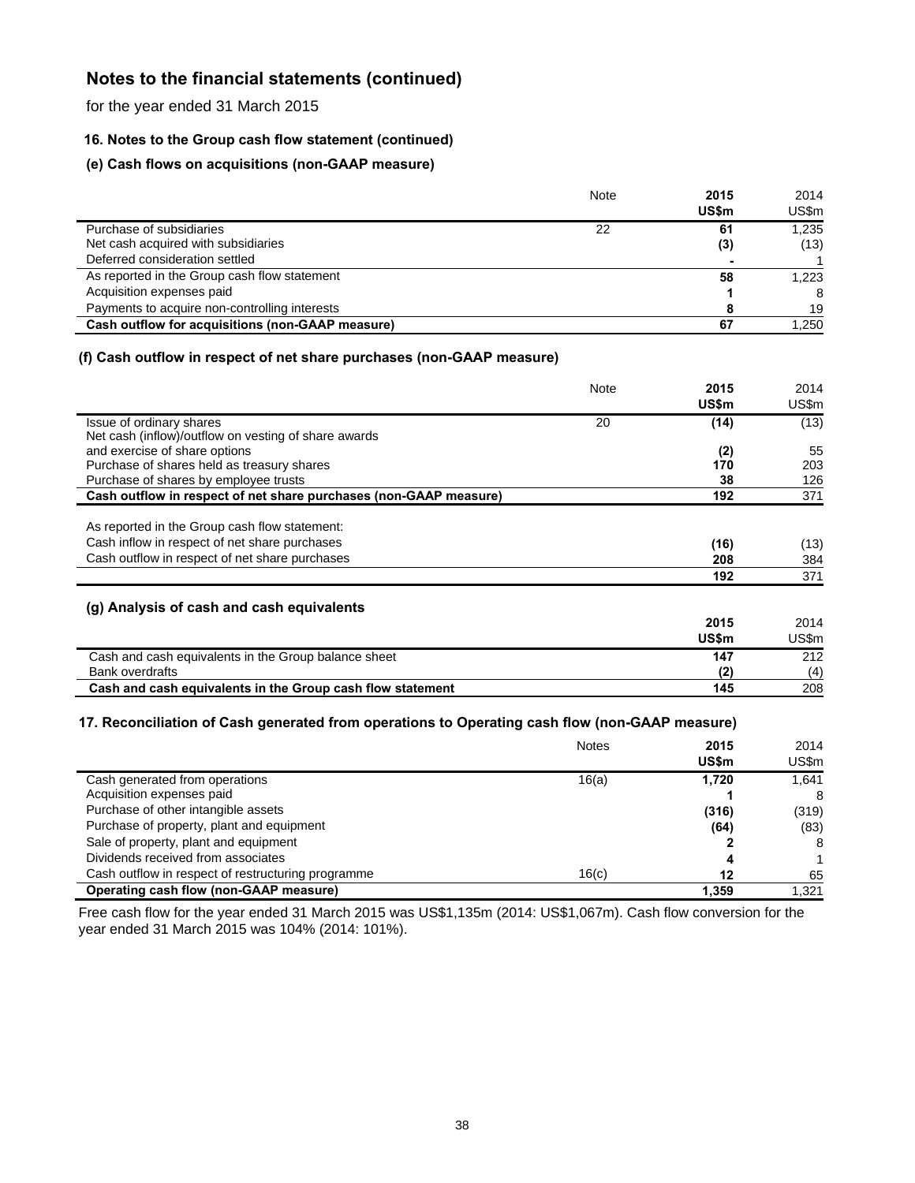# Notes to the financial statements (continued)

for the year ended 31 March 2015

### 16. Notes to the Group cash flow statement (continued)

#### (e) Cash flows on acquisitions (non-GAAP measure)

| | Note | 2015 US$m | 2014 US$m |
|---|---|---|---|
| Purchase of subsidiaries | 22 | **61** | 1,235 |
| Net cash acquired with subsidiaries | | **(3)** | (13) |
| Deferred consideration settled | | **-** | 1 |
| As reported in the Group cash flow statement | | **58** | 1,223 |
| Acquisition expenses paid | | **1** | 8 |
| Payments to acquire non-controlling interests | | **8** | 19 |
| **Cash outflow for acquisitions (non-GAAP measure)** | | **67** | 1,250 |

#### (f) Cash outflow in respect of net share purchases (non-GAAP measure)

| | Note | 2015 US$m | 2014 US$m |
|---|---|---|---|
| Issue of ordinary shares | 20 | **(14)** | (13) |
| Net cash (inflow)/outflow on vesting of share awards and exercise of share options | | **(2)** | 55 |
| Purchase of shares held as treasury shares | | **170** | 203 |
| Purchase of shares by employee trusts | | **38** | 126 |
| **Cash outflow in respect of net share purchases (non-GAAP measure)** | | **192** | 371 |
| | | | |
| As reported in the Group cash flow statement: | | | |
| Cash inflow in respect of net share purchases | | **(16)** | (13) |
| Cash outflow in respect of net share purchases | | **208** | 384 |
| | | **192** | 371 |

#### (g) Analysis of cash and cash equivalents

| | 2015 US$m | 2014 US$m |
|---|---|---|
| Cash and cash equivalents in the Group balance sheet | **147** | 212 |
| Bank overdrafts | **(2)** | (4) |
| **Cash and cash equivalents in the Group cash flow statement** | **145** | 208 |

### 17. Reconciliation of Cash generated from operations to Operating cash flow (non-GAAP measure)

| | Notes | 2015 US$m | 2014 US$m |
|---|---|---|---|
| Cash generated from operations | 16(a) | **1,720** | 1,641 |
| Acquisition expenses paid | | **1** | 8 |
| Purchase of other intangible assets | | **(316)** | (319) |
| Purchase of property, plant and equipment | | **(64)** | (83) |
| Sale of property, plant and equipment | | **2** | 8 |
| Dividends received from associates | | **4** | 1 |
| Cash outflow in respect of restructuring programme | 16(c) | **12** | 65 |
| **Operating cash flow (non-GAAP measure)** | | **1,359** | 1,321 |

Free cash flow for the year ended 31 March 2015 was US$1,135m (2014: US$1,067m). Cash flow conversion for the year ended 31 March 2015 was 104% (2014: 101%).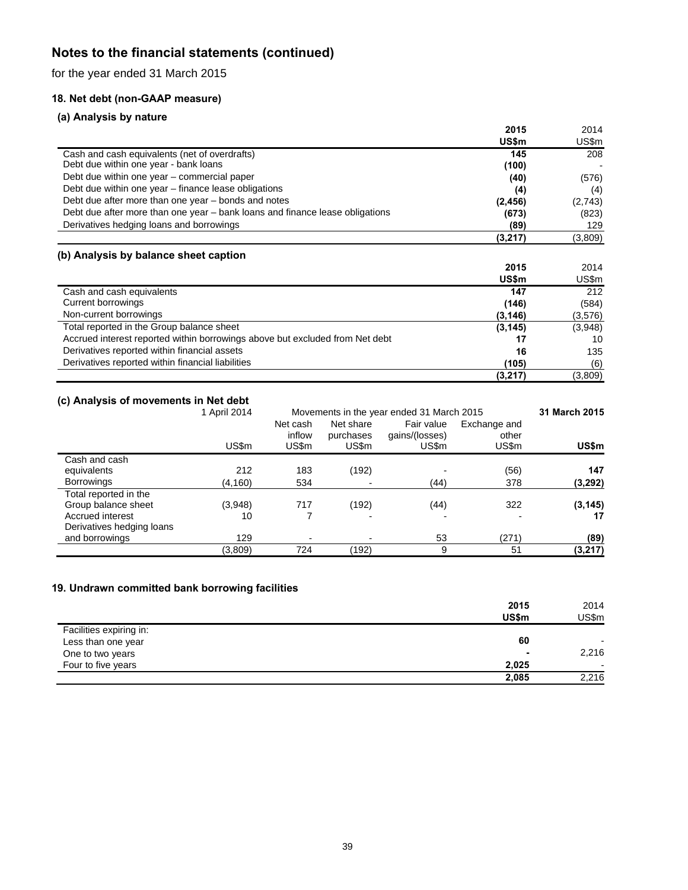# Notes to the financial statements (continued)

for the year ended 31 March 2015

### 18. Net debt (non-GAAP measure)

#### (a) Analysis by nature

| | 2015 | 2014 |
|---|---|---|
| | US$m | US$m |
| Cash and cash equivalents (net of overdrafts) | 145 | 208 |
| Debt due within one year - bank loans | (100) | - |
| Debt due within one year – commercial paper | (40) | (576) |
| Debt due within one year – finance lease obligations | (4) | (4) |
| Debt due after more than one year – bonds and notes | (2,456) | (2,743) |
| Debt due after more than one year – bank loans and finance lease obligations | (673) | (823) |
| Derivatives hedging loans and borrowings | (89) | 129 |
| | (3,217) | (3,809) |

#### (b) Analysis by balance sheet caption

| | 2015 | 2014 |
|---|---|---|
| | US$m | US$m |
| Cash and cash equivalents | 147 | 212 |
| Current borrowings | (146) | (584) |
| Non-current borrowings | (3,146) | (3,576) |
| Total reported in the Group balance sheet | (3,145) | (3,948) |
| Accrued interest reported within borrowings above but excluded from Net debt | 17 | 10 |
| Derivatives reported within financial assets | 16 | 135 |
| Derivatives reported within financial liabilities | (105) | (6) |
| | (3,217) | (3,809) |

#### (c) Analysis of movements in Net debt

| | 1 April 2014 | Movements in the year ended 31 March 2015 | | | | 31 March 2015 |
|---|---|---|---|---|---|---|
| | | Net cash inflow | Net share purchases | Fair value gains/(losses) | Exchange and other | |
| | US$m | US$m | US$m | US$m | US$m | US$m |
| Cash and cash equivalents | 212 | 183 | (192) | - | (56) | 147 |
| Borrowings | (4,160) | 534 | - | (44) | 378 | (3,292) |
| Total reported in the Group balance sheet | (3,948) | 717 | (192) | (44) | 322 | (3,145) |
| Accrued interest | 10 | 7 | - | - | - | 17 |
| Derivatives hedging loans and borrowings | 129 | - | - | 53 | (271) | (89) |
| | (3,809) | 724 | (192) | 9 | 51 | (3,217) |

### 19. Undrawn committed bank borrowing facilities

| | 2015 | 2014 |
|---|---|---|
| | US$m | US$m |
| Facilities expiring in: | | |
| Less than one year | 60 | - |
| One to two years | - | 2,216 |
| Four to five years | 2,025 | - |
| | 2,085 | 2,216 |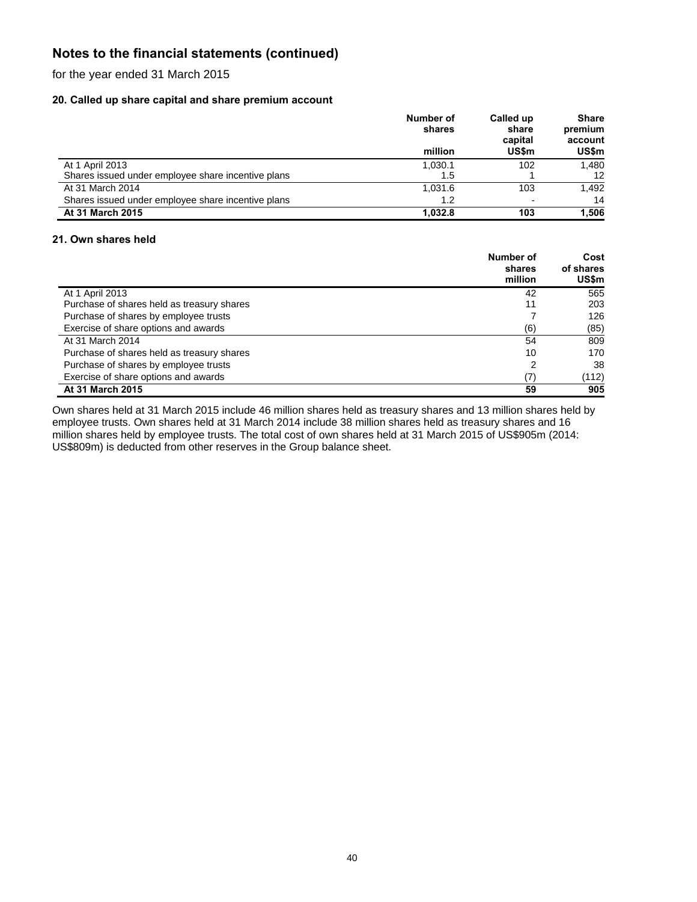# Notes to the financial statements (continued)

for the year ended 31 March 2015

### 20. Called up share capital and share premium account

| | Number of shares million | Called up share capital US$m | Share premium account US$m |
|---|---|---|---|
| At 1 April 2013 | 1,030.1 | 102 | 1,480 |
| Shares issued under employee share incentive plans | 1.5 | 1 | 12 |
| At 31 March 2014 | 1,031.6 | 103 | 1,492 |
| Shares issued under employee share incentive plans | 1.2 | - | 14 |
| **At 31 March 2015** | **1,032.8** | **103** | **1,506** |

### 21. Own shares held

| | Number of shares million | Cost of shares US$m |
|---|---|---|
| At 1 April 2013 | 42 | 565 |
| Purchase of shares held as treasury shares | 11 | 203 |
| Purchase of shares by employee trusts | 7 | 126 |
| Exercise of share options and awards | (6) | (85) |
| At 31 March 2014 | 54 | 809 |
| Purchase of shares held as treasury shares | 10 | 170 |
| Purchase of shares by employee trusts | 2 | 38 |
| Exercise of share options and awards | (7) | (112) |
| **At 31 March 2015** | **59** | **905** |

Own shares held at 31 March 2015 include 46 million shares held as treasury shares and 13 million shares held by employee trusts. Own shares held at 31 March 2014 include 38 million shares held as treasury shares and 16 million shares held by employee trusts. The total cost of own shares held at 31 March 2015 of US$905m (2014: US$809m) is deducted from other reserves in the Group balance sheet.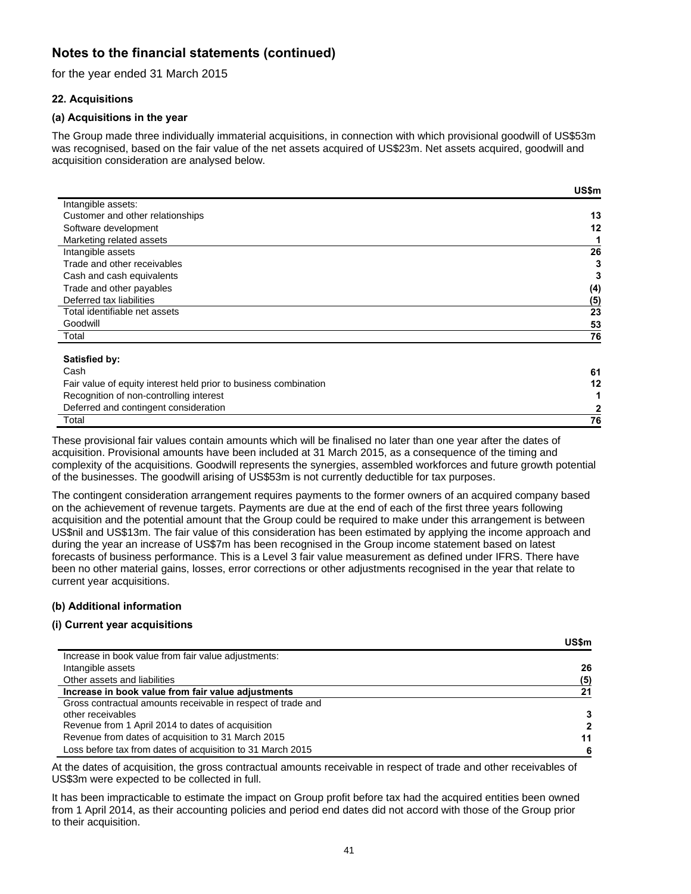# Notes to the financial statements (continued)

for the year ended 31 March 2015

### 22. Acquisitions

#### (a) Acquisitions in the year

The Group made three individually immaterial acquisitions, in connection with which provisional goodwill of US$53m was recognised, based on the fair value of the net assets acquired of US$23m. Net assets acquired, goodwill and acquisition consideration are analysed below.

| | US$m |
|---|---|
| Intangible assets: | |
| Customer and other relationships | 13 |
| Software development | 12 |
| Marketing related assets | 1 |
| Intangible assets | 26 |
| Trade and other receivables | 3 |
| Cash and cash equivalents | 3 |
| Trade and other payables | (4) |
| Deferred tax liabilities | (5) |
| Total identifiable net assets | 23 |
| Goodwill | 53 |
| Total | 76 |
| | |
| **Satisfied by:** | |
| Cash | 61 |
| Fair value of equity interest held prior to business combination | 12 |
| Recognition of non-controlling interest | 1 |
| Deferred and contingent consideration | 2 |
| Total | 76 |

These provisional fair values contain amounts which will be finalised no later than one year after the dates of acquisition. Provisional amounts have been included at 31 March 2015, as a consequence of the timing and complexity of the acquisitions. Goodwill represents the synergies, assembled workforces and future growth potential of the businesses. The goodwill arising of US$53m is not currently deductible for tax purposes.

The contingent consideration arrangement requires payments to the former owners of an acquired company based on the achievement of revenue targets. Payments are due at the end of each of the first three years following acquisition and the potential amount that the Group could be required to make under this arrangement is between US$nil and US$13m. The fair value of this consideration has been estimated by applying the income approach and during the year an increase of US$7m has been recognised in the Group income statement based on latest forecasts of business performance. This is a Level 3 fair value measurement as defined under IFRS. There have been no other material gains, losses, error corrections or other adjustments recognised in the year that relate to current year acquisitions.

#### (b) Additional information

#### (i) Current year acquisitions

| | US$m |
|---|---|
| Increase in book value from fair value adjustments: | |
| Intangible assets | 26 |
| Other assets and liabilities | (5) |
| **Increase in book value from fair value adjustments** | **21** |
| Gross contractual amounts receivable in respect of trade and other receivables | 3 |
| Revenue from 1 April 2014 to dates of acquisition | 2 |
| Revenue from dates of acquisition to 31 March 2015 | 11 |
| Loss before tax from dates of acquisition to 31 March 2015 | 6 |

At the dates of acquisition, the gross contractual amounts receivable in respect of trade and other receivables of US$3m were expected to be collected in full.

It has been impracticable to estimate the impact on Group profit before tax had the acquired entities been owned from 1 April 2014, as their accounting policies and period end dates did not accord with those of the Group prior to their acquisition.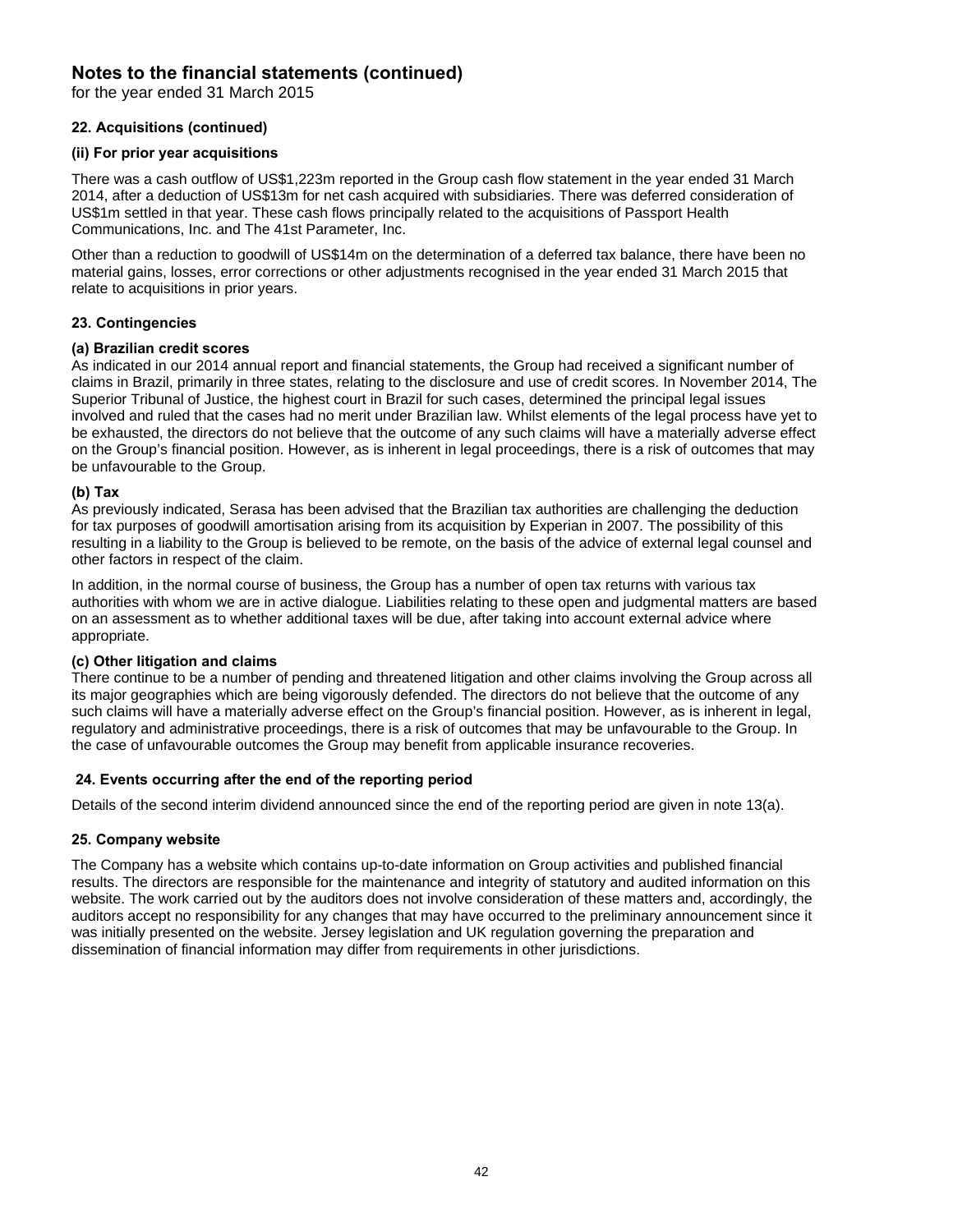# Notes to the financial statements (continued)

for the year ended 31 March 2015

### 22. Acquisitions (continued)

#### (ii) For prior year acquisitions

There was a cash outflow of US$1,223m reported in the Group cash flow statement in the year ended 31 March 2014, after a deduction of US$13m for net cash acquired with subsidiaries. There was deferred consideration of US$1m settled in that year. These cash flows principally related to the acquisitions of Passport Health Communications, Inc. and The 41st Parameter, Inc.

Other than a reduction to goodwill of US$14m on the determination of a deferred tax balance, there have been no material gains, losses, error corrections or other adjustments recognised in the year ended 31 March 2015 that relate to acquisitions in prior years.

### 23. Contingencies

#### (a) Brazilian credit scores

As indicated in our 2014 annual report and financial statements, the Group had received a significant number of claims in Brazil, primarily in three states, relating to the disclosure and use of credit scores. In November 2014, The Superior Tribunal of Justice, the highest court in Brazil for such cases, determined the principal legal issues involved and ruled that the cases had no merit under Brazilian law. Whilst elements of the legal process have yet to be exhausted, the directors do not believe that the outcome of any such claims will have a materially adverse effect on the Group's financial position. However, as is inherent in legal proceedings, there is a risk of outcomes that may be unfavourable to the Group.

#### (b) Tax

As previously indicated, Serasa has been advised that the Brazilian tax authorities are challenging the deduction for tax purposes of goodwill amortisation arising from its acquisition by Experian in 2007. The possibility of this resulting in a liability to the Group is believed to be remote, on the basis of the advice of external legal counsel and other factors in respect of the claim.

In addition, in the normal course of business, the Group has a number of open tax returns with various tax authorities with whom we are in active dialogue. Liabilities relating to these open and judgmental matters are based on an assessment as to whether additional taxes will be due, after taking into account external advice where appropriate.

#### (c) Other litigation and claims

There continue to be a number of pending and threatened litigation and other claims involving the Group across all its major geographies which are being vigorously defended. The directors do not believe that the outcome of any such claims will have a materially adverse effect on the Group's financial position. However, as is inherent in legal, regulatory and administrative proceedings, there is a risk of outcomes that may be unfavourable to the Group. In the case of unfavourable outcomes the Group may benefit from applicable insurance recoveries.

### 24. Events occurring after the end of the reporting period

Details of the second interim dividend announced since the end of the reporting period are given in note 13(a).

### 25. Company website

The Company has a website which contains up-to-date information on Group activities and published financial results. The directors are responsible for the maintenance and integrity of statutory and audited information on this website. The work carried out by the auditors does not involve consideration of these matters and, accordingly, the auditors accept no responsibility for any changes that may have occurred to the preliminary announcement since it was initially presented on the website. Jersey legislation and UK regulation governing the preparation and dissemination of financial information may differ from requirements in other jurisdictions.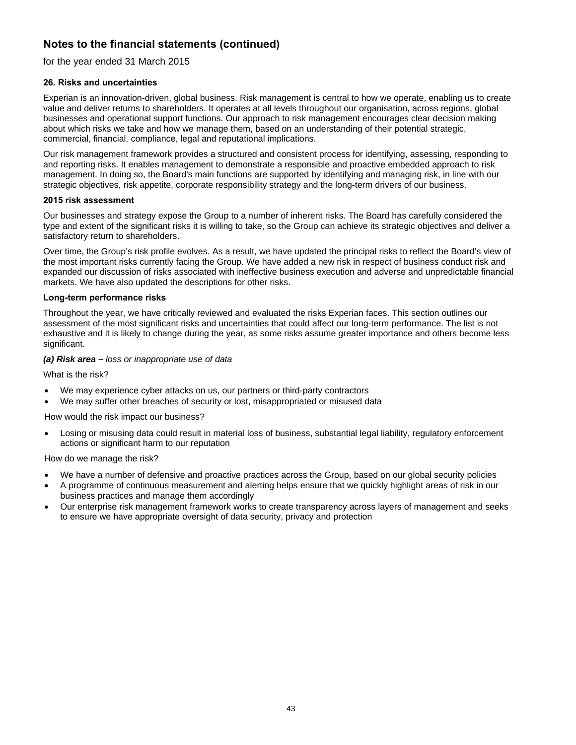# Notes to the financial statements (continued)

for the year ended 31 March 2015

### 26. Risks and uncertainties

Experian is an innovation-driven, global business. Risk management is central to how we operate, enabling us to create value and deliver returns to shareholders. It operates at all levels throughout our organisation, across regions, global businesses and operational support functions. Our approach to risk management encourages clear decision making about which risks we take and how we manage them, based on an understanding of their potential strategic, commercial, financial, compliance, legal and reputational implications.

Our risk management framework provides a structured and consistent process for identifying, assessing, responding to and reporting risks. It enables management to demonstrate a responsible and proactive embedded approach to risk management. In doing so, the Board's main functions are supported by identifying and managing risk, in line with our strategic objectives, risk appetite, corporate responsibility strategy and the long-term drivers of our business.

**2015 risk assessment**

Our businesses and strategy expose the Group to a number of inherent risks. The Board has carefully considered the type and extent of the significant risks it is willing to take, so the Group can achieve its strategic objectives and deliver a satisfactory return to shareholders.

Over time, the Group's risk profile evolves. As a result, we have updated the principal risks to reflect the Board's view of the most important risks currently facing the Group. We have added a new risk in respect of business conduct risk and expanded our discussion of risks associated with ineffective business execution and adverse and unpredictable financial markets. We have also updated the descriptions for other risks.

**Long-term performance risks**

Throughout the year, we have critically reviewed and evaluated the risks Experian faces. This section outlines our assessment of the most significant risks and uncertainties that could affect our long-term performance. The list is not exhaustive and it is likely to change during the year, as some risks assume greater importance and others become less significant.

***(a) Risk area –*** *loss or inappropriate use of data*

What is the risk?

- We may experience cyber attacks on us, our partners or third-party contractors
- We may suffer other breaches of security or lost, misappropriated or misused data

How would the risk impact our business?

- Losing or misusing data could result in material loss of business, substantial legal liability, regulatory enforcement actions or significant harm to our reputation

How do we manage the risk?

- We have a number of defensive and proactive practices across the Group, based on our global security policies
- A programme of continuous measurement and alerting helps ensure that we quickly highlight areas of risk in our business practices and manage them accordingly
- Our enterprise risk management framework works to create transparency across layers of management and seeks to ensure we have appropriate oversight of data security, privacy and protection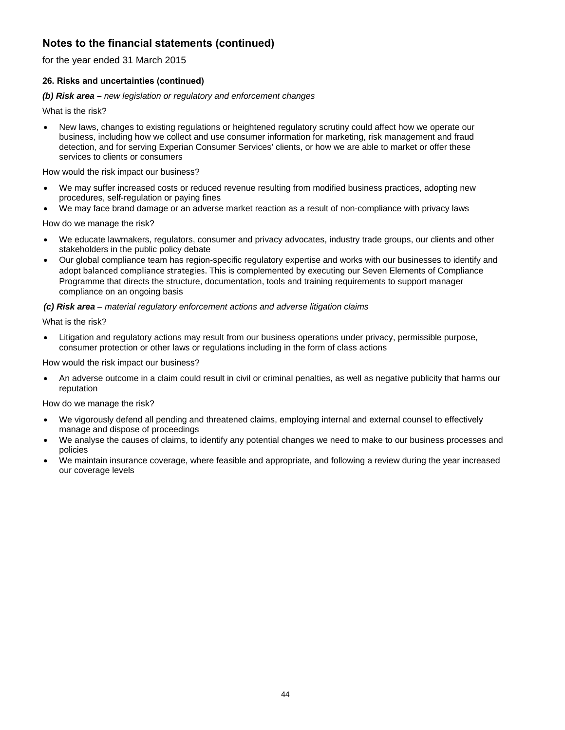## Notes to the financial statements (continued)

for the year ended 31 March 2015

### 26. Risks and uncertainties (continued)

***(b) Risk area –*** *new legislation or regulatory and enforcement changes*

What is the risk?

- New laws, changes to existing regulations or heightened regulatory scrutiny could affect how we operate our business, including how we collect and use consumer information for marketing, risk management and fraud detection, and for serving Experian Consumer Services' clients, or how we are able to market or offer these services to clients or consumers

How would the risk impact our business?

- We may suffer increased costs or reduced revenue resulting from modified business practices, adopting new procedures, self-regulation or paying fines
- We may face brand damage or an adverse market reaction as a result of non-compliance with privacy laws

How do we manage the risk?

- We educate lawmakers, regulators, consumer and privacy advocates, industry trade groups, our clients and other stakeholders in the public policy debate
- Our global compliance team has region-specific regulatory expertise and works with our businesses to identify and adopt balanced compliance strategies. This is complemented by executing our Seven Elements of Compliance Programme that directs the structure, documentation, tools and training requirements to support manager compliance on an ongoing basis

***(c) Risk area*** *– material regulatory enforcement actions and adverse litigation claims*

What is the risk?

- Litigation and regulatory actions may result from our business operations under privacy, permissible purpose, consumer protection or other laws or regulations including in the form of class actions

How would the risk impact our business?

- An adverse outcome in a claim could result in civil or criminal penalties, as well as negative publicity that harms our reputation

How do we manage the risk?

- We vigorously defend all pending and threatened claims, employing internal and external counsel to effectively manage and dispose of proceedings
- We analyse the causes of claims, to identify any potential changes we need to make to our business processes and policies
- We maintain insurance coverage, where feasible and appropriate, and following a review during the year increased our coverage levels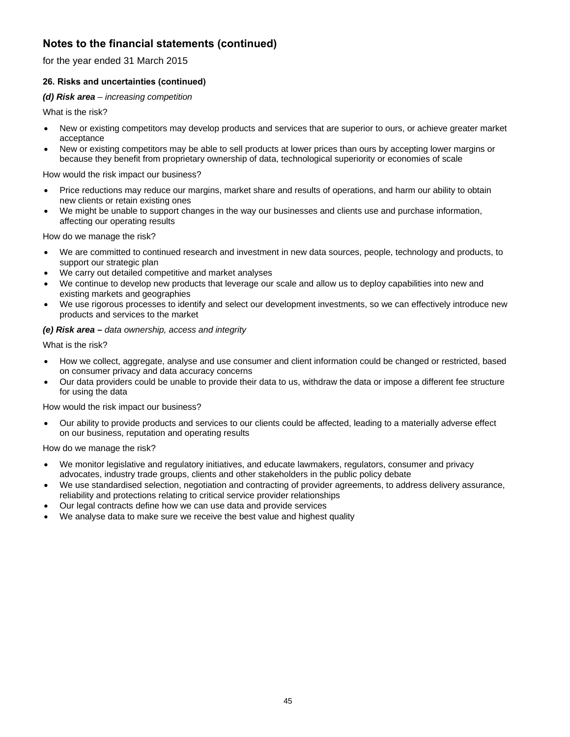## Notes to the financial statements (continued)

for the year ended 31 March 2015

### 26. Risks and uncertainties (continued)

***(d) Risk area** – increasing competition*

What is the risk?

- New or existing competitors may develop products and services that are superior to ours, or achieve greater market acceptance
- New or existing competitors may be able to sell products at lower prices than ours by accepting lower margins or because they benefit from proprietary ownership of data, technological superiority or economies of scale

How would the risk impact our business?

- Price reductions may reduce our margins, market share and results of operations, and harm our ability to obtain new clients or retain existing ones
- We might be unable to support changes in the way our businesses and clients use and purchase information, affecting our operating results

How do we manage the risk?

- We are committed to continued research and investment in new data sources, people, technology and products, to support our strategic plan
- We carry out detailed competitive and market analyses
- We continue to develop new products that leverage our scale and allow us to deploy capabilities into new and existing markets and geographies
- We use rigorous processes to identify and select our development investments, so we can effectively introduce new products and services to the market

***(e) Risk area –** data ownership, access and integrity*

What is the risk?

- How we collect, aggregate, analyse and use consumer and client information could be changed or restricted, based on consumer privacy and data accuracy concerns
- Our data providers could be unable to provide their data to us, withdraw the data or impose a different fee structure for using the data

How would the risk impact our business?

- Our ability to provide products and services to our clients could be affected, leading to a materially adverse effect on our business, reputation and operating results

How do we manage the risk?

- We monitor legislative and regulatory initiatives, and educate lawmakers, regulators, consumer and privacy advocates, industry trade groups, clients and other stakeholders in the public policy debate
- We use standardised selection, negotiation and contracting of provider agreements, to address delivery assurance, reliability and protections relating to critical service provider relationships
- Our legal contracts define how we can use data and provide services
- We analyse data to make sure we receive the best value and highest quality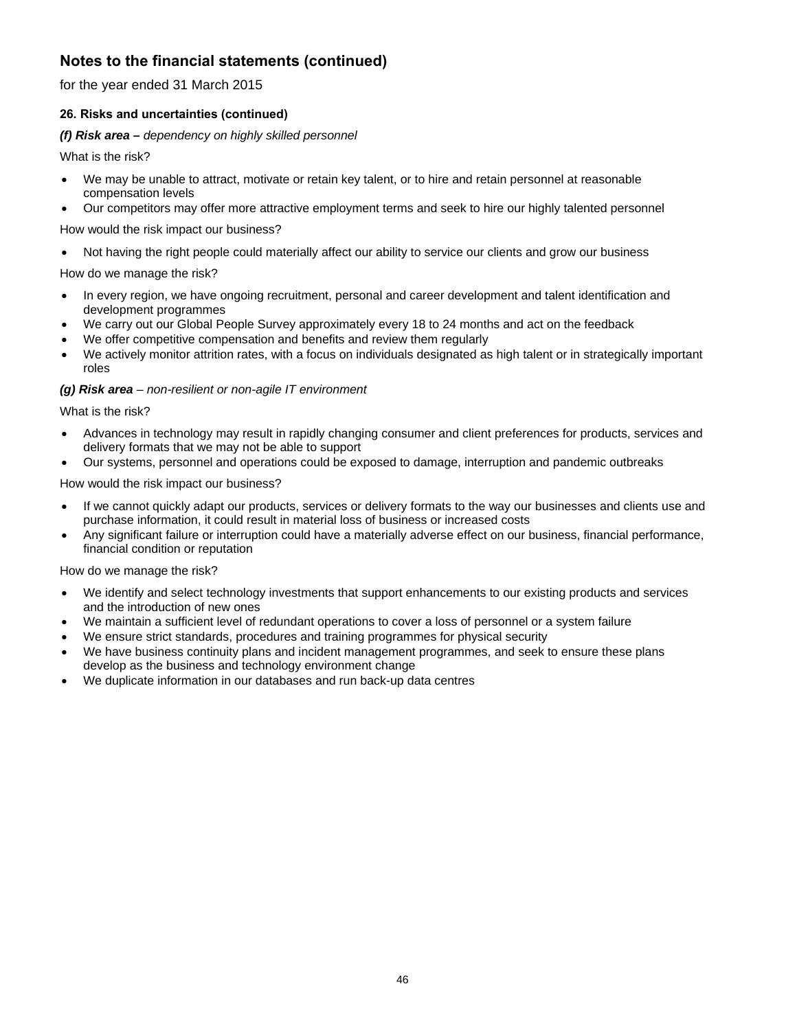# Notes to the financial statements (continued)

for the year ended 31 March 2015

### 26. Risks and uncertainties (continued)

***(f) Risk area –*** *dependency on highly skilled personnel*

What is the risk?

- We may be unable to attract, motivate or retain key talent, or to hire and retain personnel at reasonable compensation levels
- Our competitors may offer more attractive employment terms and seek to hire our highly talented personnel

How would the risk impact our business?

- Not having the right people could materially affect our ability to service our clients and grow our business

How do we manage the risk?

- In every region, we have ongoing recruitment, personal and career development and talent identification and development programmes
- We carry out our Global People Survey approximately every 18 to 24 months and act on the feedback
- We offer competitive compensation and benefits and review them regularly
- We actively monitor attrition rates, with a focus on individuals designated as high talent or in strategically important roles

***(g) Risk area*** *– non-resilient or non-agile IT environment*

What is the risk?

- Advances in technology may result in rapidly changing consumer and client preferences for products, services and delivery formats that we may not be able to support
- Our systems, personnel and operations could be exposed to damage, interruption and pandemic outbreaks

How would the risk impact our business?

- If we cannot quickly adapt our products, services or delivery formats to the way our businesses and clients use and purchase information, it could result in material loss of business or increased costs
- Any significant failure or interruption could have a materially adverse effect on our business, financial performance, financial condition or reputation

How do we manage the risk?

- We identify and select technology investments that support enhancements to our existing products and services and the introduction of new ones
- We maintain a sufficient level of redundant operations to cover a loss of personnel or a system failure
- We ensure strict standards, procedures and training programmes for physical security
- We have business continuity plans and incident management programmes, and seek to ensure these plans develop as the business and technology environment change
- We duplicate information in our databases and run back-up data centres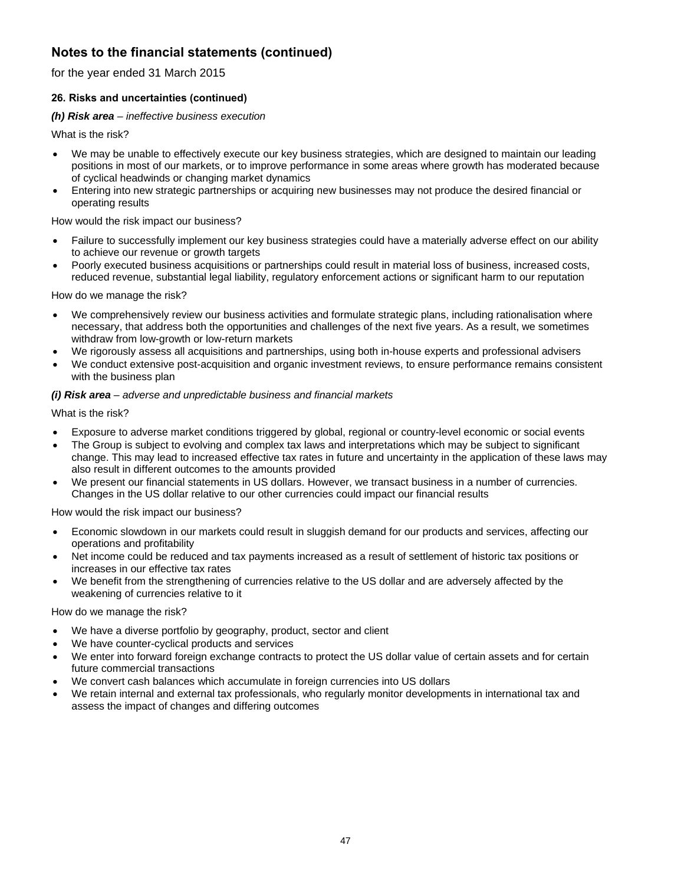## Notes to the financial statements (continued)

for the year ended 31 March 2015

### 26. Risks and uncertainties (continued)

***(h) Risk area** – ineffective business execution*

What is the risk?

- We may be unable to effectively execute our key business strategies, which are designed to maintain our leading positions in most of our markets, or to improve performance in some areas where growth has moderated because of cyclical headwinds or changing market dynamics
- Entering into new strategic partnerships or acquiring new businesses may not produce the desired financial or operating results

How would the risk impact our business?

- Failure to successfully implement our key business strategies could have a materially adverse effect on our ability to achieve our revenue or growth targets
- Poorly executed business acquisitions or partnerships could result in material loss of business, increased costs, reduced revenue, substantial legal liability, regulatory enforcement actions or significant harm to our reputation

How do we manage the risk?

- We comprehensively review our business activities and formulate strategic plans, including rationalisation where necessary, that address both the opportunities and challenges of the next five years. As a result, we sometimes withdraw from low-growth or low-return markets
- We rigorously assess all acquisitions and partnerships, using both in-house experts and professional advisers
- We conduct extensive post-acquisition and organic investment reviews, to ensure performance remains consistent with the business plan

***(i) Risk area** – adverse and unpredictable business and financial markets*

What is the risk?

- Exposure to adverse market conditions triggered by global, regional or country-level economic or social events
- The Group is subject to evolving and complex tax laws and interpretations which may be subject to significant change. This may lead to increased effective tax rates in future and uncertainty in the application of these laws may also result in different outcomes to the amounts provided
- We present our financial statements in US dollars. However, we transact business in a number of currencies. Changes in the US dollar relative to our other currencies could impact our financial results

How would the risk impact our business?

- Economic slowdown in our markets could result in sluggish demand for our products and services, affecting our operations and profitability
- Net income could be reduced and tax payments increased as a result of settlement of historic tax positions or increases in our effective tax rates
- We benefit from the strengthening of currencies relative to the US dollar and are adversely affected by the weakening of currencies relative to it

How do we manage the risk?

- We have a diverse portfolio by geography, product, sector and client
- We have counter-cyclical products and services
- We enter into forward foreign exchange contracts to protect the US dollar value of certain assets and for certain future commercial transactions
- We convert cash balances which accumulate in foreign currencies into US dollars
- We retain internal and external tax professionals, who regularly monitor developments in international tax and assess the impact of changes and differing outcomes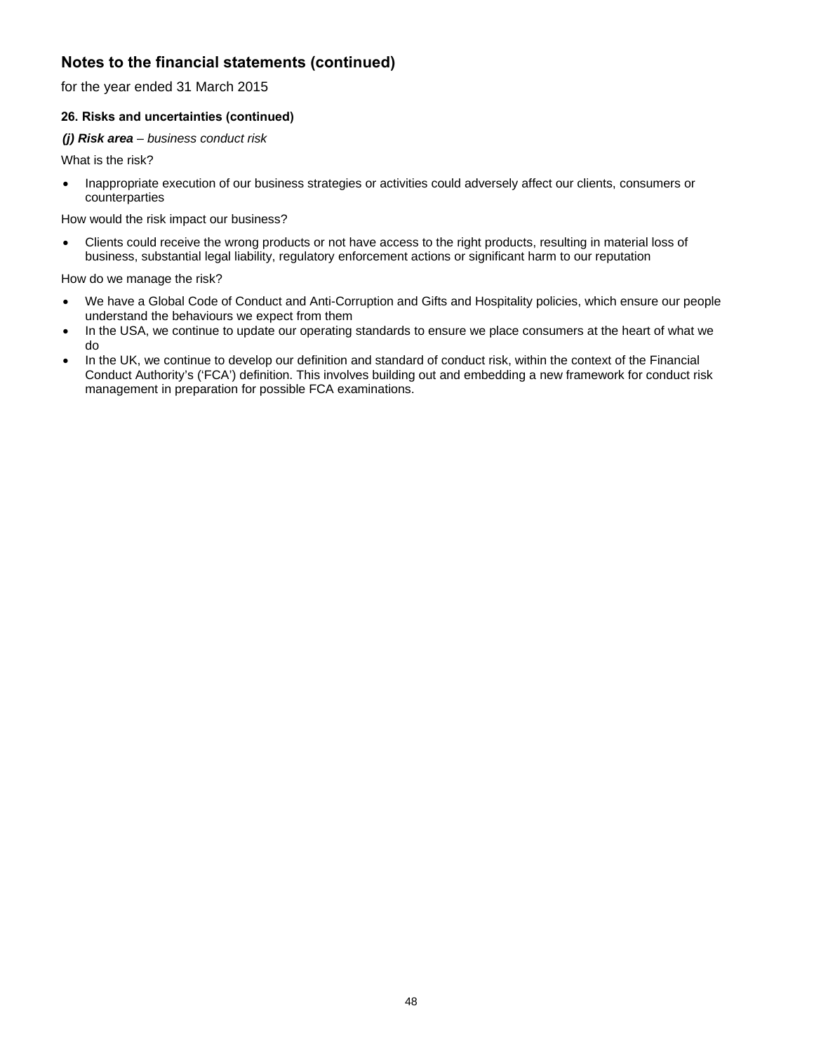## Notes to the financial statements (continued)

for the year ended 31 March 2015

### 26. Risks and uncertainties (continued)

***(j) Risk area*** *– business conduct risk*

What is the risk?

- Inappropriate execution of our business strategies or activities could adversely affect our clients, consumers or counterparties

How would the risk impact our business?

- Clients could receive the wrong products or not have access to the right products, resulting in material loss of business, substantial legal liability, regulatory enforcement actions or significant harm to our reputation

How do we manage the risk?

- We have a Global Code of Conduct and Anti-Corruption and Gifts and Hospitality policies, which ensure our people understand the behaviours we expect from them
- In the USA, we continue to update our operating standards to ensure we place consumers at the heart of what we do
- In the UK, we continue to develop our definition and standard of conduct risk, within the context of the Financial Conduct Authority's ('FCA') definition. This involves building out and embedding a new framework for conduct risk management in preparation for possible FCA examinations.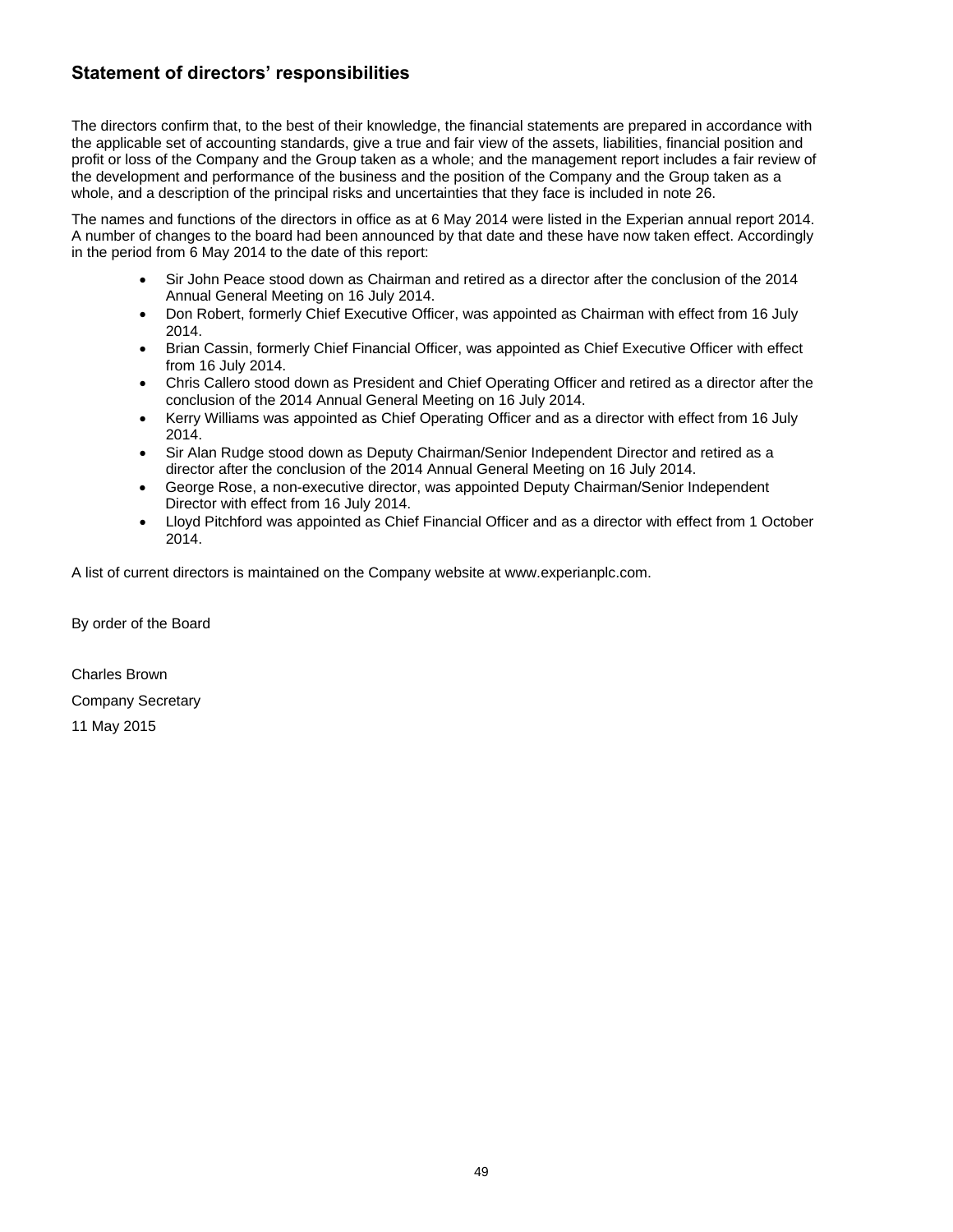## Statement of directors' responsibilities

The directors confirm that, to the best of their knowledge, the financial statements are prepared in accordance with the applicable set of accounting standards, give a true and fair view of the assets, liabilities, financial position and profit or loss of the Company and the Group taken as a whole; and the management report includes a fair review of the development and performance of the business and the position of the Company and the Group taken as a whole, and a description of the principal risks and uncertainties that they face is included in note 26.

The names and functions of the directors in office as at 6 May 2014 were listed in the Experian annual report 2014. A number of changes to the board had been announced by that date and these have now taken effect. Accordingly in the period from 6 May 2014 to the date of this report:

- Sir John Peace stood down as Chairman and retired as a director after the conclusion of the 2014 Annual General Meeting on 16 July 2014.
- Don Robert, formerly Chief Executive Officer, was appointed as Chairman with effect from 16 July 2014.
- Brian Cassin, formerly Chief Financial Officer, was appointed as Chief Executive Officer with effect from 16 July 2014.
- Chris Callero stood down as President and Chief Operating Officer and retired as a director after the conclusion of the 2014 Annual General Meeting on 16 July 2014.
- Kerry Williams was appointed as Chief Operating Officer and as a director with effect from 16 July 2014.
- Sir Alan Rudge stood down as Deputy Chairman/Senior Independent Director and retired as a director after the conclusion of the 2014 Annual General Meeting on 16 July 2014.
- George Rose, a non-executive director, was appointed Deputy Chairman/Senior Independent Director with effect from 16 July 2014.
- Lloyd Pitchford was appointed as Chief Financial Officer and as a director with effect from 1 October 2014.

A list of current directors is maintained on the Company website at www.experianplc.com.

By order of the Board

Charles Brown

Company Secretary

11 May 2015